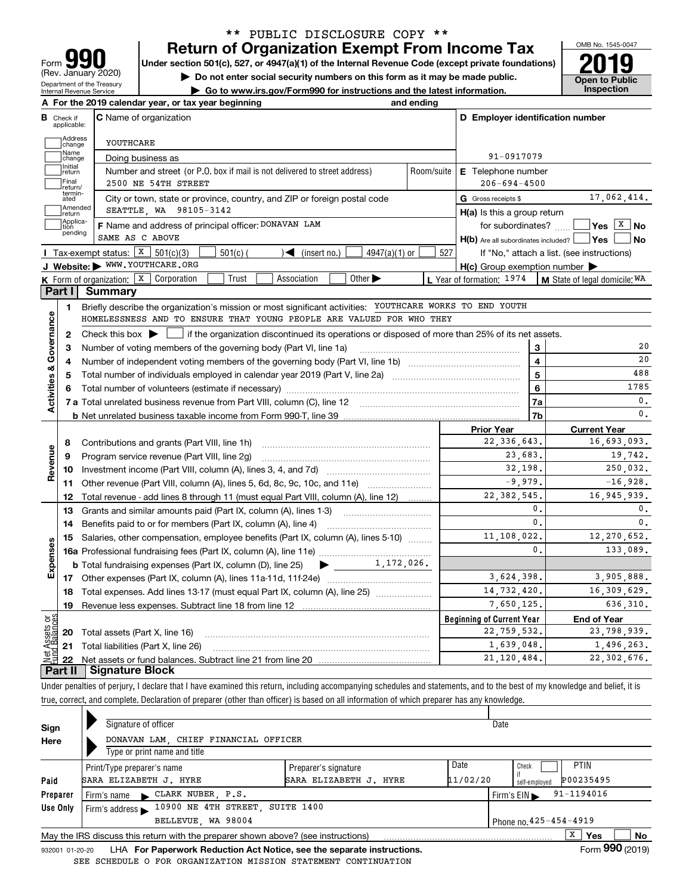\*\* PUBLIC DISCLOSURE COPY \*\*

# Form 990 — Return of Organization Exempt From Income Tax

(Rev. January 2020)

Under section 501(c), 527, or 4947(a)(1) of the Internal Revenue Code (except private foundations)

▶ Do not enter social security numbers on this form as it may be made public.

▶ Go to www.irs.gov/Form990 for instructions and the latest information.

Department of the Treasury, Internal Revenue Service

OMB No. 1545-0047

**2019**

**Open to Public Inspection**

**A** For the 2019 calendar year, or tax year beginning and ending

**B** Check if applicable: Address change, Name change, Initial return, Final return/terminated, Amended return, Application pending

**C** Name of organization: YOUTHCARE

Doing business as

Number and street (or P.O. box if mail is not delivered to street address): 2500 NE 54TH STREET — Room/suite

City or town, state or province, country, and ZIP or foreign postal code: SEATTLE, WA 98105-3142

**D** Employer identification number: 91-0917079

**E** Telephone number: 206-694-4500

**G** Gross receipts $ 17,062,414.

**F** Name and address of principal officer: DONAVAN LAM, SAME AS C ABOVE

**H(a)** Is this a group return for subordinates? ☐ Yes ☒ No

**H(b)** Are all subordinates included? ☐ Yes ☐ No — If "No," attach a list. (see instructions)

**H(c)** Group exemption number ▶

**I** Tax-exempt status: ☒ 501(c)(3) ☐ 501(c) ( ) ◀ (insert no.) ☐ 4947(a)(1) or ☐ 527

**J** Website: ▶ WWW.YOUTHCARE.ORG

**K** Form of organization: ☒ Corporation ☐ Trust ☐ Association ☐ Other ▶

**L** Year of formation: 1974 **M** State of legal domicile: WA

## Part I Summary

### Activities & Governance

1 Briefly describe the organization's mission or most significant activities: YOUTHCARE WORKS TO END YOUTH HOMELESSNESS AND TO ENSURE THAT YOUNG PEOPLE ARE VALUED FOR WHO THEY

2 Check this box ▶ ☐ if the organization discontinued its operations or disposed of more than 25% of its net assets.

| Line | Description | | Value |
|---|---|---|---|
| 3 | Number of voting members of the governing body (Part VI, line 1a) | 3 | 20 |
| 4 | Number of independent voting members of the governing body (Part VI, line 1b) | 4 | 20 |
| 5 | Total number of individuals employed in calendar year 2019 (Part V, line 2a) | 5 | 488 |
| 6 | Total number of volunteers (estimate if necessary) | 6 | 1785 |
| 7a | Total unrelated business revenue from Part VIII, column (C), line 12 | 7a | 0. |
| 7b | Net unrelated business taxable income from Form 990-T, line 39 | 7b | 0. |

### Revenue / Expenses

| Line | Description | Prior Year | Current Year |
|---|---|---|---|
| 8 | Contributions and grants (Part VIII, line 1h) | 22,336,643. | 16,693,093. |
| 9 | Program service revenue (Part VIII, line 2g) | 23,683. | 19,742. |
| 10 | Investment income (Part VIII, column (A), lines 3, 4, and 7d) | 32,198. | 250,032. |
| 11 | Other revenue (Part VIII, column (A), lines 5, 6d, 8c, 9c, 10c, and 11e) | -9,979. | -16,928. |
| 12 | Total revenue - add lines 8 through 11 (must equal Part VIII, column (A), line 12) | 22,382,545. | 16,945,939. |
| 13 | Grants and similar amounts paid (Part IX, column (A), lines 1-3) | 0. | 0. |
| 14 | Benefits paid to or for members (Part IX, column (A), line 4) | 0. | 0. |
| 15 | Salaries, other compensation, employee benefits (Part IX, column (A), lines 5-10) | 11,108,022. | 12,270,652. |
| 16a | Professional fundraising fees (Part IX, column (A), line 11e) | 0. | 133,089. |
| b | Total fundraising expenses (Part IX, column (D), line 25) ▶ 1,172,026. | | |
| 17 | Other expenses (Part IX, column (A), lines 11a-11d, 11f-24e) | 3,624,398. | 3,905,888. |
| 18 | Total expenses. Add lines 13-17 (must equal Part IX, column (A), line 25) | 14,732,420. | 16,309,629. |
| 19 | Revenue less expenses. Subtract line 18 from line 12 | 7,650,125. | 636,310. |

### Net Assets or Fund Balances

| Line | Description | Beginning of Current Year | End of Year |
|---|---|---|---|
| 20 | Total assets (Part X, line 16) | 22,759,532. | 23,798,939. |
| 21 | Total liabilities (Part X, line 26) | 1,639,048. | 1,496,263. |
| 22 | Net assets or fund balances. Subtract line 21 from line 20 | 21,120,484. | 22,302,676. |

## Part II Signature Block

Under penalties of perjury, I declare that I have examined this return, including accompanying schedules and statements, and to the best of my knowledge and belief, it is true, correct, and complete. Declaration of preparer (other than officer) is based on all information of which preparer has any knowledge.

**Sign Here**

Signature of officer — Date

DONAVAN LAM, CHIEF FINANCIAL OFFICER

Type or print name and title

**Paid Preparer Use Only**

| Print/Type preparer's name | Preparer's signature | Date | Check if self-employed | PTIN |
|---|---|---|---|---|
| SARA ELIZABETH J. HYRE | SARA ELIZABETH J. HYRE | 11/02/20 | ☐ | P00235495 |

Firm's name ▶ CLARK NUBER, P.S. — Firm's EIN ▶ 91-1194016

Firm's address ▶ 10900 NE 4TH STREET, SUITE 1400, BELLEVUE, WA 98004 — Phone no. 425-454-4919

May the IRS discuss this return with the preparer shown above? (see instructions) ☒ Yes ☐ No

932001 01-20-20 LHA For Paperwork Reduction Act Notice, see the separate instructions. Form **990** (2019)

SEE SCHEDULE O FOR ORGANIZATION MISSION STATEMENT CONTINUATION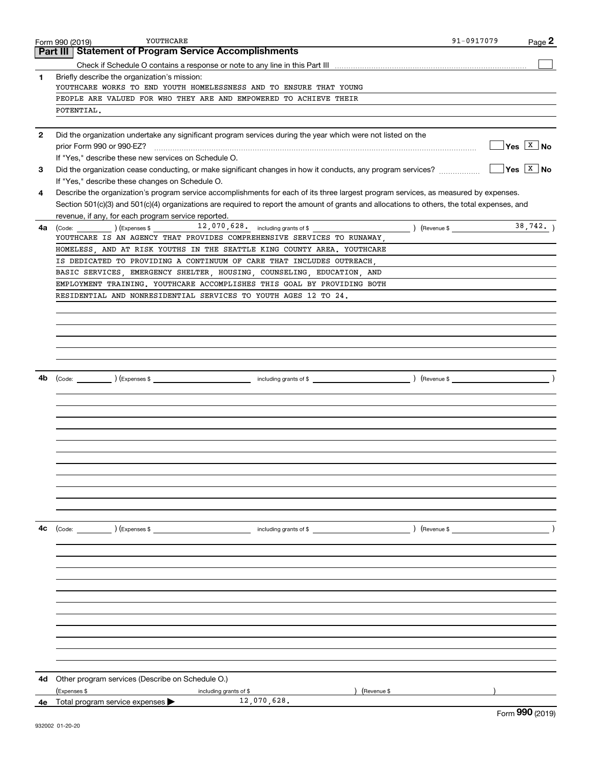Form 990 (2019) YOUTHCARE 91-0917079

## Part III Statement of Program Service Accomplishments

Check if Schedule O contains a response or note to any line in this Part III ☐

**1** Briefly describe the organization's mission:

YOUTHCARE WORKS TO END YOUTH HOMELESSNESS AND TO ENSURE THAT YOUNG PEOPLE ARE VALUED FOR WHO THEY ARE AND EMPOWERED TO ACHIEVE THEIR POTENTIAL.

**2** Did the organization undertake any significant program services during the year which were not listed on the prior Form 990 or 990-EZ? ☐ Yes ☒ No

If "Yes," describe these new services on Schedule O.

**3** Did the organization cease conducting, or make significant changes in how it conducts, any program services? ☐ Yes ☒ No

If "Yes," describe these changes on Schedule O.

**4** Describe the organization's program service accomplishments for each of its three largest program services, as measured by expenses. Section 501(c)(3) and 501(c)(4) organizations are required to report the amount of grants and allocations to others, the total expenses, and revenue, if any, for each program service reported.

**4a** (Code: ) (Expenses $ 12,070,628. including grants of $ ) (Revenue $ 38,742. )

YOUTHCARE IS AN AGENCY THAT PROVIDES COMPREHENSIVE SERVICES TO RUNAWAY, HOMELESS, AND AT RISK YOUTHS IN THE SEATTLE KING COUNTY AREA. YOUTHCARE IS DEDICATED TO PROVIDING A CONTINUUM OF CARE THAT INCLUDES OUTREACH, BASIC SERVICES, EMERGENCY SHELTER, HOUSING, COUNSELING, EDUCATION, AND EMPLOYMENT TRAINING. YOUTHCARE ACCOMPLISHES THIS GOAL BY PROVIDING BOTH RESIDENTIAL AND NONRESIDENTIAL SERVICES TO YOUTH AGES 12 TO 24.

**4b** (Code: ) (Expenses $ including grants of $ ) (Revenue $ )

**4c** (Code: ) (Expenses $ including grants of $ ) (Revenue $ )

**4d** Other program services (Describe on Schedule O.)

(Expenses $ including grants of $ ) (Revenue $ )

**4e** Total program service expenses ▶ 12,070,628.

Form **990** (2019)

932002 01-20-20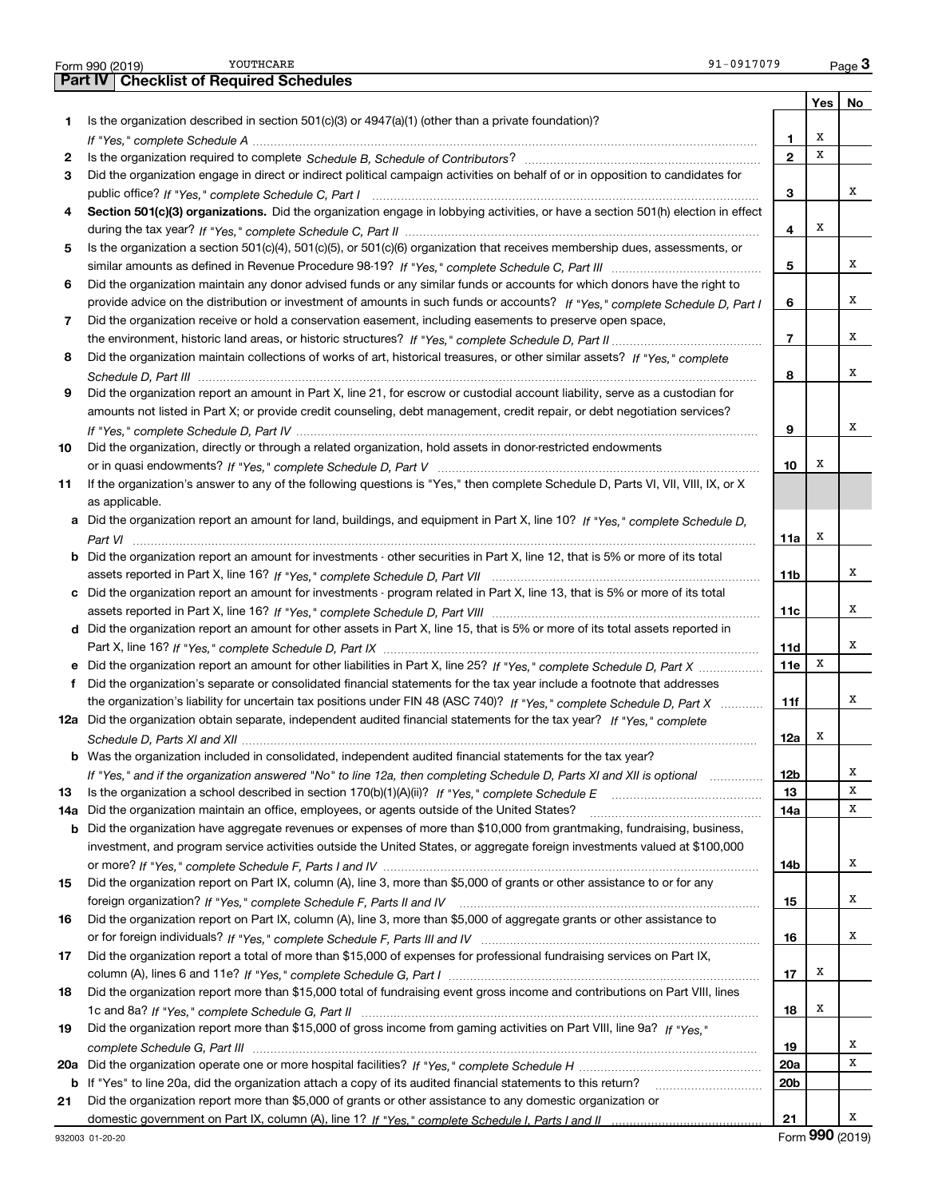Form 990 (2019) YOUTHCARE 91-0917079 Page **3**

## Part IV Checklist of Required Schedules

| | | | Yes | No |
|---|---|---|---|---|
| **1** | Is the organization described in section 501(c)(3) or 4947(a)(1) (other than a private foundation)? *If "Yes," complete Schedule A* | **1** | X | |
| **2** | Is the organization required to complete *Schedule B, Schedule of Contributors*? | **2** | X | |
| **3** | Did the organization engage in direct or indirect political campaign activities on behalf of or in opposition to candidates for public office? *If "Yes," complete Schedule C, Part I* | **3** | | X |
| **4** | **Section 501(c)(3) organizations.** Did the organization engage in lobbying activities, or have a section 501(h) election in effect during the tax year? *If "Yes," complete Schedule C, Part II* | **4** | X | |
| **5** | Is the organization a section 501(c)(4), 501(c)(5), or 501(c)(6) organization that receives membership dues, assessments, or similar amounts as defined in Revenue Procedure 98-19? *If "Yes," complete Schedule C, Part III* | **5** | | X |
| **6** | Did the organization maintain any donor advised funds or any similar funds or accounts for which donors have the right to provide advice on the distribution or investment of amounts in such funds or accounts? *If "Yes," complete Schedule D, Part I* | **6** | | X |
| **7** | Did the organization receive or hold a conservation easement, including easements to preserve open space, the environment, historic land areas, or historic structures? *If "Yes," complete Schedule D, Part II* | **7** | | X |
| **8** | Did the organization maintain collections of works of art, historical treasures, or other similar assets? *If "Yes," complete Schedule D, Part III* | **8** | | X |
| **9** | Did the organization report an amount in Part X, line 21, for escrow or custodial account liability, serve as a custodian for amounts not listed in Part X; or provide credit counseling, debt management, credit repair, or debt negotiation services? *If "Yes," complete Schedule D, Part IV* | **9** | | X |
| **10** | Did the organization, directly or through a related organization, hold assets in donor-restricted endowments or in quasi endowments? *If "Yes," complete Schedule D, Part V* | **10** | X | |
| **11** | If the organization's answer to any of the following questions is "Yes," then complete Schedule D, Parts VI, VII, VIII, IX, or X as applicable. | | | |
| **a** | Did the organization report an amount for land, buildings, and equipment in Part X, line 10? *If "Yes," complete Schedule D, Part VI* | **11a** | X | |
| **b** | Did the organization report an amount for investments - other securities in Part X, line 12, that is 5% or more of its total assets reported in Part X, line 16? *If "Yes," complete Schedule D, Part VII* | **11b** | | X |
| **c** | Did the organization report an amount for investments - program related in Part X, line 13, that is 5% or more of its total assets reported in Part X, line 16? *If "Yes," complete Schedule D, Part VIII* | **11c** | | X |
| **d** | Did the organization report an amount for other assets in Part X, line 15, that is 5% or more of its total assets reported in Part X, line 16? *If "Yes," complete Schedule D, Part IX* | **11d** | | X |
| **e** | Did the organization report an amount for other liabilities in Part X, line 25? *If "Yes," complete Schedule D, Part X* | **11e** | X | |
| **f** | Did the organization's separate or consolidated financial statements for the tax year include a footnote that addresses the organization's liability for uncertain tax positions under FIN 48 (ASC 740)? *If "Yes," complete Schedule D, Part X* | **11f** | | X |
| **12a** | Did the organization obtain separate, independent audited financial statements for the tax year? *If "Yes," complete Schedule D, Parts XI and XII* | **12a** | X | |
| **b** | Was the organization included in consolidated, independent audited financial statements for the tax year? *If "Yes," and if the organization answered "No" to line 12a, then completing Schedule D, Parts XI and XII is optional* | **12b** | | X |
| **13** | Is the organization a school described in section 170(b)(1)(A)(ii)? *If "Yes," complete Schedule E* | **13** | | X |
| **14a** | Did the organization maintain an office, employees, or agents outside of the United States? | **14a** | | X |
| **b** | Did the organization have aggregate revenues or expenses of more than $10,000 from grantmaking, fundraising, business, investment, and program service activities outside the United States, or aggregate foreign investments valued at $100,000 or more? *If "Yes," complete Schedule F, Parts I and IV* | **14b** | | X |
| **15** | Did the organization report on Part IX, column (A), line 3, more than $5,000 of grants or other assistance to or for any foreign organization? *If "Yes," complete Schedule F, Parts II and IV* | **15** | | X |
| **16** | Did the organization report on Part IX, column (A), line 3, more than $5,000 of aggregate grants or other assistance to or for foreign individuals? *If "Yes," complete Schedule F, Parts III and IV* | **16** | | X |
| **17** | Did the organization report a total of more than $15,000 of expenses for professional fundraising services on Part IX, column (A), lines 6 and 11e? *If "Yes," complete Schedule G, Part I* | **17** | X | |
| **18** | Did the organization report more than $15,000 total of fundraising event gross income and contributions on Part VIII, lines 1c and 8a? *If "Yes," complete Schedule G, Part II* | **18** | X | |
| **19** | Did the organization report more than $15,000 of gross income from gaming activities on Part VIII, line 9a? *If "Yes," complete Schedule G, Part III* | **19** | | X |
| **20a** | Did the organization operate one or more hospital facilities? *If "Yes," complete Schedule H* | **20a** | | X |
| **b** | If "Yes" to line 20a, did the organization attach a copy of its audited financial statements to this return? | **20b** | | |
| **21** | Did the organization report more than $5,000 of grants or other assistance to any domestic organization or domestic government on Part IX, column (A), line 1? *If "Yes," complete Schedule I, Parts I and II* | **21** | | X |

932003 01-20-20 Form **990** (2019)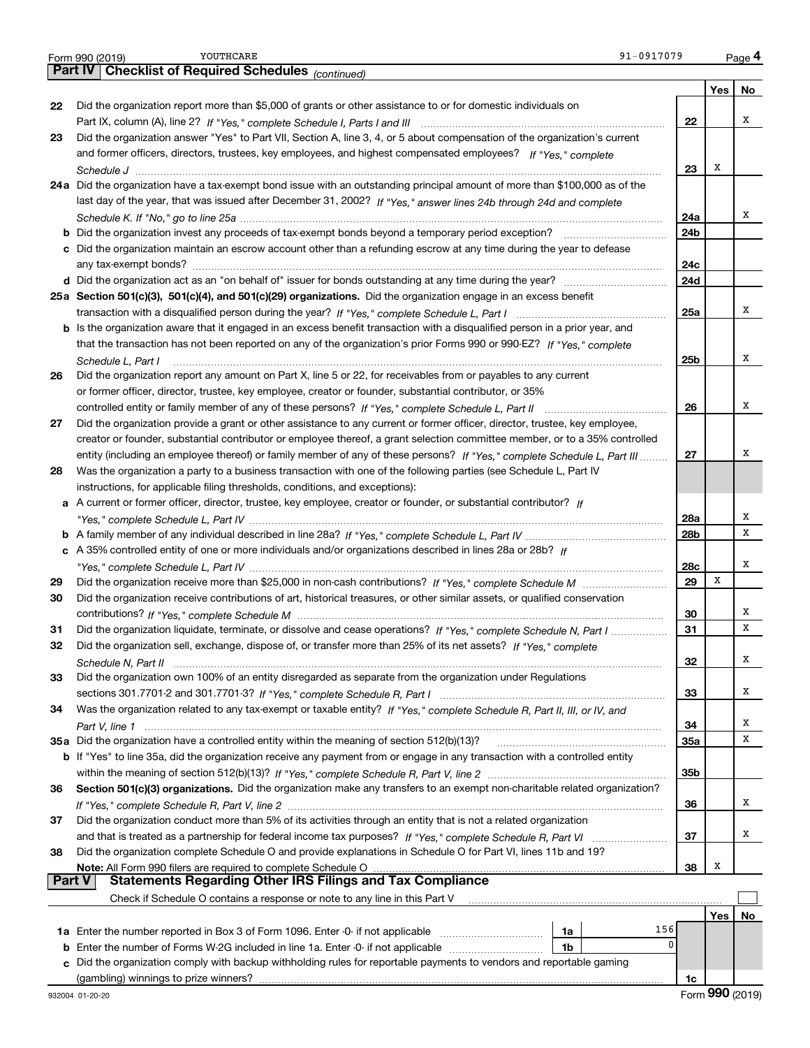Form 990 (2019) YOUTHCARE 91-0917079 Page 4

**Part IV Checklist of Required Schedules** *(continued)*

| | | | Yes | No |
|---|---|---|---|---|
| 22 | Did the organization report more than $5,000 of grants or other assistance to or for domestic individuals on Part IX, column (A), line 2? *If "Yes," complete Schedule I, Parts I and III* | 22 | | X |
| 23 | Did the organization answer "Yes" to Part VII, Section A, line 3, 4, or 5 about compensation of the organization's current and former officers, directors, trustees, key employees, and highest compensated employees? *If "Yes," complete Schedule J* | 23 | X | |
| 24a | Did the organization have a tax-exempt bond issue with an outstanding principal amount of more than $100,000 as of the last day of the year, that was issued after December 31, 2002? *If "Yes," answer lines 24b through 24d and complete Schedule K. If "No," go to line 25a* | 24a | | X |
| b | Did the organization invest any proceeds of tax-exempt bonds beyond a temporary period exception? | 24b | | |
| c | Did the organization maintain an escrow account other than a refunding escrow at any time during the year to defease any tax-exempt bonds? | 24c | | |
| d | Did the organization act as an "on behalf of" issuer for bonds outstanding at any time during the year? | 24d | | |
| 25a | **Section 501(c)(3), 501(c)(4), and 501(c)(29) organizations.** Did the organization engage in an excess benefit transaction with a disqualified person during the year? *If "Yes," complete Schedule L, Part I* | 25a | | X |
| b | Is the organization aware that it engaged in an excess benefit transaction with a disqualified person in a prior year, and that the transaction has not been reported on any of the organization's prior Forms 990 or 990-EZ? *If "Yes," complete Schedule L, Part I* | 25b | | X |
| 26 | Did the organization report any amount on Part X, line 5 or 22, for receivables from or payables to any current or former officer, director, trustee, key employee, creator or founder, substantial contributor, or 35% controlled entity or family member of any of these persons? *If "Yes," complete Schedule L, Part II* | 26 | | X |
| 27 | Did the organization provide a grant or other assistance to any current or former officer, director, trustee, key employee, creator or founder, substantial contributor or employee thereof, a grant selection committee member, or to a 35% controlled entity (including an employee thereof) or family member of any of these persons? *If "Yes," complete Schedule L, Part III* | 27 | | X |
| 28 | Was the organization a party to a business transaction with one of the following parties (see Schedule L, Part IV instructions, for applicable filing thresholds, conditions, and exceptions): | | | |
| a | A current or former officer, director, trustee, key employee, creator or founder, or substantial contributor? *If "Yes," complete Schedule L, Part IV* | 28a | | X |
| b | A family member of any individual described in line 28a? *If "Yes," complete Schedule L, Part IV* | 28b | | X |
| c | A 35% controlled entity of one or more individuals and/or organizations described in lines 28a or 28b? *If "Yes," complete Schedule L, Part IV* | 28c | | X |
| 29 | Did the organization receive more than $25,000 in non-cash contributions? *If "Yes," complete Schedule M* | 29 | X | |
| 30 | Did the organization receive contributions of art, historical treasures, or other similar assets, or qualified conservation contributions? *If "Yes," complete Schedule M* | 30 | | X |
| 31 | Did the organization liquidate, terminate, or dissolve and cease operations? *If "Yes," complete Schedule N, Part I* | 31 | | X |
| 32 | Did the organization sell, exchange, dispose of, or transfer more than 25% of its net assets? *If "Yes," complete Schedule N, Part II* | 32 | | X |
| 33 | Did the organization own 100% of an entity disregarded as separate from the organization under Regulations sections 301.7701-2 and 301.7701-3? *If "Yes," complete Schedule R, Part I* | 33 | | X |
| 34 | Was the organization related to any tax-exempt or taxable entity? *If "Yes," complete Schedule R, Part II, III, or IV, and Part V, line 1* | 34 | | X |
| 35a | Did the organization have a controlled entity within the meaning of section 512(b)(13)? | 35a | | X |
| b | If "Yes" to line 35a, did the organization receive any payment from or engage in any transaction with a controlled entity within the meaning of section 512(b)(13)? *If "Yes," complete Schedule R, Part V, line 2* | 35b | | |
| 36 | **Section 501(c)(3) organizations.** Did the organization make any transfers to an exempt non-charitable related organization? *If "Yes," complete Schedule R, Part V, line 2* | 36 | | X |
| 37 | Did the organization conduct more than 5% of its activities through an entity that is not a related organization and that is treated as a partnership for federal income tax purposes? *If "Yes," complete Schedule R, Part VI* | 37 | | X |
| 38 | Did the organization complete Schedule O and provide explanations in Schedule O for Part VI, lines 11b and 19? **Note:** All Form 990 filers are required to complete Schedule O | 38 | X | |

**Part V Statements Regarding Other IRS Filings and Tax Compliance**

Check if Schedule O contains a response or note to any line in this Part V ☐

| | | | | Yes | No |
|---|---|---|---|---|---|
| 1a | Enter the number reported in Box 3 of Form 1096. Enter -0- if not applicable | 1a | 156 | | |
| b | Enter the number of Forms W-2G included in line 1a. Enter -0- if not applicable | 1b | 0 | | |
| c | Did the organization comply with backup withholding rules for reportable payments to vendors and reportable gaming (gambling) winnings to prize winners? | | 1c | | |

932004 01-20-20 Form **990** (2019)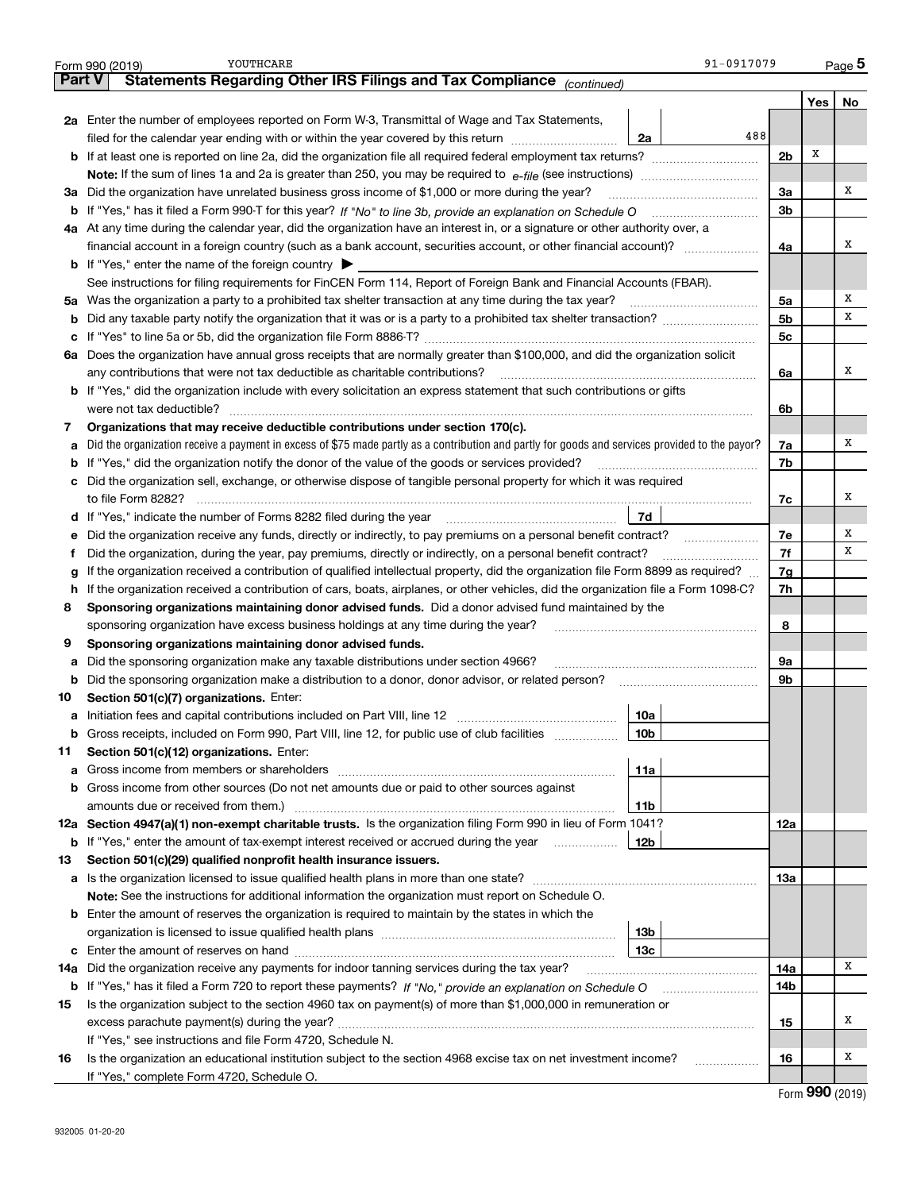Form 990 (2019) YOUTHCARE 91-0917079

## Part V Statements Regarding Other IRS Filings and Tax Compliance *(continued)*

| | | | | | Yes | No |
|---|---|---|---|---|---|---|
| **2a** | Enter the number of employees reported on Form W-3, Transmittal of Wage and Tax Statements, filed for the calendar year ending with or within the year covered by this return | 2a | 488 | | | |
| **b** | If at least one is reported on line 2a, did the organization file all required federal employment tax returns? | | | 2b | X | |
| | **Note:** If the sum of lines 1a and 2a is greater than 250, you may be required to *e-file* (see instructions) | | | | | |
| **3a** | Did the organization have unrelated business gross income of $1,000 or more during the year? | | | 3a | | X |
| **b** | If "Yes," has it filed a Form 990-T for this year? *If "No" to line 3b, provide an explanation on Schedule O* | | | 3b | | |
| **4a** | At any time during the calendar year, did the organization have an interest in, or a signature or other authority over, a financial account in a foreign country (such as a bank account, securities account, or other financial account)? | | | 4a | | X |
| **b** | If "Yes," enter the name of the foreign country ▶ | | | | | |
| | See instructions for filing requirements for FinCEN Form 114, Report of Foreign Bank and Financial Accounts (FBAR). | | | | | |
| **5a** | Was the organization a party to a prohibited tax shelter transaction at any time during the tax year? | | | 5a | | X |
| **b** | Did any taxable party notify the organization that it was or is a party to a prohibited tax shelter transaction? | | | 5b | | X |
| **c** | If "Yes" to line 5a or 5b, did the organization file Form 8886-T? | | | 5c | | |
| **6a** | Does the organization have annual gross receipts that are normally greater than $100,000, and did the organization solicit any contributions that were not tax deductible as charitable contributions? | | | 6a | | X |
| **b** | If "Yes," did the organization include with every solicitation an express statement that such contributions or gifts were not tax deductible? | | | 6b | | |
| **7** | **Organizations that may receive deductible contributions under section 170(c).** | | | | | |
| **a** | Did the organization receive a payment in excess of $75 made partly as a contribution and partly for goods and services provided to the payor? | | | 7a | | X |
| **b** | If "Yes," did the organization notify the donor of the value of the goods or services provided? | | | 7b | | |
| **c** | Did the organization sell, exchange, or otherwise dispose of tangible personal property for which it was required to file Form 8282? | | | 7c | | X |
| **d** | If "Yes," indicate the number of Forms 8282 filed during the year | 7d | | | | |
| **e** | Did the organization receive any funds, directly or indirectly, to pay premiums on a personal benefit contract? | | | 7e | | X |
| **f** | Did the organization, during the year, pay premiums, directly or indirectly, on a personal benefit contract? | | | 7f | | X |
| **g** | If the organization received a contribution of qualified intellectual property, did the organization file Form 8899 as required? | | | 7g | | |
| **h** | If the organization received a contribution of cars, boats, airplanes, or other vehicles, did the organization file a Form 1098-C? | | | 7h | | |
| **8** | **Sponsoring organizations maintaining donor advised funds.** Did a donor advised fund maintained by the sponsoring organization have excess business holdings at any time during the year? | | | 8 | | |
| **9** | **Sponsoring organizations maintaining donor advised funds.** | | | | | |
| **a** | Did the sponsoring organization make any taxable distributions under section 4966? | | | 9a | | |
| **b** | Did the sponsoring organization make a distribution to a donor, donor advisor, or related person? | | | 9b | | |
| **10** | **Section 501(c)(7) organizations.** Enter: | | | | | |
| **a** | Initiation fees and capital contributions included on Part VIII, line 12 | 10a | | | | |
| **b** | Gross receipts, included on Form 990, Part VIII, line 12, for public use of club facilities | 10b | | | | |
| **11** | **Section 501(c)(12) organizations.** Enter: | | | | | |
| **a** | Gross income from members or shareholders | 11a | | | | |
| **b** | Gross income from other sources (Do not net amounts due or paid to other sources against amounts due or received from them.) | 11b | | | | |
| **12a** | **Section 4947(a)(1) non-exempt charitable trusts.** Is the organization filing Form 990 in lieu of Form 1041? | | | 12a | | |
| **b** | If "Yes," enter the amount of tax-exempt interest received or accrued during the year | 12b | | | | |
| **13** | **Section 501(c)(29) qualified nonprofit health insurance issuers.** | | | | | |
| **a** | Is the organization licensed to issue qualified health plans in more than one state? | | | 13a | | |
| | **Note:** See the instructions for additional information the organization must report on Schedule O. | | | | | |
| **b** | Enter the amount of reserves the organization is required to maintain by the states in which the organization is licensed to issue qualified health plans | 13b | | | | |
| **c** | Enter the amount of reserves on hand | 13c | | | | |
| **14a** | Did the organization receive any payments for indoor tanning services during the tax year? | | | 14a | | X |
| **b** | If "Yes," has it filed a Form 720 to report these payments? *If "No," provide an explanation on Schedule O* | | | 14b | | |
| **15** | Is the organization subject to the section 4960 tax on payment(s) of more than $1,000,000 in remuneration or excess parachute payment(s) during the year? | | | 15 | | X |
| | If "Yes," see instructions and file Form 4720, Schedule N. | | | | | |
| **16** | Is the organization an educational institution subject to the section 4968 excise tax on net investment income? | | | 16 | | X |
| | If "Yes," complete Form 4720, Schedule O. | | | | | |

Form **990** (2019)

932005 01-20-20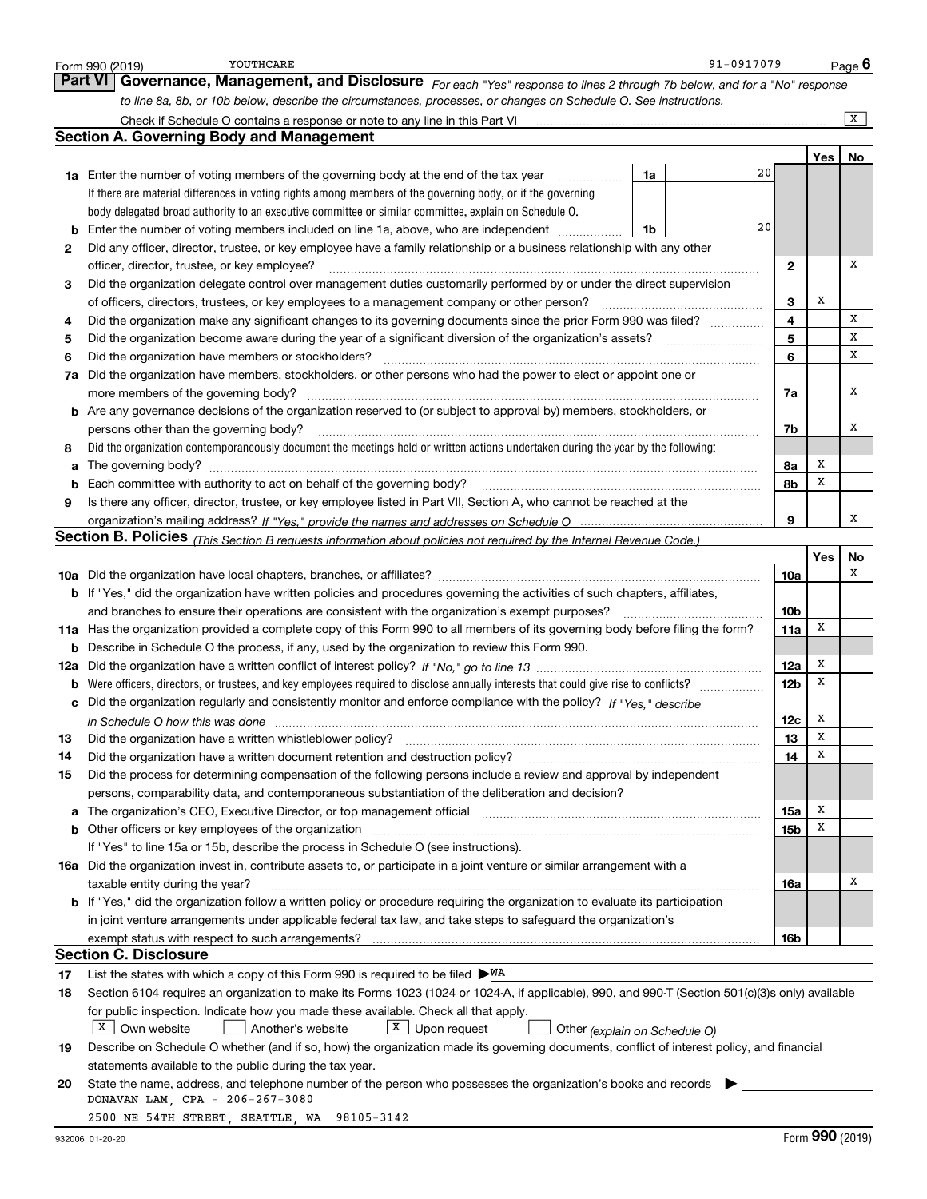Form 990 (2019) YOUTHCARE 91-0917079

## Part VI Governance, Management, and Disclosure

*For each "Yes" response to lines 2 through 7b below, and for a "No" response to line 8a, 8b, or 10b below, describe the circumstances, processes, or changes on Schedule O. See instructions.*

Check if Schedule O contains a response or note to any line in this Part VI .......... [X]

### Section A. Governing Body and Management

| | | | | Yes | No |
|---|---|---|---|---|---|
| **1a** | Enter the number of voting members of the governing body at the end of the tax year ..... **1a** 20 | | | | |
| | If there are material differences in voting rights among members of the governing body, or if the governing body delegated broad authority to an executive committee or similar committee, explain on Schedule O. | | | | |
| **b** | Enter the number of voting members included on line 1a, above, who are independent ..... **1b** 20 | | | | |
| **2** | Did any officer, director, trustee, or key employee have a family relationship or a business relationship with any other officer, director, trustee, or key employee? | | **2** | | X |
| **3** | Did the organization delegate control over management duties customarily performed by or under the direct supervision of officers, directors, trustees, or key employees to a management company or other person? | | **3** | X | |
| **4** | Did the organization make any significant changes to its governing documents since the prior Form 990 was filed? | | **4** | | X |
| **5** | Did the organization become aware during the year of a significant diversion of the organization's assets? | | **5** | | X |
| **6** | Did the organization have members or stockholders? | | **6** | | X |
| **7a** | Did the organization have members, stockholders, or other persons who had the power to elect or appoint one or more members of the governing body? | | **7a** | | X |
| **b** | Are any governance decisions of the organization reserved to (or subject to approval by) members, stockholders, or persons other than the governing body? | | **7b** | | X |
| **8** | Did the organization contemporaneously document the meetings held or written actions undertaken during the year by the following: | | | | |
| **a** | The governing body? | | **8a** | X | |
| **b** | Each committee with authority to act on behalf of the governing body? | | **8b** | X | |
| **9** | Is there any officer, director, trustee, or key employee listed in Part VII, Section A, who cannot be reached at the organization's mailing address? *If "Yes," provide the names and addresses on Schedule O* | | **9** | | X |

### Section B. Policies *(This Section B requests information about policies not required by the Internal Revenue Code.)*

| | | | Yes | No |
|---|---|---|---|---|
| **10a** | Did the organization have local chapters, branches, or affiliates? | **10a** | | X |
| **b** | If "Yes," did the organization have written policies and procedures governing the activities of such chapters, affiliates, and branches to ensure their operations are consistent with the organization's exempt purposes? | **10b** | | |
| **11a** | Has the organization provided a complete copy of this Form 990 to all members of its governing body before filing the form? | **11a** | X | |
| **b** | Describe in Schedule O the process, if any, used by the organization to review this Form 990. | | | |
| **12a** | Did the organization have a written conflict of interest policy? *If "No," go to line 13* | **12a** | X | |
| **b** | Were officers, directors, or trustees, and key employees required to disclose annually interests that could give rise to conflicts? | **12b** | X | |
| **c** | Did the organization regularly and consistently monitor and enforce compliance with the policy? *If "Yes," describe in Schedule O how this was done* | **12c** | X | |
| **13** | Did the organization have a written whistleblower policy? | **13** | X | |
| **14** | Did the organization have a written document retention and destruction policy? | **14** | X | |
| **15** | Did the process for determining compensation of the following persons include a review and approval by independent persons, comparability data, and contemporaneous substantiation of the deliberation and decision? | | | |
| **a** | The organization's CEO, Executive Director, or top management official | **15a** | X | |
| **b** | Other officers or key employees of the organization | **15b** | X | |
| | If "Yes" to line 15a or 15b, describe the process in Schedule O (see instructions). | | | |
| **16a** | Did the organization invest in, contribute assets to, or participate in a joint venture or similar arrangement with a taxable entity during the year? | **16a** | | X |
| **b** | If "Yes," did the organization follow a written policy or procedure requiring the organization to evaluate its participation in joint venture arrangements under applicable federal tax law, and take steps to safeguard the organization's exempt status with respect to such arrangements? | **16b** | | |

### Section C. Disclosure

**17** List the states with which a copy of this Form 990 is required to be filed ▶ WA

**18** Section 6104 requires an organization to make its Forms 1023 (1024 or 1024-A, if applicable), 990, and 990-T (Section 501(c)(3)s only) available for public inspection. Indicate how you made these available. Check all that apply.

[X] Own website [ ] Another's website [X] Upon request [ ] Other *(explain on Schedule O)*

**19** Describe on Schedule O whether (and if so, how) the organization made its governing documents, conflict of interest policy, and financial statements available to the public during the tax year.

**20** State the name, address, and telephone number of the person who possesses the organization's books and records ▶

DONAVAN LAM, CPA - 206-267-3080
2500 NE 54TH STREET, SEATTLE, WA 98105-3142

932006 01-20-20 Form **990** (2019)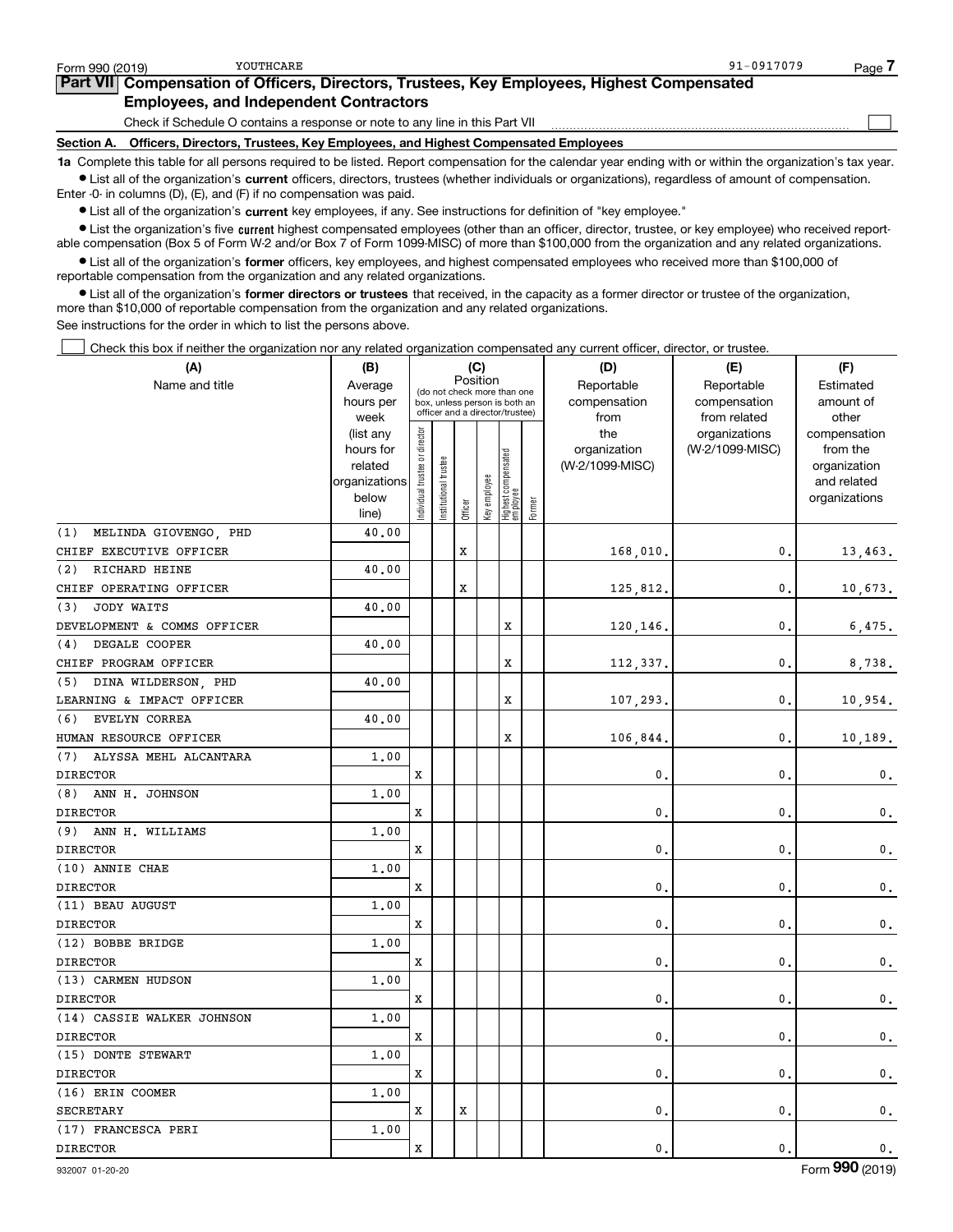Form 990 (2019) YOUTHCARE 91-0917079

## Part VII Compensation of Officers, Directors, Trustees, Key Employees, Highest Compensated Employees, and Independent Contractors

Check if Schedule O contains a response or note to any line in this Part VII ☐

### Section A. Officers, Directors, Trustees, Key Employees, and Highest Compensated Employees

**1a** Complete this table for all persons required to be listed. Report compensation for the calendar year ending with or within the organization's tax year.

- List all of the organization's **current** officers, directors, trustees (whether individuals or organizations), regardless of amount of compensation. Enter -0- in columns (D), (E), and (F) if no compensation was paid.
- List all of the organization's **current** key employees, if any. See instructions for definition of "key employee."
- List the organization's five **current** highest compensated employees (other than an officer, director, trustee, or key employee) who received reportable compensation (Box 5 of Form W-2 and/or Box 7 of Form 1099-MISC) of more than $100,000 from the organization and any related organizations.
- List all of the organization's **former** officers, key employees, and highest compensated employees who received more than $100,000 of reportable compensation from the organization and any related organizations.
- List all of the organization's **former directors or trustees** that received, in the capacity as a former director or trustee of the organization, more than $10,000 of reportable compensation from the organization and any related organizations.

See instructions for the order in which to list the persons above.

☐ Check this box if neither the organization nor any related organization compensated any current officer, director, or trustee.

| (A) Name and title | (B) Average hours per week (list any hours for related organizations below line) | (C) Position (do not check more than one box, unless person is both an officer and a director/trustee) | | | | | | (D) Reportable compensation from the organization (W-2/1099-MISC) | (E) Reportable compensation from related organizations (W-2/1099-MISC) | (F) Estimated amount of other compensation from the organization and related organizations |
|---|---|---|---|---|---|---|---|---|---|---|
| | | Individual trustee or director | Institutional trustee | Officer | Key employee | Highest compensated employee | Former | | | |
| (1) MELINDA GIOVENGO, PHD<br>CHIEF EXECUTIVE OFFICER | 40.00 | | | X | | | | 168,010. | 0. | 13,463. |
| (2) RICHARD HEINE<br>CHIEF OPERATING OFFICER | 40.00 | | | X | | | | 125,812. | 0. | 10,673. |
| (3) JODY WAITS<br>DEVELOPMENT & COMMS OFFICER | 40.00 | | | | | X | | 120,146. | 0. | 6,475. |
| (4) DEGALE COOPER<br>CHIEF PROGRAM OFFICER | 40.00 | | | | | X | | 112,337. | 0. | 8,738. |
| (5) DINA WILDERSON, PHD<br>LEARNING & IMPACT OFFICER | 40.00 | | | | | X | | 107,293. | 0. | 10,954. |
| (6) EVELYN CORREA<br>HUMAN RESOURCE OFFICER | 40.00 | | | | | X | | 106,844. | 0. | 10,189. |
| (7) ALYSSA MEHL ALCANTARA<br>DIRECTOR | 1.00 | X | | | | | | 0. | 0. | 0. |
| (8) ANN H. JOHNSON<br>DIRECTOR | 1.00 | X | | | | | | 0. | 0. | 0. |
| (9) ANN H. WILLIAMS<br>DIRECTOR | 1.00 | X | | | | | | 0. | 0. | 0. |
| (10) ANNIE CHAE<br>DIRECTOR | 1.00 | X | | | | | | 0. | 0. | 0. |
| (11) BEAU AUGUST<br>DIRECTOR | 1.00 | X | | | | | | 0. | 0. | 0. |
| (12) BOBBE BRIDGE<br>DIRECTOR | 1.00 | X | | | | | | 0. | 0. | 0. |
| (13) CARMEN HUDSON<br>DIRECTOR | 1.00 | X | | | | | | 0. | 0. | 0. |
| (14) CASSIE WALKER JOHNSON<br>DIRECTOR | 1.00 | X | | | | | | 0. | 0. | 0. |
| (15) DONTE STEWART<br>DIRECTOR | 1.00 | X | | | | | | 0. | 0. | 0. |
| (16) ERIN COOMER<br>SECRETARY | 1.00 | X | | X | | | | 0. | 0. | 0. |
| (17) FRANCESCA PERI<br>DIRECTOR | 1.00 | X | | | | | | 0. | 0. | 0. |

932007 01-20-20 Form **990** (2019)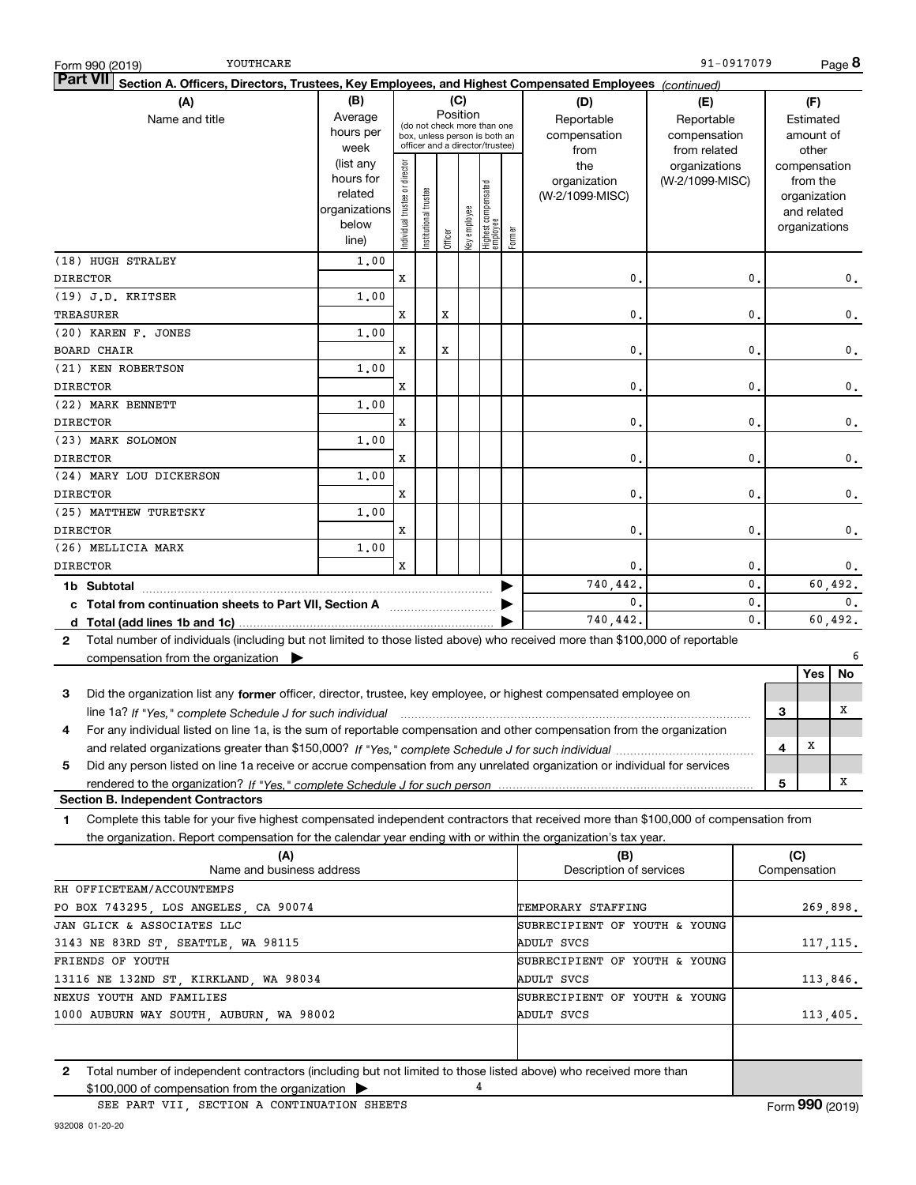Form 990 (2019) YOUTHCARE 91-0917079

## Part VII Section A. Officers, Directors, Trustees, Key Employees, and Highest Compensated Employees *(continued)*

| (A) Name and title | (B) Average hours per week (list any hours for related organizations below line) | (C) Position: Individual trustee or director | Institutional trustee | Officer | Key employee | Highest compensated employee | Former | (D) Reportable compensation from the organization (W-2/1099-MISC) | (E) Reportable compensation from related organizations (W-2/1099-MISC) | (F) Estimated amount of other compensation from the organization and related organizations |
|---|---|---|---|---|---|---|---|---|---|---|
| (18) HUGH STRALEY<br>DIRECTOR | 1.00 | X | | | | | | 0. | 0. | 0. |
| (19) J.D. KRITSER<br>TREASURER | 1.00 | X | | X | | | | 0. | 0. | 0. |
| (20) KAREN F. JONES<br>BOARD CHAIR | 1.00 | X | | X | | | | 0. | 0. | 0. |
| (21) KEN ROBERTSON<br>DIRECTOR | 1.00 | X | | | | | | 0. | 0. | 0. |
| (22) MARK BENNETT<br>DIRECTOR | 1.00 | X | | | | | | 0. | 0. | 0. |
| (23) MARK SOLOMON<br>DIRECTOR | 1.00 | X | | | | | | 0. | 0. | 0. |
| (24) MARY LOU DICKERSON<br>DIRECTOR | 1.00 | X | | | | | | 0. | 0. | 0. |
| (25) MATTHEW TURETSKY<br>DIRECTOR | 1.00 | X | | | | | | 0. | 0. | 0. |
| (26) MELLICIA MARX<br>DIRECTOR | 1.00 | X | | | | | | 0. | 0. | 0. |
| **1b Subtotal** | | | | | | | | 740,442. | 0. | 60,492. |
| **c Total from continuation sheets to Part VII, Section A** | | | | | | | | 0. | 0. | 0. |
| **d Total (add lines 1b and 1c)** | | | | | | | | 740,442. | 0. | 60,492. |

**2** Total number of individuals (including but not limited to those listed above) who received more than $100,000 of reportable compensation from the organization ▶ 6

| | | Yes | No |
|---|---|---|---|
| **3** Did the organization list any **former** officer, director, trustee, key employee, or highest compensated employee on line 1a? *If "Yes," complete Schedule J for such individual* | 3 | | X |
| **4** For any individual listed on line 1a, is the sum of reportable compensation and other compensation from the organization and related organizations greater than $150,000? *If "Yes," complete Schedule J for such individual* | 4 | X | |
| **5** Did any person listed on line 1a receive or accrue compensation from any unrelated organization or individual for services rendered to the organization? *If "Yes," complete Schedule J for such person* | 5 | | X |

### Section B. Independent Contractors

**1** Complete this table for your five highest compensated independent contractors that received more than $100,000 of compensation from the organization. Report compensation for the calendar year ending with or within the organization's tax year.

| (A) Name and business address | (B) Description of services | (C) Compensation |
|---|---|---|
| RH OFFICETEAM/ACCOUNTEMPS<br>PO BOX 743295, LOS ANGELES, CA 90074 | TEMPORARY STAFFING | 269,898. |
| JAN GLICK & ASSOCIATES LLC<br>3143 NE 83RD ST, SEATTLE, WA 98115 | SUBRECIPIENT OF YOUTH & YOUNG ADULT SVCS | 117,115. |
| FRIENDS OF YOUTH<br>13116 NE 132ND ST, KIRKLAND, WA 98034 | SUBRECIPIENT OF YOUTH & YOUNG ADULT SVCS | 113,846. |
| NEXUS YOUTH AND FAMILIES<br>1000 AUBURN WAY SOUTH, AUBURN, WA 98002 | SUBRECIPIENT OF YOUTH & YOUNG ADULT SVCS | 113,405. |
| | | |

**2** Total number of independent contractors (including but not limited to those listed above) who received more than $100,000 of compensation from the organization ▶ 4

SEE PART VII, SECTION A CONTINUATION SHEETS

932008 01-20-20 Form **990** (2019)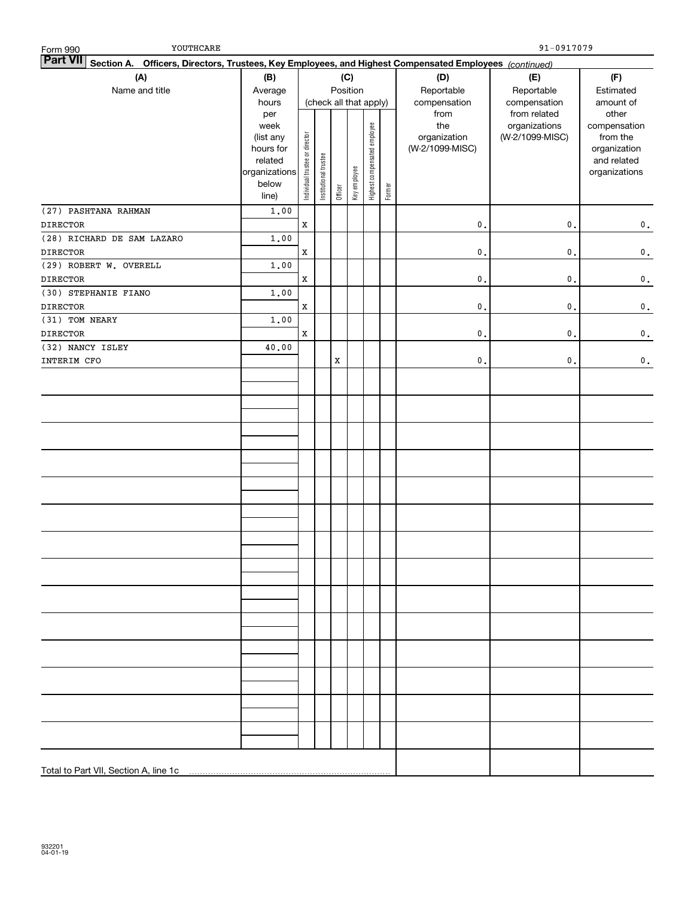Form 990 YOUTHCARE 91-0917079

**Part VII** **Section A. Officers, Directors, Trustees, Key Employees, and Highest Compensated Employees** *(continued)*

| (A) Name and title | (B) Average hours per week (list any hours for related organizations below line) | (C) Position (check all that apply): Individual trustee or director | Institutional trustee | Officer | Key employee | Highest compensated employee | Former | (D) Reportable compensation from the organization (W-2/1099-MISC) | (E) Reportable compensation from related organizations (W-2/1099-MISC) | (F) Estimated amount of other compensation from the organization and related organizations |
|---|---|---|---|---|---|---|---|---|---|---|
| (27) PASHTANA RAHMAN<br>DIRECTOR | 1.00 | X | | | | | | 0. | 0. | 0. |
| (28) RICHARD DE SAM LAZARO<br>DIRECTOR | 1.00 | X | | | | | | 0. | 0. | 0. |
| (29) ROBERT W. OVERELL<br>DIRECTOR | 1.00 | X | | | | | | 0. | 0. | 0. |
| (30) STEPHANIE FIANO<br>DIRECTOR | 1.00 | X | | | | | | 0. | 0. | 0. |
| (31) TOM NEARY<br>DIRECTOR | 1.00 | X | | | | | | 0. | 0. | 0. |
| (32) NANCY ISLEY<br>INTERIM CFO | 40.00 | | | X | | | | 0. | 0. | 0. |
| Total to Part VII, Section A, line 1c | | | | | | | | | | |

932201 04-01-19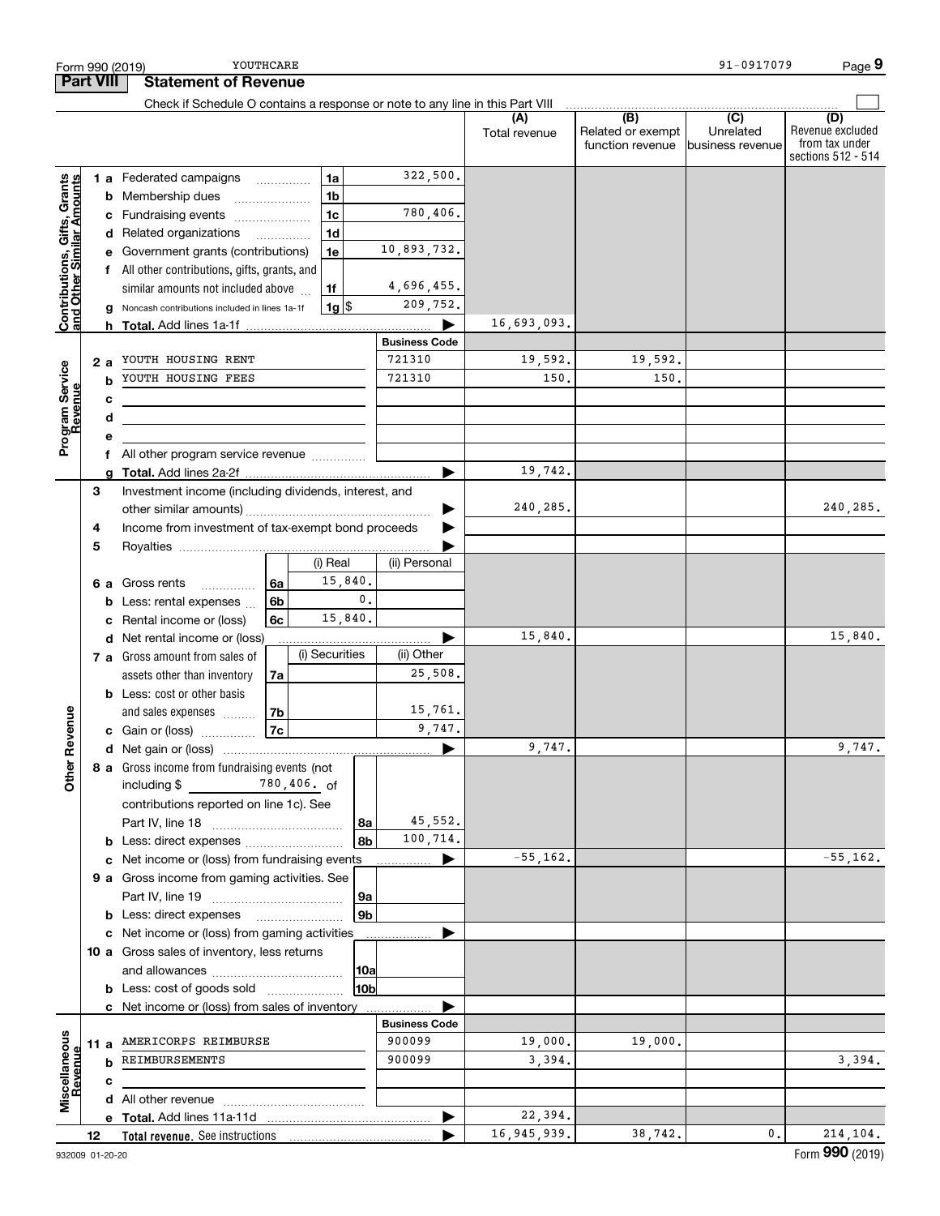Form 990 (2019) YOUTHCARE 91-0917079 Page 9

**Part VIII Statement of Revenue**

Check if Schedule O contains a response or note to any line in this Part VIII

| | | | | | (A) Total revenue | (B) Related or exempt function revenue | (C) Unrelated business revenue | (D) Revenue excluded from tax under sections 512 - 514 |
|---|---|---|---|---|---|---|---|---|
| Contributions, Gifts, Grants and Other Similar Amounts | 1 a | Federated campaigns | 1a | 322,500. | | | | |
| | b | Membership dues | 1b | | | | | |
| | c | Fundraising events | 1c | 780,406. | | | | |
| | d | Related organizations | 1d | | | | | |
| | e | Government grants (contributions) | 1e | 10,893,732. | | | | |
| | f | All other contributions, gifts, grants, and similar amounts not included above | 1f | 4,696,455. | | | | |
| | g | Noncash contributions included in lines 1a-1f | 1g $ | 209,752. | | | | |
| | h | **Total.** Add lines 1a-1f | | | 16,693,093. | | | |
| | | | | **Business Code** | | | | |
| Program Service Revenue | 2 a | YOUTH HOUSING RENT | | 721310 | 19,592. | 19,592. | | |
| | b | YOUTH HOUSING FEES | | 721310 | 150. | 150. | | |
| | c | | | | | | | |
| | d | | | | | | | |
| | e | | | | | | | |
| | f | All other program service revenue | | | | | | |
| | g | **Total.** Add lines 2a-2f | | | 19,742. | | | |
| Other Revenue | 3 | Investment income (including dividends, interest, and other similar amounts) | | | 240,285. | | | 240,285. |
| | 4 | Income from investment of tax-exempt bond proceeds | | | | | | |
| | 5 | Royalties | | | | | | |
| | | | | (i) Real / (ii) Personal | | | | |
| | 6 a | Gross rents | 6a | (i) 15,840. | | | | |
| | b | Less: rental expenses | 6b | (i) 0. | | | | |
| | c | Rental income or (loss) | 6c | (i) 15,840. | | | | |
| | d | Net rental income or (loss) | | | 15,840. | | | 15,840. |
| | | | | (i) Securities / (ii) Other | | | | |
| | 7 a | Gross amount from sales of assets other than inventory | 7a | (ii) 25,508. | | | | |
| | b | Less: cost or other basis and sales expenses | 7b | (ii) 15,761. | | | | |
| | c | Gain or (loss) | 7c | (ii) 9,747. | | | | |
| | d | Net gain or (loss) | | | 9,747. | | | 9,747. |
| | 8 a | Gross income from fundraising events (not including $ 780,406. of contributions reported on line 1c). See Part IV, line 18 | 8a | 45,552. | | | | |
| | b | Less: direct expenses | 8b | 100,714. | | | | |
| | c | Net income or (loss) from fundraising events | | | -55,162. | | | -55,162. |
| | 9 a | Gross income from gaming activities. See Part IV, line 19 | 9a | | | | | |
| | b | Less: direct expenses | 9b | | | | | |
| | c | Net income or (loss) from gaming activities | | | | | | |
| | 10 a | Gross sales of inventory, less returns and allowances | 10a | | | | | |
| | b | Less: cost of goods sold | 10b | | | | | |
| | c | Net income or (loss) from sales of inventory | | | | | | |
| | | | | **Business Code** | | | | |
| Miscellaneous Revenue | 11 a | AMERICORPS REIMBURSE | | 900099 | 19,000. | 19,000. | | |
| | b | REIMBURSEMENTS | | 900099 | 3,394. | | | 3,394. |
| | c | | | | | | | |
| | d | All other revenue | | | | | | |
| | e | **Total.** Add lines 11a-11d | | | 22,394. | | | |
| | 12 | **Total revenue.** See instructions | | | 16,945,939. | 38,742. | 0. | 214,104. |

932009 01-20-20 Form **990** (2019)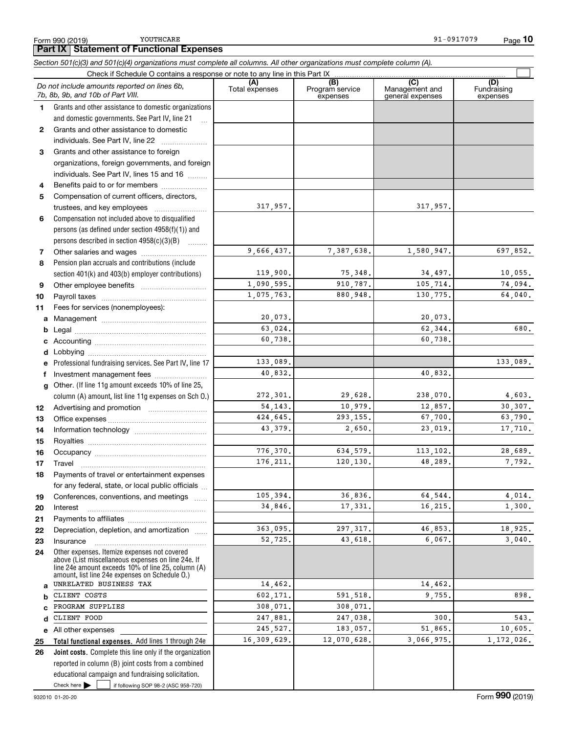Form 990 (2019) YOUTHCARE 91-0917079

## Part IX Statement of Functional Expenses

*Section 501(c)(3) and 501(c)(4) organizations must complete all columns. All other organizations must complete column (A).*

Check if Schedule O contains a response or note to any line in this Part IX

| *Do not include amounts reported on lines 6b, 7b, 8b, 9b, and 10b of Part VIII.* | (A) Total expenses | (B) Program service expenses | (C) Management and general expenses | (D) Fundraising expenses |
|---|---|---|---|---|
| **1** Grants and other assistance to domestic organizations and domestic governments. See Part IV, line 21 | | | | |
| **2** Grants and other assistance to domestic individuals. See Part IV, line 22 | | | | |
| **3** Grants and other assistance to foreign organizations, foreign governments, and foreign individuals. See Part IV, lines 15 and 16 | | | | |
| **4** Benefits paid to or for members | | | | |
| **5** Compensation of current officers, directors, trustees, and key employees | 317,957. | | 317,957. | |
| **6** Compensation not included above to disqualified persons (as defined under section 4958(f)(1)) and persons described in section 4958(c)(3)(B) | | | | |
| **7** Other salaries and wages | 9,666,437. | 7,387,638. | 1,580,947. | 697,852. |
| **8** Pension plan accruals and contributions (include section 401(k) and 403(b) employer contributions) | 119,900. | 75,348. | 34,497. | 10,055. |
| **9** Other employee benefits | 1,090,595. | 910,787. | 105,714. | 74,094. |
| **10** Payroll taxes | 1,075,763. | 880,948. | 130,775. | 64,040. |
| **11** Fees for services (nonemployees): | | | | |
| **a** Management | 20,073. | | 20,073. | |
| **b** Legal | 63,024. | | 62,344. | 680. |
| **c** Accounting | 60,738. | | 60,738. | |
| **d** Lobbying | | | | |
| **e** Professional fundraising services. See Part IV, line 17 | 133,089. | | | 133,089. |
| **f** Investment management fees | 40,832. | | 40,832. | |
| **g** Other. (If line 11g amount exceeds 10% of line 25, column (A) amount, list line 11g expenses on Sch O.) | 272,301. | 29,628. | 238,070. | 4,603. |
| **12** Advertising and promotion | 54,143. | 10,979. | 12,857. | 30,307. |
| **13** Office expenses | 424,645. | 293,155. | 67,700. | 63,790. |
| **14** Information technology | 43,379. | 2,650. | 23,019. | 17,710. |
| **15** Royalties | | | | |
| **16** Occupancy | 776,370. | 634,579. | 113,102. | 28,689. |
| **17** Travel | 176,211. | 120,130. | 48,289. | 7,792. |
| **18** Payments of travel or entertainment expenses for any federal, state, or local public officials | | | | |
| **19** Conferences, conventions, and meetings | 105,394. | 36,836. | 64,544. | 4,014. |
| **20** Interest | 34,846. | 17,331. | 16,215. | 1,300. |
| **21** Payments to affiliates | | | | |
| **22** Depreciation, depletion, and amortization | 363,095. | 297,317. | 46,853. | 18,925. |
| **23** Insurance | 52,725. | 43,618. | 6,067. | 3,040. |
| **24** Other expenses. Itemize expenses not covered above (List miscellaneous expenses on line 24e. If line 24e amount exceeds 10% of line 25, column (A) amount, list line 24e expenses on Schedule O.) | | | | |
| **a** UNRELATED BUSINESS TAX | 14,462. | | 14,462. | |
| **b** CLIENT COSTS | 602,171. | 591,518. | 9,755. | 898. |
| **c** PROGRAM SUPPLIES | 308,071. | 308,071. | | |
| **d** CLIENT FOOD | 247,881. | 247,038. | 300. | 543. |
| **e** All other expenses | 245,527. | 183,057. | 51,865. | 10,605. |
| **25 Total functional expenses.** Add lines 1 through 24e | 16,309,629. | 12,070,628. | 3,066,975. | 1,172,026. |
| **26 Joint costs.** Complete this line only if the organization reported in column (B) joint costs from a combined educational campaign and fundraising solicitation. Check here ☐ if following SOP 98-2 (ASC 958-720) | | | | |

932010 01-20-20 Form **990** (2019)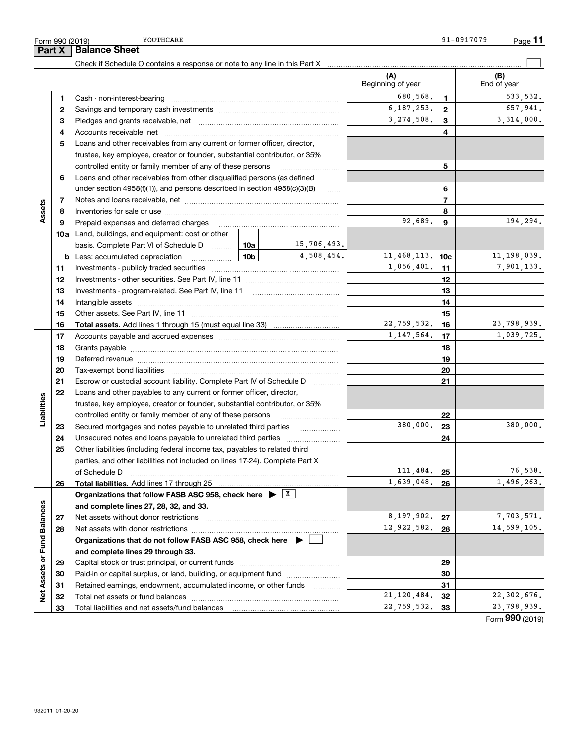Form 990 (2019) YOUTHCARE 91-0917079

## Part X Balance Sheet

Check if Schedule O contains a response or note to any line in this Part X

| | | | | | (A) Beginning of year | | (B) End of year |
|---|---|---|---|---|---|---|---|
| Assets | 1 | Cash - non-interest-bearing | | | 680,568. | 1 | 533,532. |
| | 2 | Savings and temporary cash investments | | | 6,187,253. | 2 | 657,941. |
| | 3 | Pledges and grants receivable, net | | | 3,274,508. | 3 | 3,314,000. |
| | 4 | Accounts receivable, net | | | | 4 | |
| | 5 | Loans and other receivables from any current or former officer, director, trustee, key employee, creator or founder, substantial contributor, or 35% controlled entity or family member of any of these persons | | | | 5 | |
| | 6 | Loans and other receivables from other disqualified persons (as defined under section 4958(f)(1)), and persons described in section 4958(c)(3)(B) | | | | 6 | |
| | 7 | Notes and loans receivable, net | | | | 7 | |
| | 8 | Inventories for sale or use | | | | 8 | |
| | 9 | Prepaid expenses and deferred charges | | | 92,689. | 9 | 194,294. |
| | 10a | Land, buildings, and equipment: cost or other basis. Complete Part VI of Schedule D | 10a | 15,706,493. | | | |
| | b | Less: accumulated depreciation | 10b | 4,508,454. | 11,468,113. | 10c | 11,198,039. |
| | 11 | Investments - publicly traded securities | | | 1,056,401. | 11 | 7,901,133. |
| | 12 | Investments - other securities. See Part IV, line 11 | | | | 12 | |
| | 13 | Investments - program-related. See Part IV, line 11 | | | | 13 | |
| | 14 | Intangible assets | | | | 14 | |
| | 15 | Other assets. See Part IV, line 11 | | | | 15 | |
| | 16 | **Total assets.** Add lines 1 through 15 (must equal line 33) | | | 22,759,532. | 16 | 23,798,939. |
| Liabilities | 17 | Accounts payable and accrued expenses | | | 1,147,564. | 17 | 1,039,725. |
| | 18 | Grants payable | | | | 18 | |
| | 19 | Deferred revenue | | | | 19 | |
| | 20 | Tax-exempt bond liabilities | | | | 20 | |
| | 21 | Escrow or custodial account liability. Complete Part IV of Schedule D | | | | 21 | |
| | 22 | Loans and other payables to any current or former officer, director, trustee, key employee, creator or founder, substantial contributor, or 35% controlled entity or family member of any of these persons | | | | 22 | |
| | 23 | Secured mortgages and notes payable to unrelated third parties | | | 380,000. | 23 | 380,000. |
| | 24 | Unsecured notes and loans payable to unrelated third parties | | | | 24 | |
| | 25 | Other liabilities (including federal income tax, payables to related third parties, and other liabilities not included on lines 17-24). Complete Part X of Schedule D | | | 111,484. | 25 | 76,538. |
| | 26 | **Total liabilities.** Add lines 17 through 25 | | | 1,639,048. | 26 | 1,496,263. |
| Net Assets or Fund Balances | | **Organizations that follow FASB ASC 958, check here** ▶ X **and complete lines 27, 28, 32, and 33.** | | | | | |
| | 27 | Net assets without donor restrictions | | | 8,197,902. | 27 | 7,703,571. |
| | 28 | Net assets with donor restrictions | | | 12,922,582. | 28 | 14,599,105. |
| | | **Organizations that do not follow FASB ASC 958, check here** ▶ ☐ **and complete lines 29 through 33.** | | | | | |
| | 29 | Capital stock or trust principal, or current funds | | | | 29 | |
| | 30 | Paid-in or capital surplus, or land, building, or equipment fund | | | | 30 | |
| | 31 | Retained earnings, endowment, accumulated income, or other funds | | | | 31 | |
| | 32 | Total net assets or fund balances | | | 21,120,484. | 32 | 22,302,676. |
| | 33 | Total liabilities and net assets/fund balances | | | 22,759,532. | 33 | 23,798,939. |

Form **990** (2019)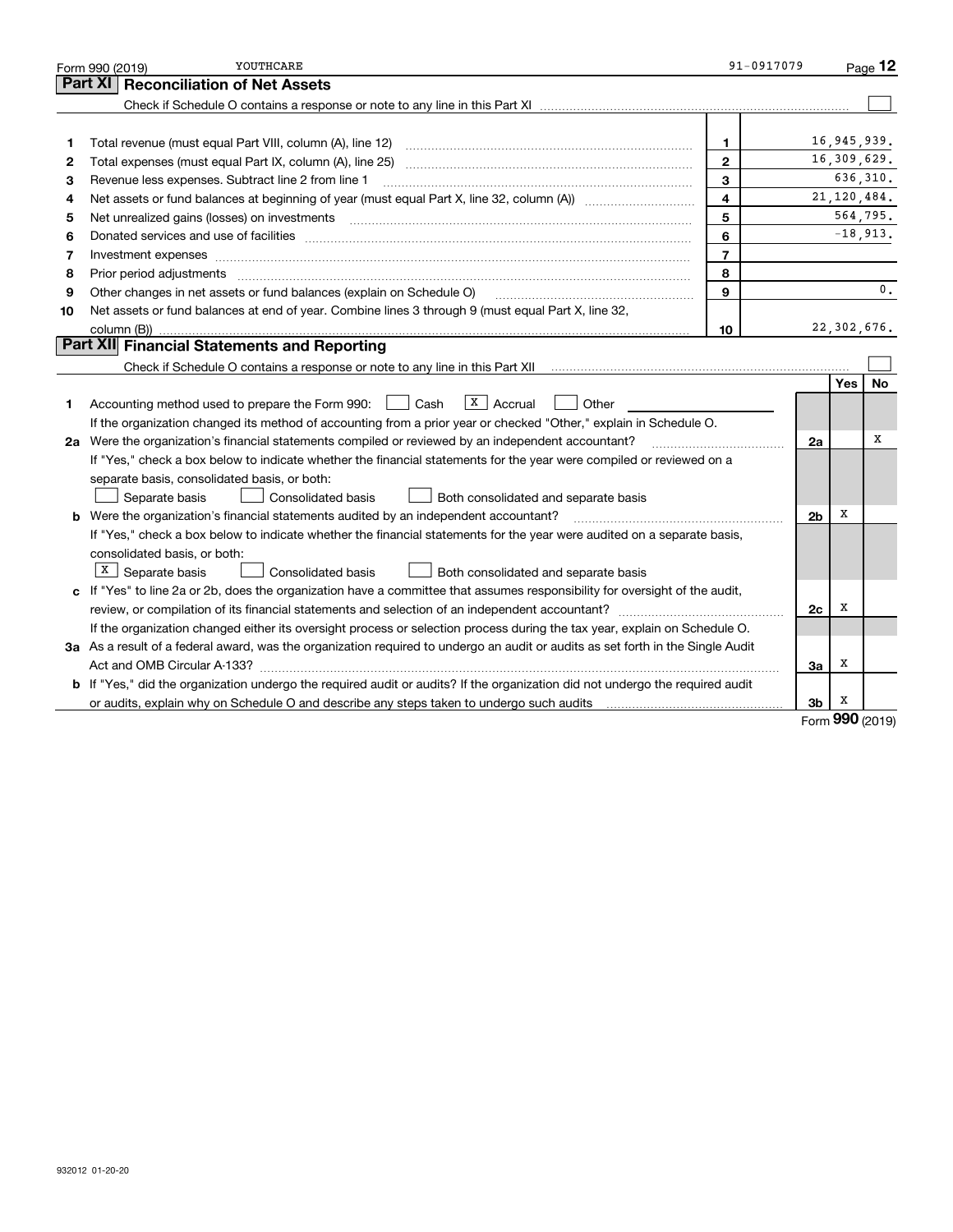Form 990 (2019) YOUTHCARE 91-0917079 Page 12

## Part XI Reconciliation of Net Assets

Check if Schedule O contains a response or note to any line in this Part XI ☐

| | | | |
|---|---|---|---|
| 1 | Total revenue (must equal Part VIII, column (A), line 12) | 1 | 16,945,939. |
| 2 | Total expenses (must equal Part IX, column (A), line 25) | 2 | 16,309,629. |
| 3 | Revenue less expenses. Subtract line 2 from line 1 | 3 | 636,310. |
| 4 | Net assets or fund balances at beginning of year (must equal Part X, line 32, column (A)) | 4 | 21,120,484. |
| 5 | Net unrealized gains (losses) on investments | 5 | 564,795. |
| 6 | Donated services and use of facilities | 6 | -18,913. |
| 7 | Investment expenses | 7 | |
| 8 | Prior period adjustments | 8 | |
| 9 | Other changes in net assets or fund balances (explain on Schedule O) | 9 | 0. |
| 10 | Net assets or fund balances at end of year. Combine lines 3 through 9 (must equal Part X, line 32, column (B)) | 10 | 22,302,676. |

## Part XII Financial Statements and Reporting

Check if Schedule O contains a response or note to any line in this Part XII ☐

| | | | Yes | No |
|---|---|---|---|---|
| 1 | Accounting method used to prepare the Form 990: ☐ Cash ☒ Accrual ☐ Other<br>If the organization changed its method of accounting from a prior year or checked "Other," explain in Schedule O. | | | |
| 2a | Were the organization's financial statements compiled or reviewed by an independent accountant?<br>If "Yes," check a box below to indicate whether the financial statements for the year were compiled or reviewed on a separate basis, consolidated basis, or both:<br>☐ Separate basis ☐ Consolidated basis ☐ Both consolidated and separate basis | 2a | | X |
| b | Were the organization's financial statements audited by an independent accountant?<br>If "Yes," check a box below to indicate whether the financial statements for the year were audited on a separate basis, consolidated basis, or both:<br>☒ Separate basis ☐ Consolidated basis ☐ Both consolidated and separate basis | 2b | X | |
| c | If "Yes" to line 2a or 2b, does the organization have a committee that assumes responsibility for oversight of the audit, review, or compilation of its financial statements and selection of an independent accountant?<br>If the organization changed either its oversight process or selection process during the tax year, explain on Schedule O. | 2c | X | |
| 3a | As a result of a federal award, was the organization required to undergo an audit or audits as set forth in the Single Audit Act and OMB Circular A-133? | 3a | X | |
| b | If "Yes," did the organization undergo the required audit or audits? If the organization did not undergo the required audit or audits, explain why on Schedule O and describe any steps taken to undergo such audits | 3b | X | |

Form **990** (2019)

932012 01-20-20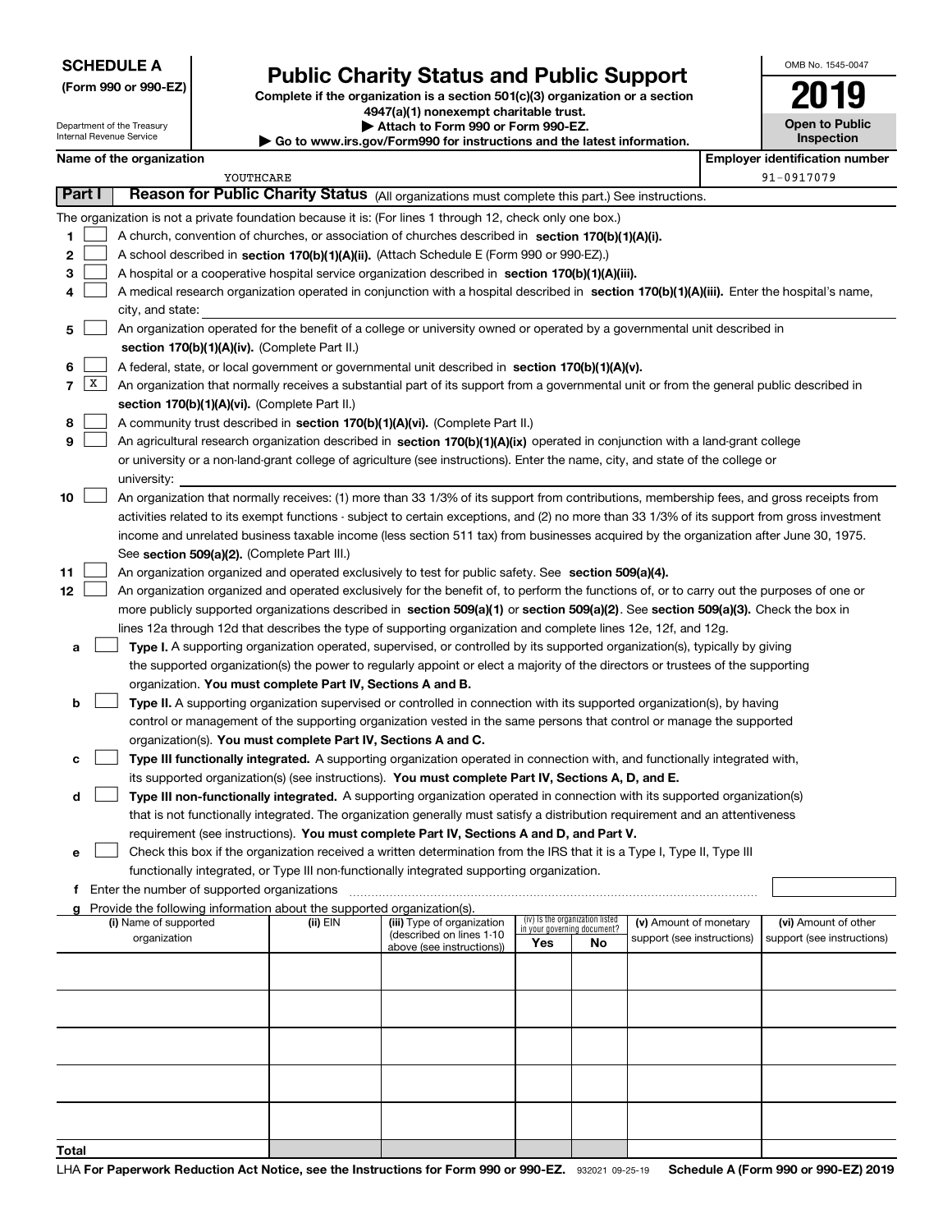**SCHEDULE A**
**(Form 990 or 990-EZ)**

Department of the Treasury
Internal Revenue Service

# Public Charity Status and Public Support

**Complete if the organization is a section 501(c)(3) organization or a section 4947(a)(1) nonexempt charitable trust.**
**▶ Attach to Form 990 or Form 990-EZ.**
**▶ Go to www.irs.gov/Form990 for instructions and the latest information.**

OMB No. 1545-0047

**2019**

**Open to Public Inspection**

**Name of the organization**
YOUTHCARE

**Employer identification number**
91-0917079

**Part I** **Reason for Public Charity Status** (All organizations must complete this part.) See instructions.

The organization is not a private foundation because it is: (For lines 1 through 12, check only one box.)

1 ☐ A church, convention of churches, or association of churches described in **section 170(b)(1)(A)(i).**

2 ☐ A school described in **section 170(b)(1)(A)(ii).** (Attach Schedule E (Form 990 or 990-EZ).)

3 ☐ A hospital or a cooperative hospital service organization described in **section 170(b)(1)(A)(iii).**

4 ☐ A medical research organization operated in conjunction with a hospital described in **section 170(b)(1)(A)(iii).** Enter the hospital's name, city, and state:

5 ☐ An organization operated for the benefit of a college or university owned or operated by a governmental unit described in **section 170(b)(1)(A)(iv).** (Complete Part II.)

6 ☐ A federal, state, or local government or governmental unit described in **section 170(b)(1)(A)(v).**

7 ☒ An organization that normally receives a substantial part of its support from a governmental unit or from the general public described in **section 170(b)(1)(A)(vi).** (Complete Part II.)

8 ☐ A community trust described in **section 170(b)(1)(A)(vi).** (Complete Part II.)

9 ☐ An agricultural research organization described in **section 170(b)(1)(A)(ix)** operated in conjunction with a land-grant college or university or a non-land-grant college of agriculture (see instructions). Enter the name, city, and state of the college or university:

10 ☐ An organization that normally receives: (1) more than 33 1/3% of its support from contributions, membership fees, and gross receipts from activities related to its exempt functions - subject to certain exceptions, and (2) no more than 33 1/3% of its support from gross investment income and unrelated business taxable income (less section 511 tax) from businesses acquired by the organization after June 30, 1975. See **section 509(a)(2).** (Complete Part III.)

11 ☐ An organization organized and operated exclusively to test for public safety. See **section 509(a)(4).**

12 ☐ An organization organized and operated exclusively for the benefit of, to perform the functions of, or to carry out the purposes of one or more publicly supported organizations described in **section 509(a)(1)** or **section 509(a)(2)**. See **section 509(a)(3).** Check the box in lines 12a through 12d that describes the type of supporting organization and complete lines 12e, 12f, and 12g.

a ☐ **Type I.** A supporting organization operated, supervised, or controlled by its supported organization(s), typically by giving the supported organization(s) the power to regularly appoint or elect a majority of the directors or trustees of the supporting organization. **You must complete Part IV, Sections A and B.**

b ☐ **Type II.** A supporting organization supervised or controlled in connection with its supported organization(s), by having control or management of the supporting organization vested in the same persons that control or manage the supported organization(s). **You must complete Part IV, Sections A and C.**

c ☐ **Type III functionally integrated.** A supporting organization operated in connection with, and functionally integrated with, its supported organization(s) (see instructions). **You must complete Part IV, Sections A, D, and E.**

d ☐ **Type III non-functionally integrated.** A supporting organization operated in connection with its supported organization(s) that is not functionally integrated. The organization generally must satisfy a distribution requirement and an attentiveness requirement (see instructions). **You must complete Part IV, Sections A and D, and Part V.**

e ☐ Check this box if the organization received a written determination from the IRS that it is a Type I, Type II, Type III functionally integrated, or Type III non-functionally integrated supporting organization.

f Enter the number of supported organizations

g Provide the following information about the supported organization(s).

| (i) Name of supported organization | (ii) EIN | (iii) Type of organization (described on lines 1-10 above (see instructions)) | (iv) Is the organization listed in your governing document? Yes | No | (v) Amount of monetary support (see instructions) | (vi) Amount of other support (see instructions) |
|---|---|---|---|---|---|---|
| | | | | | | |
| | | | | | | |
| | | | | | | |
| | | | | | | |
| | | | | | | |
| **Total** | | | | | | |

LHA **For Paperwork Reduction Act Notice, see the Instructions for Form 990 or 990-EZ.** 932021 09-25-19 **Schedule A (Form 990 or 990-EZ) 2019**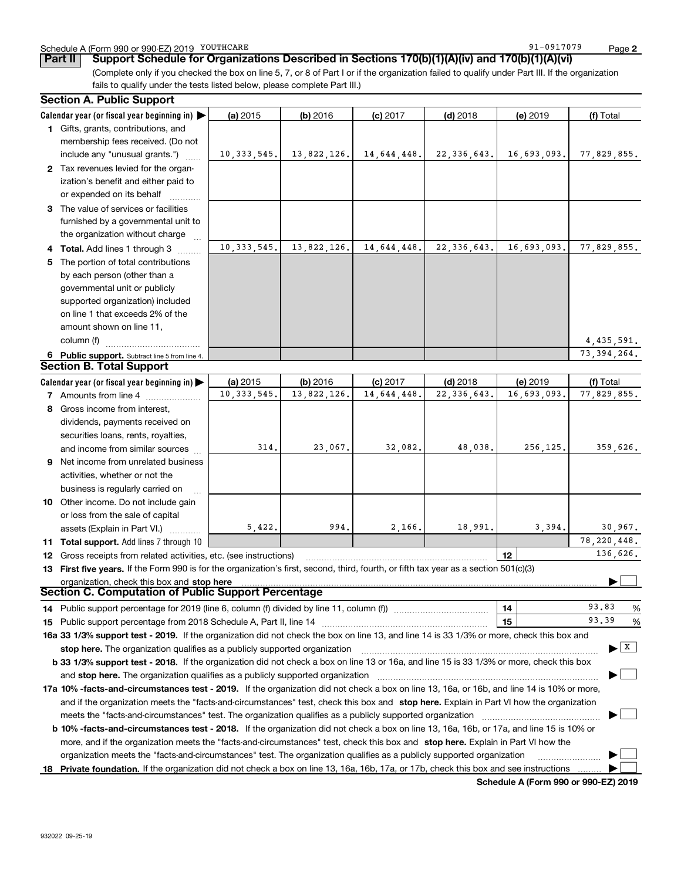Schedule A (Form 990 or 990-EZ) 2019 YOUTHCARE 91-0917079

**Part II Support Schedule for Organizations Described in Sections 170(b)(1)(A)(iv) and 170(b)(1)(A)(vi)**

(Complete only if you checked the box on line 5, 7, or 8 of Part I or if the organization failed to qualify under Part III. If the organization fails to qualify under the tests listed below, please complete Part III.)

### Section A. Public Support

| Calendar year (or fiscal year beginning in) ▶ | (a) 2015 | (b) 2016 | (c) 2017 | (d) 2018 | (e) 2019 | (f) Total |
|---|---|---|---|---|---|---|
| **1** Gifts, grants, contributions, and membership fees received. (Do not include any "unusual grants.") | 10,333,545. | 13,822,126. | 14,644,448. | 22,336,643. | 16,693,093. | 77,829,855. |
| **2** Tax revenues levied for the organization's benefit and either paid to or expended on its behalf | | | | | | |
| **3** The value of services or facilities furnished by a governmental unit to the organization without charge | | | | | | |
| **4 Total.** Add lines 1 through 3 | 10,333,545. | 13,822,126. | 14,644,448. | 22,336,643. | 16,693,093. | 77,829,855. |
| **5** The portion of total contributions by each person (other than a governmental unit or publicly supported organization) included on line 1 that exceeds 2% of the amount shown on line 11, column (f) | | | | | | 4,435,591. |
| **6 Public support.** Subtract line 5 from line 4. | | | | | | 73,394,264. |

### Section B. Total Support

| Calendar year (or fiscal year beginning in) ▶ | (a) 2015 | (b) 2016 | (c) 2017 | (d) 2018 | (e) 2019 | (f) Total |
|---|---|---|---|---|---|---|
| **7** Amounts from line 4 | 10,333,545. | 13,822,126. | 14,644,448. | 22,336,643. | 16,693,093. | 77,829,855. |
| **8** Gross income from interest, dividends, payments received on securities loans, rents, royalties, and income from similar sources | 314. | 23,067. | 32,082. | 48,038. | 256,125. | 359,626. |
| **9** Net income from unrelated business activities, whether or not the business is regularly carried on | | | | | | |
| **10** Other income. Do not include gain or loss from the sale of capital assets (Explain in Part VI.) | 5,422. | 994. | 2,166. | 18,991. | 3,394. | 30,967. |
| **11 Total support.** Add lines 7 through 10 | | | | | | 78,220,448. |

**12** Gross receipts from related activities, etc. (see instructions) — **12** — 136,626.

**13 First five years.** If the Form 990 is for the organization's first, second, third, fourth, or fifth tax year as a section 501(c)(3) organization, check this box and **stop here** ▶ ☐

### Section C. Computation of Public Support Percentage

**14** Public support percentage for 2019 (line 6, column (f) divided by line 11, column (f)) — **14** — 93.83 %

**15** Public support percentage from 2018 Schedule A, Part II, line 14 — **15** — 93.39 %

**16a 33 1/3% support test - 2019.** If the organization did not check the box on line 13, and line 14 is 33 1/3% or more, check this box and **stop here.** The organization qualifies as a publicly supported organization ▶ ☒

**b 33 1/3% support test - 2018.** If the organization did not check a box on line 13 or 16a, and line 15 is 33 1/3% or more, check this box and **stop here.** The organization qualifies as a publicly supported organization ▶ ☐

**17a 10% -facts-and-circumstances test - 2019.** If the organization did not check a box on line 13, 16a, or 16b, and line 14 is 10% or more, and if the organization meets the "facts-and-circumstances" test, check this box and **stop here.** Explain in Part VI how the organization meets the "facts-and-circumstances" test. The organization qualifies as a publicly supported organization ▶ ☐

**b 10% -facts-and-circumstances test - 2018.** If the organization did not check a box on line 13, 16a, 16b, or 17a, and line 15 is 10% or more, and if the organization meets the "facts-and-circumstances" test, check this box and **stop here.** Explain in Part VI how the organization meets the "facts-and-circumstances" test. The organization qualifies as a publicly supported organization ▶ ☐

**18 Private foundation.** If the organization did not check a box on line 13, 16a, 16b, 17a, or 17b, check this box and see instructions ▶ ☐

**Schedule A (Form 990 or 990-EZ) 2019**

932022 09-25-19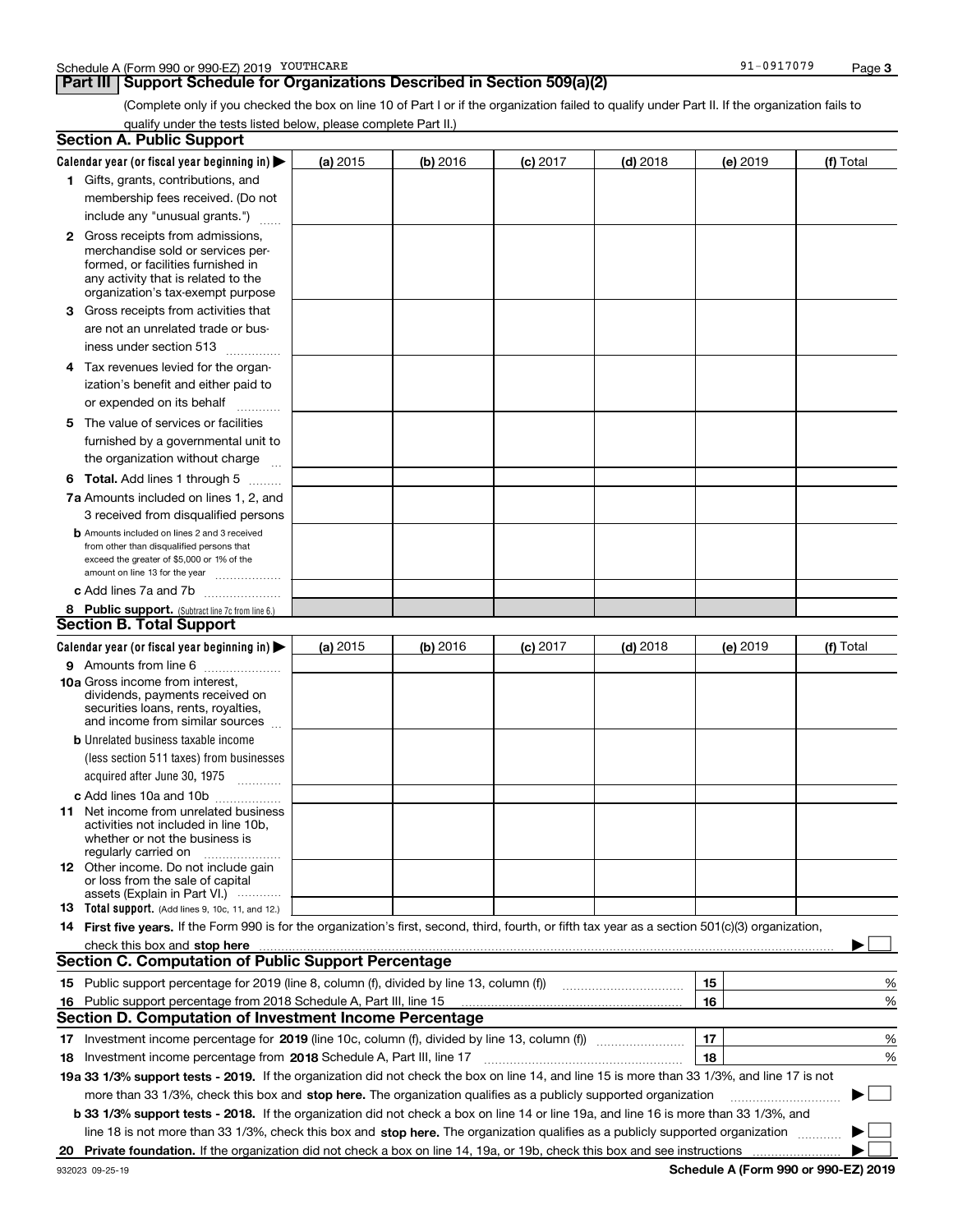Schedule A (Form 990 or 990-EZ) 2019 YOUTHCARE 91-0917079

## Part III Support Schedule for Organizations Described in Section 509(a)(2)

(Complete only if you checked the box on line 10 of Part I or if the organization failed to qualify under Part II. If the organization fails to qualify under the tests listed below, please complete Part II.)

### Section A. Public Support

| Calendar year (or fiscal year beginning in) ▶ | (a) 2015 | (b) 2016 | (c) 2017 | (d) 2018 | (e) 2019 | (f) Total |
|---|---|---|---|---|---|---|
| 1 Gifts, grants, contributions, and membership fees received. (Do not include any "unusual grants.") | | | | | | |
| 2 Gross receipts from admissions, merchandise sold or services performed, or facilities furnished in any activity that is related to the organization's tax-exempt purpose | | | | | | |
| 3 Gross receipts from activities that are not an unrelated trade or business under section 513 | | | | | | |
| 4 Tax revenues levied for the organization's benefit and either paid to or expended on its behalf | | | | | | |
| 5 The value of services or facilities furnished by a governmental unit to the organization without charge | | | | | | |
| 6 **Total.** Add lines 1 through 5 | | | | | | |
| 7a Amounts included on lines 1, 2, and 3 received from disqualified persons | | | | | | |
| b Amounts included on lines 2 and 3 received from other than disqualified persons that exceed the greater of $5,000 or 1% of the amount on line 13 for the year | | | | | | |
| c Add lines 7a and 7b | | | | | | |
| 8 **Public support.** (Subtract line 7c from line 6.) | | | | | | |

### Section B. Total Support

| Calendar year (or fiscal year beginning in) ▶ | (a) 2015 | (b) 2016 | (c) 2017 | (d) 2018 | (e) 2019 | (f) Total |
|---|---|---|---|---|---|---|
| 9 Amounts from line 6 | | | | | | |
| 10a Gross income from interest, dividends, payments received on securities loans, rents, royalties, and income from similar sources | | | | | | |
| b Unrelated business taxable income (less section 511 taxes) from businesses acquired after June 30, 1975 | | | | | | |
| c Add lines 10a and 10b | | | | | | |
| 11 Net income from unrelated business activities not included in line 10b, whether or not the business is regularly carried on | | | | | | |
| 12 Other income. Do not include gain or loss from the sale of capital assets (Explain in Part VI.) | | | | | | |
| 13 **Total support.** (Add lines 9, 10c, 11, and 12.) | | | | | | |

**14 First five years.** If the Form 990 is for the organization's first, second, third, fourth, or fifth tax year as a section 501(c)(3) organization, check this box and **stop here** ▶ ☐

### Section C. Computation of Public Support Percentage

| | | | |
|---|---|---|---|
| 15 | Public support percentage for 2019 (line 8, column (f), divided by line 13, column (f)) | 15 | % |
| 16 | Public support percentage from 2018 Schedule A, Part III, line 15 | 16 | % |

### Section D. Computation of Investment Income Percentage

| | | | |
|---|---|---|---|
| 17 | Investment income percentage for **2019** (line 10c, column (f), divided by line 13, column (f)) | 17 | % |
| 18 | Investment income percentage from **2018** Schedule A, Part III, line 17 | 18 | % |

**19a 33 1/3% support tests - 2019.** If the organization did not check the box on line 14, and line 15 is more than 33 1/3%, and line 17 is not more than 33 1/3%, check this box and **stop here.** The organization qualifies as a publicly supported organization ▶ ☐

**b 33 1/3% support tests - 2018.** If the organization did not check a box on line 14 or line 19a, and line 16 is more than 33 1/3%, and line 18 is not more than 33 1/3%, check this box and **stop here.** The organization qualifies as a publicly supported organization ▶ ☐

**20 Private foundation.** If the organization did not check a box on line 14, 19a, or 19b, check this box and see instructions ▶ ☐

932023 09-25-19 **Schedule A (Form 990 or 990-EZ) 2019**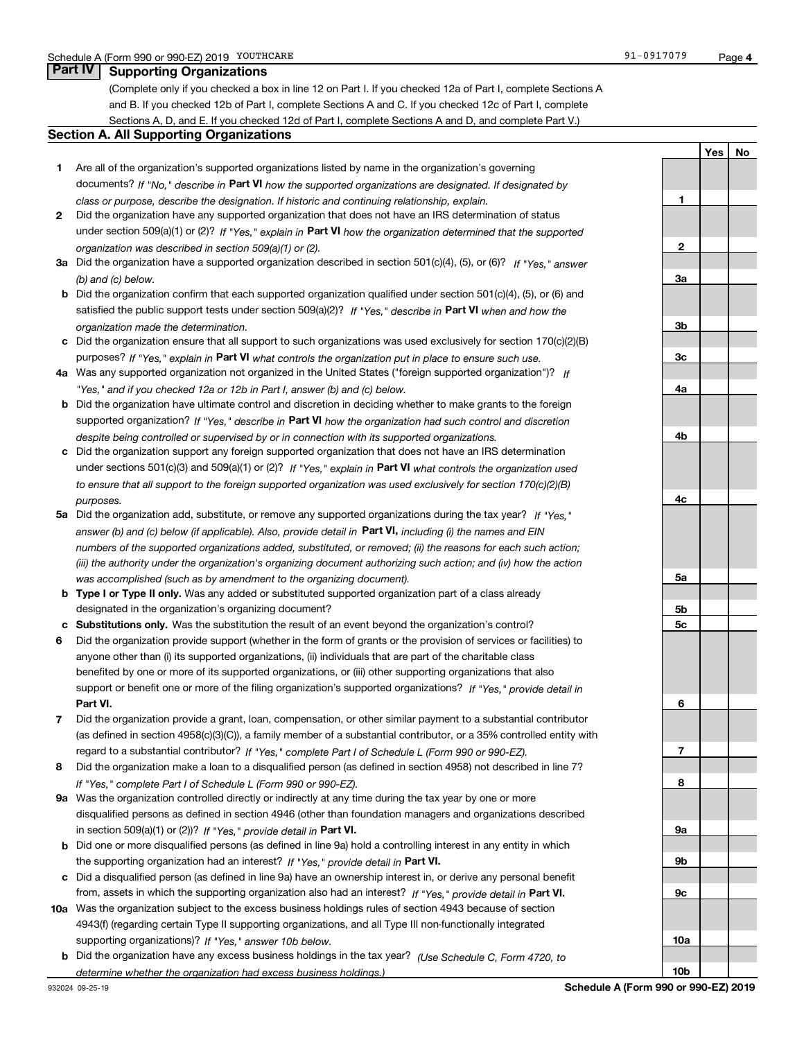Schedule A (Form 990 or 990-EZ) 2019 YOUTHCARE 91-0917079

## Part IV Supporting Organizations

(Complete only if you checked a box in line 12 on Part I. If you checked 12a of Part I, complete Sections A and B. If you checked 12b of Part I, complete Sections A and C. If you checked 12c of Part I, complete Sections A, D, and E. If you checked 12d of Part I, complete Sections A and D, and complete Part V.)

### Section A. All Supporting Organizations

| | | Line | Yes | No |
|---|---|---|---|---|
| **1** | Are all of the organization's supported organizations listed by name in the organization's governing documents? *If "No," describe in* **Part VI** *how the supported organizations are designated. If designated by class or purpose, describe the designation. If historic and continuing relationship, explain.* | 1 | | |
| **2** | Did the organization have any supported organization that does not have an IRS determination of status under section 509(a)(1) or (2)? *If "Yes," explain in* **Part VI** *how the organization determined that the supported organization was described in section 509(a)(1) or (2).* | 2 | | |
| **3a** | Did the organization have a supported organization described in section 501(c)(4), (5), or (6)? *If "Yes," answer (b) and (c) below.* | 3a | | |
| **b** | Did the organization confirm that each supported organization qualified under section 501(c)(4), (5), or (6) and satisfied the public support tests under section 509(a)(2)? *If "Yes," describe in* **Part VI** *when and how the organization made the determination.* | 3b | | |
| **c** | Did the organization ensure that all support to such organizations was used exclusively for section 170(c)(2)(B) purposes? *If "Yes," explain in* **Part VI** *what controls the organization put in place to ensure such use.* | 3c | | |
| **4a** | Was any supported organization not organized in the United States ("foreign supported organization")? *If "Yes," and if you checked 12a or 12b in Part I, answer (b) and (c) below.* | 4a | | |
| **b** | Did the organization have ultimate control and discretion in deciding whether to make grants to the foreign supported organization? *If "Yes," describe in* **Part VI** *how the organization had such control and discretion despite being controlled or supervised by or in connection with its supported organizations.* | 4b | | |
| **c** | Did the organization support any foreign supported organization that does not have an IRS determination under sections 501(c)(3) and 509(a)(1) or (2)? *If "Yes," explain in* **Part VI** *what controls the organization used to ensure that all support to the foreign supported organization was used exclusively for section 170(c)(2)(B) purposes.* | 4c | | |
| **5a** | Did the organization add, substitute, or remove any supported organizations during the tax year? *If "Yes," answer (b) and (c) below (if applicable). Also, provide detail in* **Part VI,** *including (i) the names and EIN numbers of the supported organizations added, substituted, or removed; (ii) the reasons for each such action; (iii) the authority under the organization's organizing document authorizing such action; and (iv) how the action was accomplished (such as by amendment to the organizing document).* | 5a | | |
| **b** | **Type I or Type II only.** Was any added or substituted supported organization part of a class already designated in the organization's organizing document? | 5b | | |
| **c** | **Substitutions only.** Was the substitution the result of an event beyond the organization's control? | 5c | | |
| **6** | Did the organization provide support (whether in the form of grants or the provision of services or facilities) to anyone other than (i) its supported organizations, (ii) individuals that are part of the charitable class benefited by one or more of its supported organizations, or (iii) other supporting organizations that also support or benefit one or more of the filing organization's supported organizations? *If "Yes," provide detail in* **Part VI.** | 6 | | |
| **7** | Did the organization provide a grant, loan, compensation, or other similar payment to a substantial contributor (as defined in section 4958(c)(3)(C)), a family member of a substantial contributor, or a 35% controlled entity with regard to a substantial contributor? *If "Yes," complete Part I of Schedule L (Form 990 or 990-EZ).* | 7 | | |
| **8** | Did the organization make a loan to a disqualified person (as defined in section 4958) not described in line 7? *If "Yes," complete Part I of Schedule L (Form 990 or 990-EZ).* | 8 | | |
| **9a** | Was the organization controlled directly or indirectly at any time during the tax year by one or more disqualified persons as defined in section 4946 (other than foundation managers and organizations described in section 509(a)(1) or (2))? *If "Yes," provide detail in* **Part VI.** | 9a | | |
| **b** | Did one or more disqualified persons (as defined in line 9a) hold a controlling interest in any entity in which the supporting organization had an interest? *If "Yes," provide detail in* **Part VI.** | 9b | | |
| **c** | Did a disqualified person (as defined in line 9a) have an ownership interest in, or derive any personal benefit from, assets in which the supporting organization also had an interest? *If "Yes," provide detail in* **Part VI.** | 9c | | |
| **10a** | Was the organization subject to the excess business holdings rules of section 4943 because of section 4943(f) (regarding certain Type II supporting organizations, and all Type III non-functionally integrated supporting organizations)? *If "Yes," answer 10b below.* | 10a | | |
| **b** | Did the organization have any excess business holdings in the tax year? *(Use Schedule C, Form 4720, to determine whether the organization had excess business holdings.)* | 10b | | |

932024 09-25-19 **Schedule A (Form 990 or 990-EZ) 2019**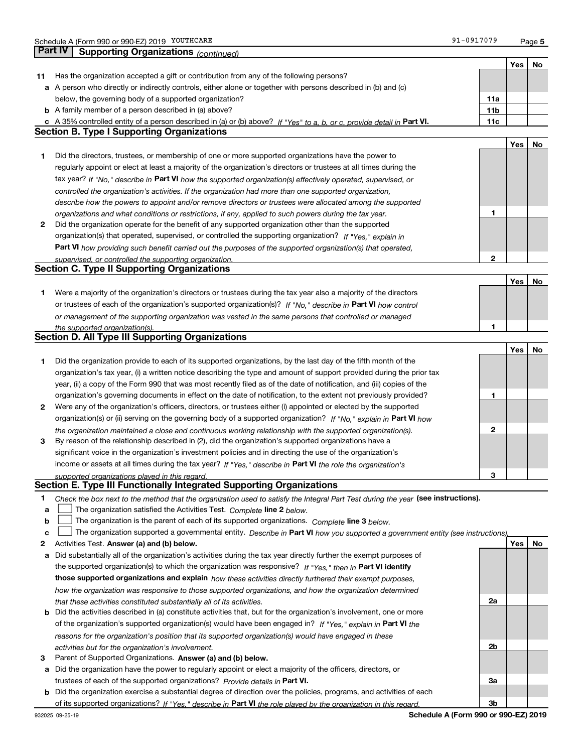## Part IV Supporting Organizations *(continued)*

| | | | Yes | No |
|---|---|---|---|---|
| **11** | Has the organization accepted a gift or contribution from any of the following persons? | | | |
| **a** | A person who directly or indirectly controls, either alone or together with persons described in (b) and (c) below, the governing body of a supported organization? | **11a** | | |
| **b** | A family member of a person described in (a) above? | **11b** | | |
| **c** | A 35% controlled entity of a person described in (a) or (b) above? *If "Yes" to a, b, or c, provide detail in* **Part VI.** | **11c** | | |

### Section B. Type I Supporting Organizations

| | | | Yes | No |
|---|---|---|---|---|
| **1** | Did the directors, trustees, or membership of one or more supported organizations have the power to regularly appoint or elect at least a majority of the organization's directors or trustees at all times during the tax year? *If "No," describe in* **Part VI** *how the supported organization(s) effectively operated, supervised, or controlled the organization's activities. If the organization had more than one supported organization, describe how the powers to appoint and/or remove directors or trustees were allocated among the supported organizations and what conditions or restrictions, if any, applied to such powers during the tax year.* | **1** | | |
| **2** | Did the organization operate for the benefit of any supported organization other than the supported organization(s) that operated, supervised, or controlled the supporting organization? *If "Yes," explain in* **Part VI** *how providing such benefit carried out the purposes of the supported organization(s) that operated, supervised, or controlled the supporting organization.* | **2** | | |

### Section C. Type II Supporting Organizations

| | | | Yes | No |
|---|---|---|---|---|
| **1** | Were a majority of the organization's directors or trustees during the tax year also a majority of the directors or trustees of each of the organization's supported organization(s)? *If "No," describe in* **Part VI** *how control or management of the supporting organization was vested in the same persons that controlled or managed the supported organization(s).* | **1** | | |

### Section D. All Type III Supporting Organizations

| | | | Yes | No |
|---|---|---|---|---|
| **1** | Did the organization provide to each of its supported organizations, by the last day of the fifth month of the organization's tax year, (i) a written notice describing the type and amount of support provided during the prior tax year, (ii) a copy of the Form 990 that was most recently filed as of the date of notification, and (iii) copies of the organization's governing documents in effect on the date of notification, to the extent not previously provided? | **1** | | |
| **2** | Were any of the organization's officers, directors, or trustees either (i) appointed or elected by the supported organization(s) or (ii) serving on the governing body of a supported organization? *If "No," explain in* **Part VI** *how the organization maintained a close and continuous working relationship with the supported organization(s).* | **2** | | |
| **3** | By reason of the relationship described in (2), did the organization's supported organizations have a significant voice in the organization's investment policies and in directing the use of the organization's income or assets at all times during the tax year? *If "Yes," describe in* **Part VI** *the role the organization's supported organizations played in this regard.* | **3** | | |

### Section E. Type III Functionally Integrated Supporting Organizations

**1** *Check the box next to the method that the organization used to satisfy the Integral Part Test during the year* **(see instructions).**

- **a** ☐ The organization satisfied the Activities Test. *Complete* **line 2** *below.*
- **b** ☐ The organization is the parent of each of its supported organizations. *Complete* **line 3** *below.*
- **c** ☐ The organization supported a governmental entity. *Describe in* **Part VI** *how you supported a government entity (see instructions).*

| | | | Yes | No |
|---|---|---|---|---|
| **2** | Activities Test. **Answer (a) and (b) below.** | | | |
| **a** | Did substantially all of the organization's activities during the tax year directly further the exempt purposes of the supported organization(s) to which the organization was responsive? *If "Yes," then in* **Part VI identify those supported organizations and explain** *how these activities directly furthered their exempt purposes, how the organization was responsive to those supported organizations, and how the organization determined that these activities constituted substantially all of its activities.* | **2a** | | |
| **b** | Did the activities described in (a) constitute activities that, but for the organization's involvement, one or more of the organization's supported organization(s) would have been engaged in? *If "Yes," explain in* **Part VI** *the reasons for the organization's position that its supported organization(s) would have engaged in these activities but for the organization's involvement.* | **2b** | | |
| **3** | Parent of Supported Organizations. **Answer (a) and (b) below.** | | | |
| **a** | Did the organization have the power to regularly appoint or elect a majority of the officers, directors, or trustees of each of the supported organizations? *Provide details in* **Part VI.** | **3a** | | |
| **b** | Did the organization exercise a substantial degree of direction over the policies, programs, and activities of each of its supported organizations? *If "Yes," describe in* **Part VI** *the role played by the organization in this regard.* | **3b** | | |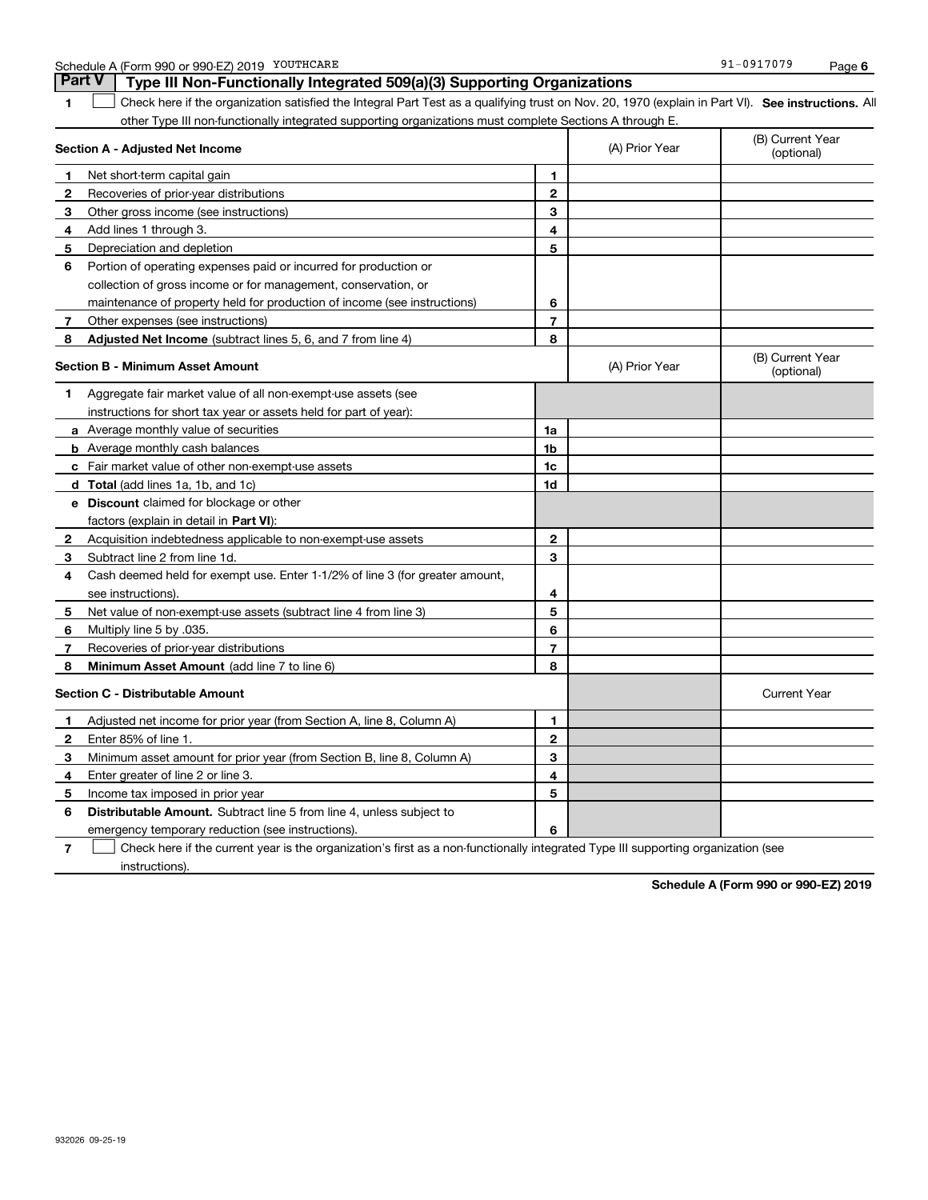Schedule A (Form 990 or 990-EZ) 2019 YOUTHCARE 91-0917079

## Part V Type III Non-Functionally Integrated 509(a)(3) Supporting Organizations

1 ☐ Check here if the organization satisfied the Integral Part Test as a qualifying trust on Nov. 20, 1970 (explain in Part VI). **See instructions.** All other Type III non-functionally integrated supporting organizations must complete Sections A through E.

| **Section A - Adjusted Net Income** | | (A) Prior Year | (B) Current Year (optional) |
|---|---|---|---|
| **1** Net short-term capital gain | **1** | | |
| **2** Recoveries of prior-year distributions | **2** | | |
| **3** Other gross income (see instructions) | **3** | | |
| **4** Add lines 1 through 3. | **4** | | |
| **5** Depreciation and depletion | **5** | | |
| **6** Portion of operating expenses paid or incurred for production or collection of gross income or for management, conservation, or maintenance of property held for production of income (see instructions) | **6** | | |
| **7** Other expenses (see instructions) | **7** | | |
| **8** **Adjusted Net Income** (subtract lines 5, 6, and 7 from line 4) | **8** | | |

| **Section B - Minimum Asset Amount** | | (A) Prior Year | (B) Current Year (optional) |
|---|---|---|---|
| **1** Aggregate fair market value of all non-exempt-use assets (see instructions for short tax year or assets held for part of year): | | | |
| **a** Average monthly value of securities | **1a** | | |
| **b** Average monthly cash balances | **1b** | | |
| **c** Fair market value of other non-exempt-use assets | **1c** | | |
| **d** **Total** (add lines 1a, 1b, and 1c) | **1d** | | |
| **e** **Discount** claimed for blockage or other factors (explain in detail in **Part VI**): | | | |
| **2** Acquisition indebtedness applicable to non-exempt-use assets | **2** | | |
| **3** Subtract line 2 from line 1d. | **3** | | |
| **4** Cash deemed held for exempt use. Enter 1-1/2% of line 3 (for greater amount, see instructions). | **4** | | |
| **5** Net value of non-exempt-use assets (subtract line 4 from line 3) | **5** | | |
| **6** Multiply line 5 by .035. | **6** | | |
| **7** Recoveries of prior-year distributions | **7** | | |
| **8** **Minimum Asset Amount** (add line 7 to line 6) | **8** | | |

| **Section C - Distributable Amount** | | | Current Year |
|---|---|---|---|
| **1** Adjusted net income for prior year (from Section A, line 8, Column A) | **1** | | |
| **2** Enter 85% of line 1. | **2** | | |
| **3** Minimum asset amount for prior year (from Section B, line 8, Column A) | **3** | | |
| **4** Enter greater of line 2 or line 3. | **4** | | |
| **5** Income tax imposed in prior year | **5** | | |
| **6** **Distributable Amount.** Subtract line 5 from line 4, unless subject to emergency temporary reduction (see instructions). | **6** | | |

7 ☐ Check here if the current year is the organization's first as a non-functionally integrated Type III supporting organization (see instructions).

**Schedule A (Form 990 or 990-EZ) 2019**

932026 09-25-19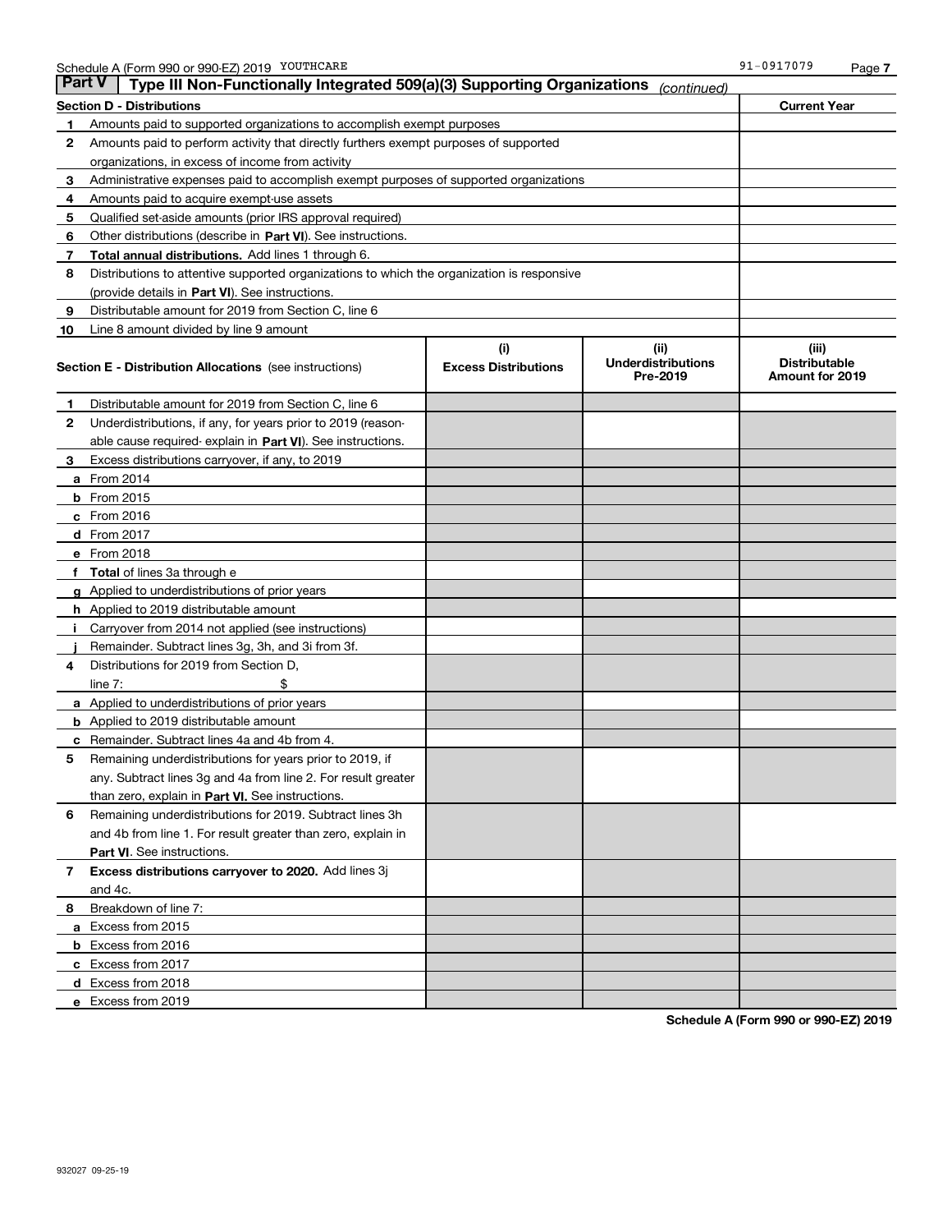Schedule A (Form 990 or 990-EZ) 2019 YOUTHCARE 91-0917079

## Part V Type III Non-Functionally Integrated 509(a)(3) Supporting Organizations *(continued)*

| Section D - Distributions | | Current Year |
|---|---|---|
| 1 | Amounts paid to supported organizations to accomplish exempt purposes | |
| 2 | Amounts paid to perform activity that directly furthers exempt purposes of supported organizations, in excess of income from activity | |
| 3 | Administrative expenses paid to accomplish exempt purposes of supported organizations | |
| 4 | Amounts paid to acquire exempt-use assets | |
| 5 | Qualified set-aside amounts (prior IRS approval required) | |
| 6 | Other distributions (describe in **Part VI**). See instructions. | |
| 7 | **Total annual distributions.** Add lines 1 through 6. | |
| 8 | Distributions to attentive supported organizations to which the organization is responsive (provide details in **Part VI**). See instructions. | |
| 9 | Distributable amount for 2019 from Section C, line 6 | |
| 10 | Line 8 amount divided by line 9 amount | |

| Section E - Distribution Allocations (see instructions) | (i) Excess Distributions | (ii) Underdistributions Pre-2019 | (iii) Distributable Amount for 2019 |
|---|---|---|---|
| 1 Distributable amount for 2019 from Section C, line 6 | | | |
| 2 Underdistributions, if any, for years prior to 2019 (reasonable cause required- explain in **Part VI**). See instructions. | | | |
| 3 Excess distributions carryover, if any, to 2019 | | | |
| a From 2014 | | | |
| b From 2015 | | | |
| c From 2016 | | | |
| d From 2017 | | | |
| e From 2018 | | | |
| f **Total** of lines 3a through e | | | |
| g Applied to underdistributions of prior years | | | |
| h Applied to 2019 distributable amount | | | |
| i Carryover from 2014 not applied (see instructions) | | | |
| j Remainder. Subtract lines 3g, 3h, and 3i from 3f. | | | |
| 4 Distributions for 2019 from Section D, line 7: $ | | | |
| a Applied to underdistributions of prior years | | | |
| b Applied to 2019 distributable amount | | | |
| c Remainder. Subtract lines 4a and 4b from 4. | | | |
| 5 Remaining underdistributions for years prior to 2019, if any. Subtract lines 3g and 4a from line 2. For result greater than zero, explain in **Part VI.** See instructions. | | | |
| 6 Remaining underdistributions for 2019. Subtract lines 3h and 4b from line 1. For result greater than zero, explain in **Part VI**. See instructions. | | | |
| 7 **Excess distributions carryover to 2020.** Add lines 3j and 4c. | | | |
| 8 Breakdown of line 7: | | | |
| a Excess from 2015 | | | |
| b Excess from 2016 | | | |
| c Excess from 2017 | | | |
| d Excess from 2018 | | | |
| e Excess from 2019 | | | |

Schedule A (Form 990 or 990-EZ) 2019

932027 09-25-19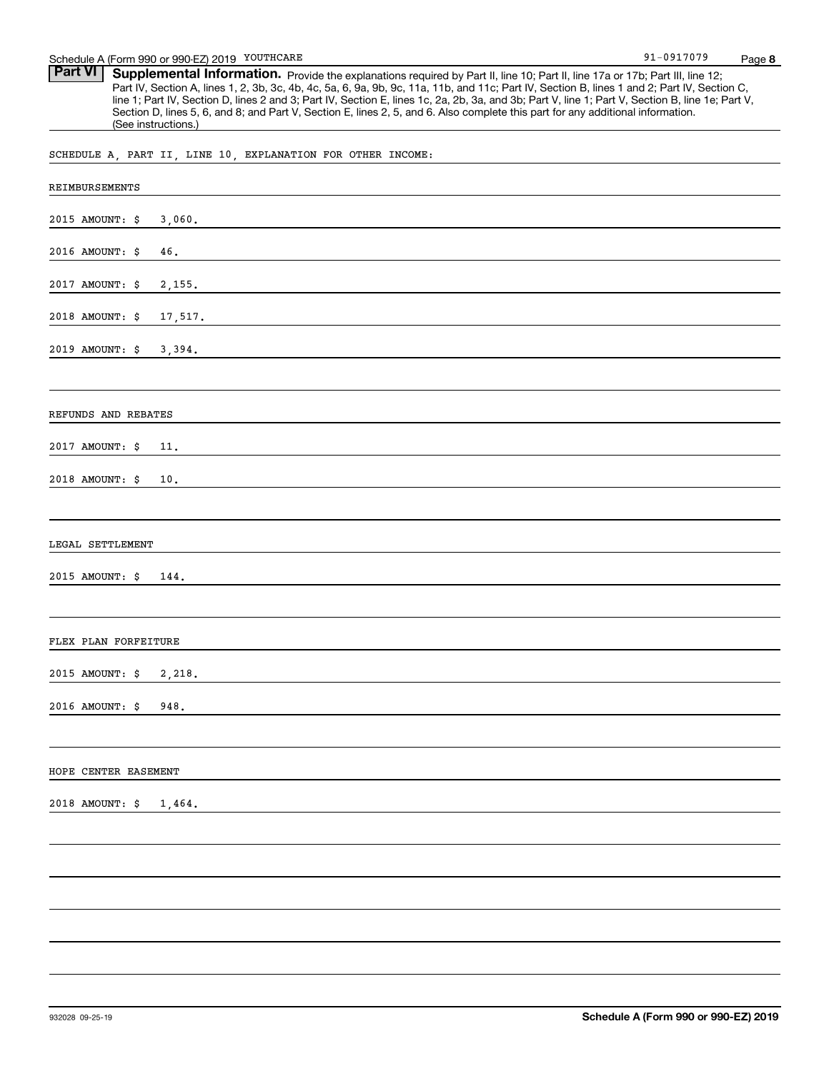## Part VI Supplemental Information.

Provide the explanations required by Part II, line 10; Part II, line 17a or 17b; Part III, line 12; Part IV, Section A, lines 1, 2, 3b, 3c, 4b, 4c, 5a, 6, 9a, 9b, 9c, 11a, 11b, and 11c; Part IV, Section B, lines 1 and 2; Part IV, Section C, line 1; Part IV, Section D, lines 2 and 3; Part IV, Section E, lines 1c, 2a, 2b, 3a, and 3b; Part V, line 1; Part V, Section B, line 1e; Part V, Section D, lines 5, 6, and 8; and Part V, Section E, lines 2, 5, and 6. Also complete this part for any additional information. (See instructions.)

SCHEDULE A, PART II, LINE 10, EXPLANATION FOR OTHER INCOME:

REIMBURSEMENTS

2015 AMOUNT: $ 3,060.

2016 AMOUNT: $ 46.

2017 AMOUNT: $ 2,155.

2018 AMOUNT: $ 17,517.

2019 AMOUNT: $ 3,394.

REFUNDS AND REBATES

2017 AMOUNT: $ 11.

2018 AMOUNT: $ 10.

LEGAL SETTLEMENT

2015 AMOUNT: $ 144.

FLEX PLAN FORFEITURE

2015 AMOUNT: $ 2,218.

2016 AMOUNT: $ 948.

HOPE CENTER EASEMENT

2018 AMOUNT: $ 1,464.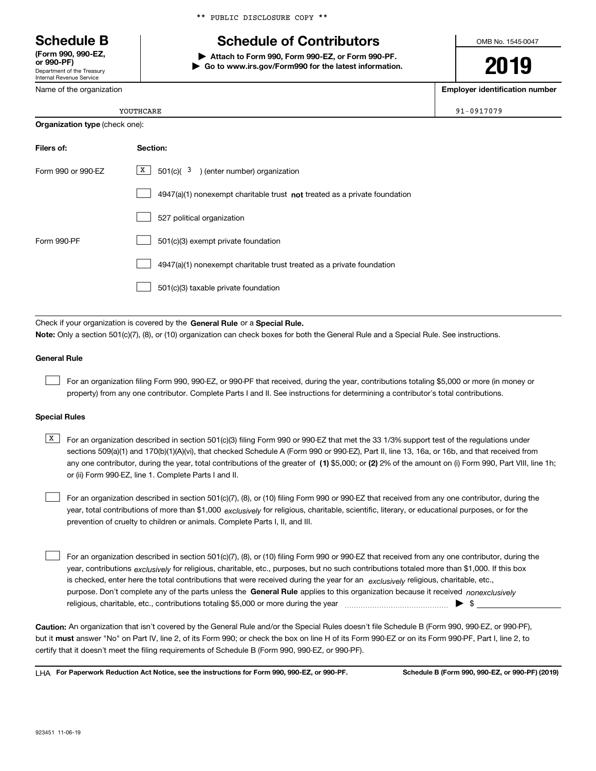** PUBLIC DISCLOSURE COPY **

# Schedule B

**(Form 990, 990-EZ, or 990-PF)**
Department of the Treasury
Internal Revenue Service

## Schedule of Contributors

▶ **Attach to Form 990, Form 990-EZ, or Form 990-PF.**
▶ **Go to www.irs.gov/Form990 for the latest information.**

OMB No. 1545-0047

**2019**

| Name of the organization | Employer identification number |
|---|---|
| YOUTHCARE | 91-0917079 |

**Organization type** (check one):

| Filers of: | Section: |
|---|---|
| Form 990 or 990-EZ | [X] 501(c)( 3 ) (enter number) organization |
| | [ ] 4947(a)(1) nonexempt charitable trust **not** treated as a private foundation |
| | [ ] 527 political organization |
| Form 990-PF | [ ] 501(c)(3) exempt private foundation |
| | [ ] 4947(a)(1) nonexempt charitable trust treated as a private foundation |
| | [ ] 501(c)(3) taxable private foundation |

Check if your organization is covered by the **General Rule** or a **Special Rule.**

**Note:** Only a section 501(c)(7), (8), or (10) organization can check boxes for both the General Rule and a Special Rule. See instructions.

### General Rule

[ ] For an organization filing Form 990, 990-EZ, or 990-PF that received, during the year, contributions totaling $5,000 or more (in money or property) from any one contributor. Complete Parts I and II. See instructions for determining a contributor's total contributions.

### Special Rules

[X] For an organization described in section 501(c)(3) filing Form 990 or 990-EZ that met the 33 1/3% support test of the regulations under sections 509(a)(1) and 170(b)(1)(A)(vi), that checked Schedule A (Form 990 or 990-EZ), Part II, line 13, 16a, or 16b, and that received from any one contributor, during the year, total contributions of the greater of **(1)** $5,000; or **(2)** 2% of the amount on (i) Form 990, Part VIII, line 1h; or (ii) Form 990-EZ, line 1. Complete Parts I and II.

[ ] For an organization described in section 501(c)(7), (8), or (10) filing Form 990 or 990-EZ that received from any one contributor, during the year, total contributions of more than $1,000 *exclusively* for religious, charitable, scientific, literary, or educational purposes, or for the prevention of cruelty to children or animals. Complete Parts I, II, and III.

[ ] For an organization described in section 501(c)(7), (8), or (10) filing Form 990 or 990-EZ that received from any one contributor, during the year, contributions *exclusively* for religious, charitable, etc., purposes, but no such contributions totaled more than $1,000. If this box is checked, enter here the total contributions that were received during the year for an *exclusively* religious, charitable, etc., purpose. Don't complete any of the parts unless the **General Rule** applies to this organization because it received *nonexclusively* religious, charitable, etc., contributions totaling $5,000 or more during the year ▶ $ ____________

**Caution:** An organization that isn't covered by the General Rule and/or the Special Rules doesn't file Schedule B (Form 990, 990-EZ, or 990-PF), but it **must** answer "No" on Part IV, line 2, of its Form 990; or check the box on line H of its Form 990-EZ or on its Form 990-PF, Part I, line 2, to certify that it doesn't meet the filing requirements of Schedule B (Form 990, 990-EZ, or 990-PF).

LHA **For Paperwork Reduction Act Notice, see the instructions for Form 990, 990-EZ, or 990-PF.** **Schedule B (Form 990, 990-EZ, or 990-PF) (2019)**

923451 11-06-19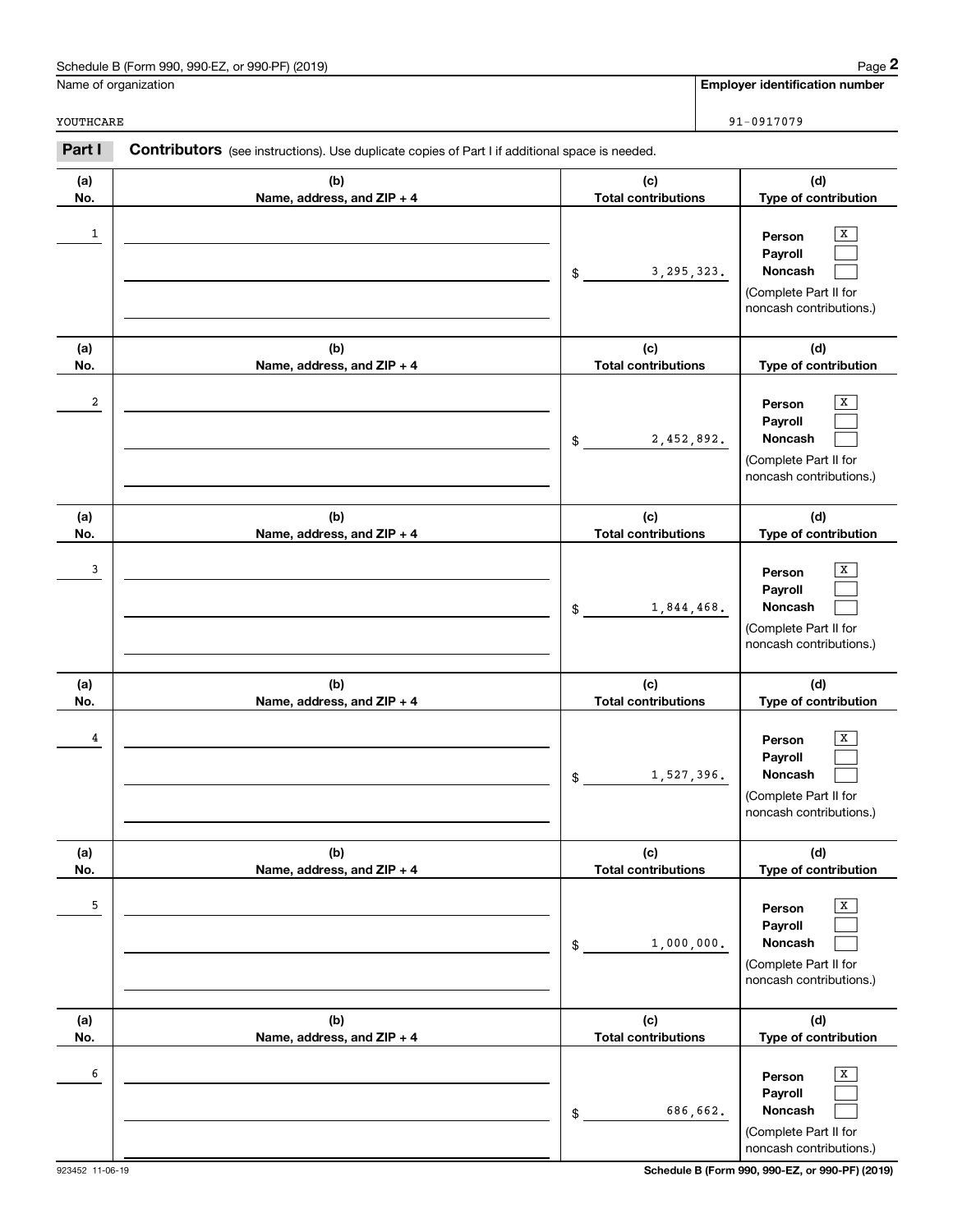Schedule B (Form 990, 990-EZ, or 990-PF) (2019)

Name of organization: YOUTHCARE

**Employer identification number:** 91-0917079

## Part I Contributors

(see instructions). Use duplicate copies of Part I if additional space is needed.

| (a) No. | (b) Name, address, and ZIP + 4 | (c) Total contributions | (d) Type of contribution |
|---|---|---|---|
| 1 | | $ 3,295,323. | Person [X] Payroll [ ] Noncash [ ] (Complete Part II for noncash contributions.) |
| 2 | | $ 2,452,892. | Person [X] Payroll [ ] Noncash [ ] (Complete Part II for noncash contributions.) |
| 3 | | $ 1,844,468. | Person [X] Payroll [ ] Noncash [ ] (Complete Part II for noncash contributions.) |
| 4 | | $ 1,527,396. | Person [X] Payroll [ ] Noncash [ ] (Complete Part II for noncash contributions.) |
| 5 | | $ 1,000,000. | Person [X] Payroll [ ] Noncash [ ] (Complete Part II for noncash contributions.) |
| 6 | | $ 686,662. | Person [X] Payroll [ ] Noncash [ ] (Complete Part II for noncash contributions.) |

923452 11-06-19

Schedule B (Form 990, 990-EZ, or 990-PF) (2019)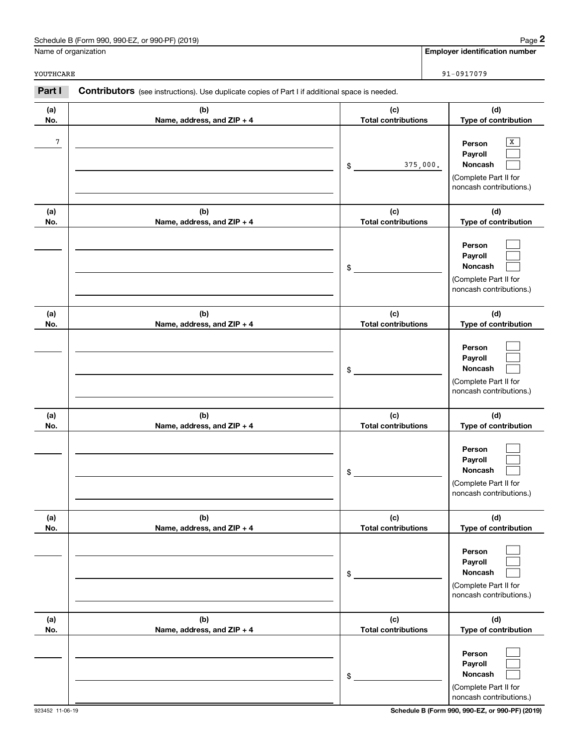Name of organization: YOUTHCARE

**Employer identification number:** 91-0917079

**Part I** **Contributors** (see instructions). Use duplicate copies of Part I if additional space is needed.

| (a) No. | (b) Name, address, and ZIP + 4 | (c) Total contributions | (d) Type of contribution |
|---|---|---|---|
| 7 | | $ 375,000. | Person [X] Payroll [ ] Noncash [ ] (Complete Part II for noncash contributions.) |
| | | $ | Person [ ] Payroll [ ] Noncash [ ] (Complete Part II for noncash contributions.) |
| | | $ | Person [ ] Payroll [ ] Noncash [ ] (Complete Part II for noncash contributions.) |
| | | $ | Person [ ] Payroll [ ] Noncash [ ] (Complete Part II for noncash contributions.) |
| | | $ | Person [ ] Payroll [ ] Noncash [ ] (Complete Part II for noncash contributions.) |
| | | $ | Person [ ] Payroll [ ] Noncash [ ] (Complete Part II for noncash contributions.) |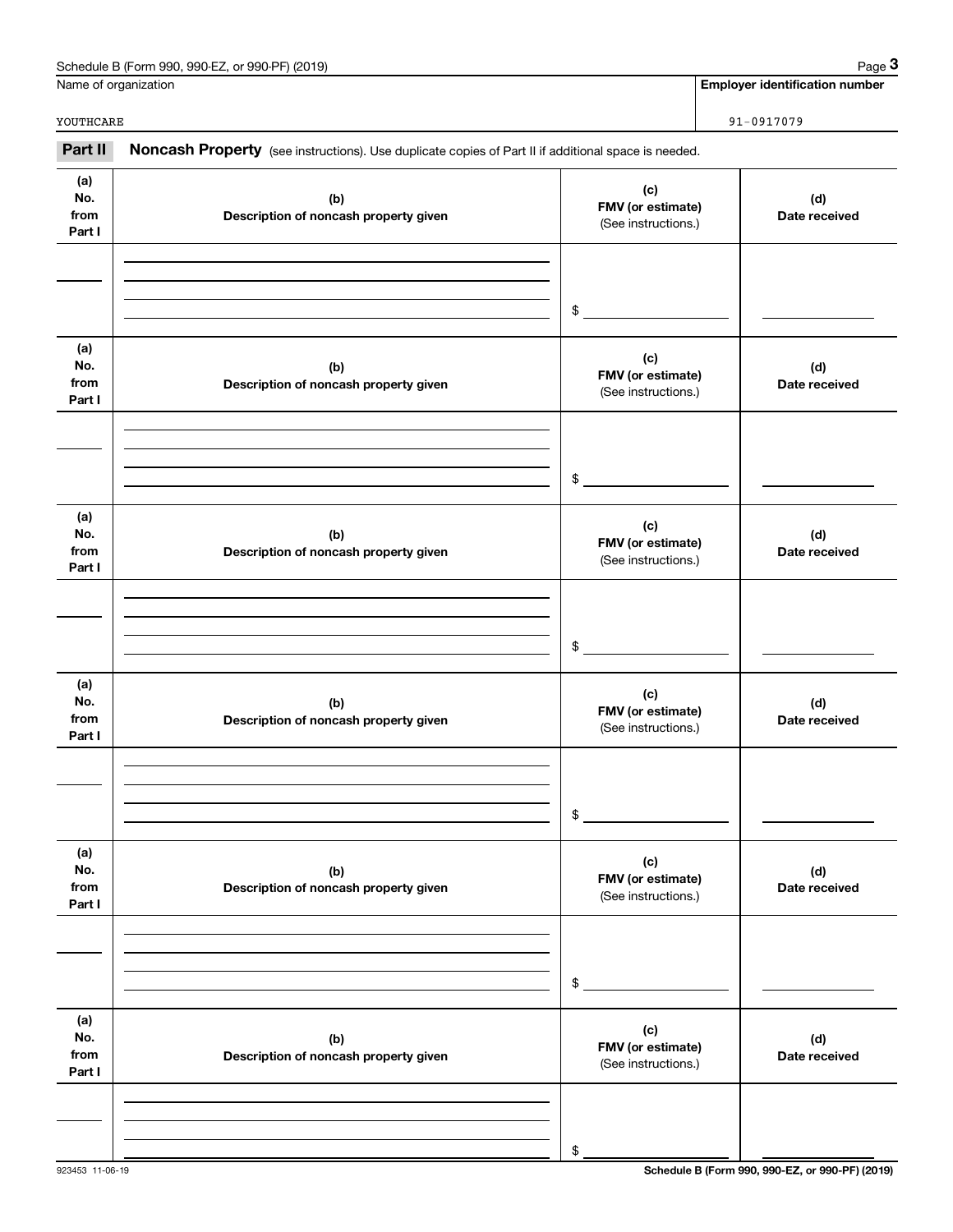Schedule B (Form 990, 990-EZ, or 990-PF) (2019)

Name of organization: YOUTHCARE

Employer identification number: 91-0917079

## Part II Noncash Property

(see instructions). Use duplicate copies of Part II if additional space is needed.

| (a) No. from Part I | (b) Description of noncash property given | (c) FMV (or estimate) (See instructions.) | (d) Date received |
|---|---|---|---|
| | | $ | |

| (a) No. from Part I | (b) Description of noncash property given | (c) FMV (or estimate) (See instructions.) | (d) Date received |
|---|---|---|---|
| | | $ | |

| (a) No. from Part I | (b) Description of noncash property given | (c) FMV (or estimate) (See instructions.) | (d) Date received |
|---|---|---|---|
| | | $ | |

| (a) No. from Part I | (b) Description of noncash property given | (c) FMV (or estimate) (See instructions.) | (d) Date received |
|---|---|---|---|
| | | $ | |

| (a) No. from Part I | (b) Description of noncash property given | (c) FMV (or estimate) (See instructions.) | (d) Date received |
|---|---|---|---|
| | | $ | |

| (a) No. from Part I | (b) Description of noncash property given | (c) FMV (or estimate) (See instructions.) | (d) Date received |
|---|---|---|---|
| | | $ | |

923453 11-06-19

Schedule B (Form 990, 990-EZ, or 990-PF) (2019)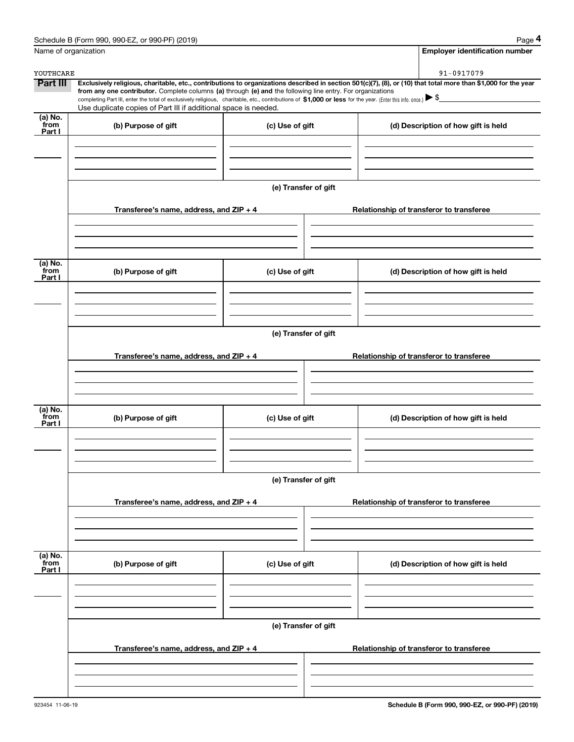Schedule B (Form 990, 990-EZ, or 990-PF) (2019)

| Name of organization | Employer identification number |
|---|---|
| YOUTHCARE | 91-0917079 |

**Part III** **Exclusively religious, charitable, etc., contributions to organizations described in section 501(c)(7), (8), or (10) that total more than $1,000 for the year from any one contributor.** Complete columns **(a)** through **(e)** and the following line entry. For organizations completing Part III, enter the total of exclusively religious, charitable, etc., contributions of **$1,000 or less** for the year. (Enter this info. once.) ▶ $

Use duplicate copies of Part III if additional space is needed.

| (a) No. from Part I | (b) Purpose of gift | (c) Use of gift | (d) Description of how gift is held |
|---|---|---|---|
| | | | |

(e) Transfer of gift

| Transferee's name, address, and ZIP + 4 | Relationship of transferor to transferee |
|---|---|
| | |

| (a) No. from Part I | (b) Purpose of gift | (c) Use of gift | (d) Description of how gift is held |
|---|---|---|---|
| | | | |

(e) Transfer of gift

| Transferee's name, address, and ZIP + 4 | Relationship of transferor to transferee |
|---|---|
| | |

| (a) No. from Part I | (b) Purpose of gift | (c) Use of gift | (d) Description of how gift is held |
|---|---|---|---|
| | | | |

(e) Transfer of gift

| Transferee's name, address, and ZIP + 4 | Relationship of transferor to transferee |
|---|---|
| | |

| (a) No. from Part I | (b) Purpose of gift | (c) Use of gift | (d) Description of how gift is held |
|---|---|---|---|
| | | | |

(e) Transfer of gift

| Transferee's name, address, and ZIP + 4 | Relationship of transferor to transferee |
|---|---|
| | |

923454 11-06-19

Schedule B (Form 990, 990-EZ, or 990-PF) (2019)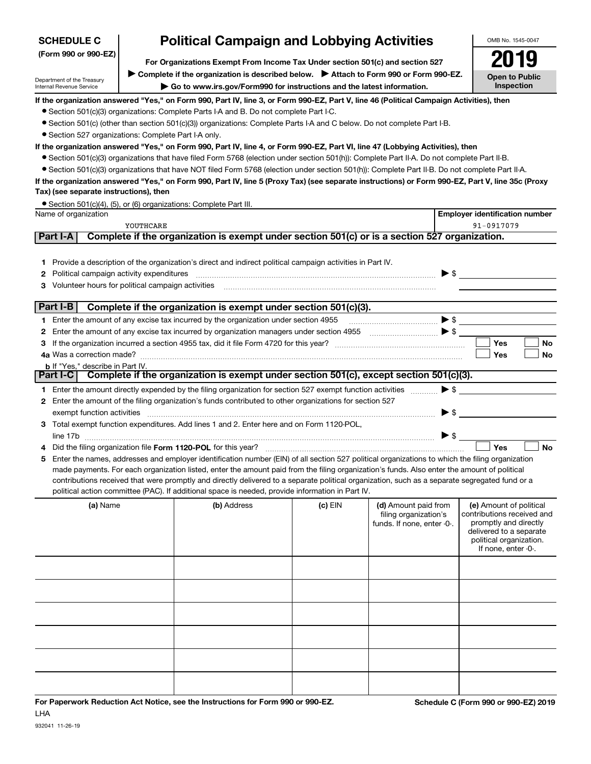**SCHEDULE C (Form 990 or 990-EZ)**

Department of the Treasury
Internal Revenue Service

# Political Campaign and Lobbying Activities

**For Organizations Exempt From Income Tax Under section 501(c) and section 527**

▶ **Complete if the organization is described below.** ▶ **Attach to Form 990 or Form 990-EZ.**

▶ **Go to www.irs.gov/Form990 for instructions and the latest information.**

OMB No. 1545-0047

**2019**

**Open to Public Inspection**

**If the organization answered "Yes," on Form 990, Part IV, line 3, or Form 990-EZ, Part V, line 46 (Political Campaign Activities), then**

- Section 501(c)(3) organizations: Complete Parts I-A and B. Do not complete Part I-C.
- Section 501(c) (other than section 501(c)(3)) organizations: Complete Parts I-A and C below. Do not complete Part I-B.
- Section 527 organizations: Complete Part I-A only.

**If the organization answered "Yes," on Form 990, Part IV, line 4, or Form 990-EZ, Part VI, line 47 (Lobbying Activities), then**

- Section 501(c)(3) organizations that have filed Form 5768 (election under section 501(h)): Complete Part II-A. Do not complete Part II-B.
- Section 501(c)(3) organizations that have NOT filed Form 5768 (election under section 501(h)): Complete Part II-B. Do not complete Part II-A.

**If the organization answered "Yes," on Form 990, Part IV, line 5 (Proxy Tax) (see separate instructions) or Form 990-EZ, Part V, line 35c (Proxy Tax) (see separate instructions), then**

- Section 501(c)(4), (5), or (6) organizations: Complete Part III.

| Name of organization | Employer identification number |
|---|---|
| YOUTHCARE | 91-0917079 |

## Part I-A Complete if the organization is exempt under section 501(c) or is a section 527 organization.

1. Provide a description of the organization's direct and indirect political campaign activities in Part IV.
2. Political campaign activity expenditures ▶ $
3. Volunteer hours for political campaign activities

## Part I-B Complete if the organization is exempt under section 501(c)(3).

1. Enter the amount of any excise tax incurred by the organization under section 4955 ▶ $
2. Enter the amount of any excise tax incurred by organization managers under section 4955 ▶ $
3. If the organization incurred a section 4955 tax, did it file Form 4720 for this year? ☐ Yes ☐ No

4a. Was a correction made? ☐ Yes ☐ No

b. If "Yes," describe in Part IV.

## Part I-C Complete if the organization is exempt under section 501(c), except section 501(c)(3).

1. Enter the amount directly expended by the filing organization for section 527 exempt function activities ▶ $
2. Enter the amount of the filing organization's funds contributed to other organizations for section 527 exempt function activities ▶ $
3. Total exempt function expenditures. Add lines 1 and 2. Enter here and on Form 1120-POL, line 17b ▶ $
4. Did the filing organization file **Form 1120-POL** for this year? ☐ Yes ☐ No
5. Enter the names, addresses and employer identification number (EIN) of all section 527 political organizations to which the filing organization made payments. For each organization listed, enter the amount paid from the filing organization's funds. Also enter the amount of political contributions received that were promptly and directly delivered to a separate political organization, such as a separate segregated fund or a political action committee (PAC). If additional space is needed, provide information in Part IV.

| (a) Name | (b) Address | (c) EIN | (d) Amount paid from filing organization's funds. If none, enter -0-. | (e) Amount of political contributions received and promptly and directly delivered to a separate political organization. If none, enter -0-. |
|---|---|---|---|---|
| | | | | |
| | | | | |
| | | | | |
| | | | | |
| | | | | |
| | | | | |

**For Paperwork Reduction Act Notice, see the Instructions for Form 990 or 990-EZ.**

LHA

932041 11-26-19

**Schedule C (Form 990 or 990-EZ) 2019**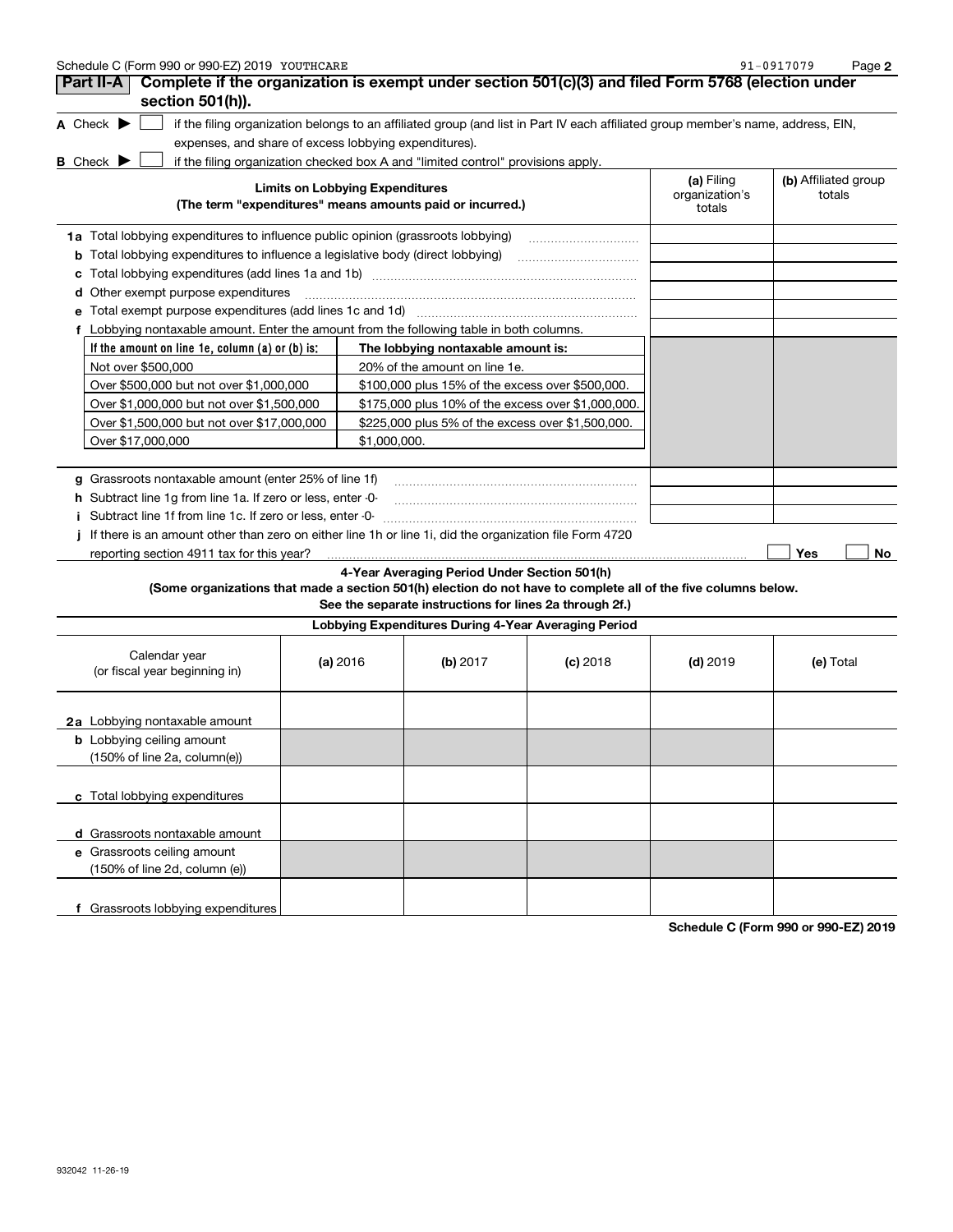Schedule C (Form 990 or 990-EZ) 2019 YOUTHCARE 91-0917079

## Part II-A Complete if the organization is exempt under section 501(c)(3) and filed Form 5768 (election under section 501(h)).

**A** Check ▶ ☐ if the filing organization belongs to an affiliated group (and list in Part IV each affiliated group member's name, address, EIN, expenses, and share of excess lobbying expenditures).

**B** Check ▶ ☐ if the filing organization checked box A and "limited control" provisions apply.

| Limits on Lobbying Expenditures (The term "expenditures" means amounts paid or incurred.) | (a) Filing organization's totals | (b) Affiliated group totals |
|---|---|---|
| **1a** Total lobbying expenditures to influence public opinion (grassroots lobbying) | | |
| **b** Total lobbying expenditures to influence a legislative body (direct lobbying) | | |
| **c** Total lobbying expenditures (add lines 1a and 1b) | | |
| **d** Other exempt purpose expenditures | | |
| **e** Total exempt purpose expenditures (add lines 1c and 1d) | | |
| **f** Lobbying nontaxable amount. Enter the amount from the following table in both columns. | | |

| If the amount on line 1e, column (a) or (b) is: | The lobbying nontaxable amount is: |
|---|---|
| Not over $500,000 | 20% of the amount on line 1e. |
| Over $500,000 but not over $1,000,000 | $100,000 plus 15% of the excess over $500,000. |
| Over $1,000,000 but not over $1,500,000 | $175,000 plus 10% of the excess over $1,000,000. |
| Over $1,500,000 but not over $17,000,000 | $225,000 plus 5% of the excess over $1,500,000. |
| Over $17,000,000 | $1,000,000. |

| | (a) Filing organization's totals | (b) Affiliated group totals |
|---|---|---|
| **g** Grassroots nontaxable amount (enter 25% of line 1f) | | |
| **h** Subtract line 1g from line 1a. If zero or less, enter -0- | | |
| **i** Subtract line 1f from line 1c. If zero or less, enter -0- | | |

**j** If there is an amount other than zero on either line 1h or line 1i, did the organization file Form 4720 reporting section 4911 tax for this year? ☐ Yes ☐ No

### 4-Year Averaging Period Under Section 501(h)

**(Some organizations that made a section 501(h) election do not have to complete all of the five columns below. See the separate instructions for lines 2a through 2f.)**

| Lobbying Expenditures During 4-Year Averaging Period | | | | | |
|---|---|---|---|---|---|
| Calendar year (or fiscal year beginning in) | (a) 2016 | (b) 2017 | (c) 2018 | (d) 2019 | (e) Total |
| **2a** Lobbying nontaxable amount | | | | | |
| **b** Lobbying ceiling amount (150% of line 2a, column(e)) | | | | | |
| **c** Total lobbying expenditures | | | | | |
| **d** Grassroots nontaxable amount | | | | | |
| **e** Grassroots ceiling amount (150% of line 2d, column (e)) | | | | | |
| **f** Grassroots lobbying expenditures | | | | | |

**Schedule C (Form 990 or 990-EZ) 2019**

932042 11-26-19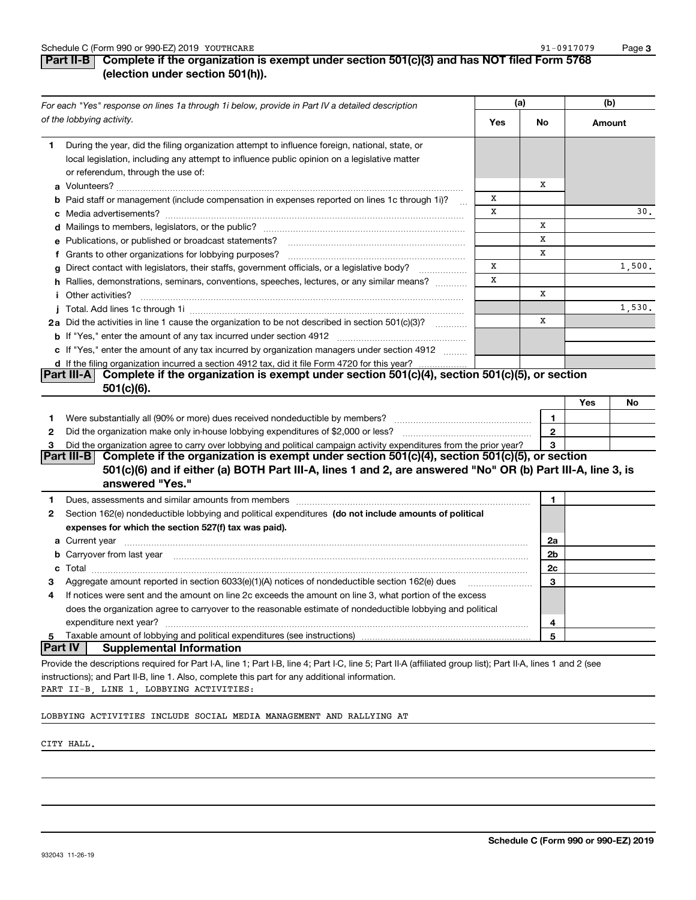## Part II-B Complete if the organization is exempt under section 501(c)(3) and has NOT filed Form 5768 (election under section 501(h)).

| *For each "Yes" response on lines 1a through 1i below, provide in Part IV a detailed description of the lobbying activity.* | (a) Yes | (a) No | (b) Amount |
|---|---|---|---|
| **1** During the year, did the filing organization attempt to influence foreign, national, state, or local legislation, including any attempt to influence public opinion on a legislative matter or referendum, through the use of: | | | |
| **a** Volunteers? | | X | |
| **b** Paid staff or management (include compensation in expenses reported on lines 1c through 1i)? | X | | |
| **c** Media advertisements? | X | | 30. |
| **d** Mailings to members, legislators, or the public? | | X | |
| **e** Publications, or published or broadcast statements? | | X | |
| **f** Grants to other organizations for lobbying purposes? | | X | |
| **g** Direct contact with legislators, their staffs, government officials, or a legislative body? | X | | 1,500. |
| **h** Rallies, demonstrations, seminars, conventions, speeches, lectures, or any similar means? | X | | |
| **i** Other activities? | | X | |
| **j** Total. Add lines 1c through 1i | | | 1,530. |
| **2a** Did the activities in line 1 cause the organization to be not described in section 501(c)(3)? | | X | |
| **b** If "Yes," enter the amount of any tax incurred under section 4912 | | | |
| **c** If "Yes," enter the amount of any tax incurred by organization managers under section 4912 | | | |
| **d** If the filing organization incurred a section 4912 tax, did it file Form 4720 for this year? | | | |

## Part III-A Complete if the organization is exempt under section 501(c)(4), section 501(c)(5), or section 501(c)(6).

| | | | Yes | No |
|---|---|---|---|---|
| **1** | Were substantially all (90% or more) dues received nondeductible by members? | 1 | | |
| **2** | Did the organization make only in-house lobbying expenditures of $2,000 or less? | 2 | | |
| **3** | Did the organization agree to carry over lobbying and political campaign activity expenditures from the prior year? | 3 | | |

## Part III-B Complete if the organization is exempt under section 501(c)(4), section 501(c)(5), or section 501(c)(6) and if either (a) BOTH Part III-A, lines 1 and 2, are answered "No" OR (b) Part III-A, line 3, is answered "Yes."

| | | | |
|---|---|---|---|
| **1** | Dues, assessments and similar amounts from members | 1 | |
| **2** | Section 162(e) nondeductible lobbying and political expenditures **(do not include amounts of political expenses for which the section 527(f) tax was paid).** | | |
| **a** | Current year | 2a | |
| **b** | Carryover from last year | 2b | |
| **c** | Total | 2c | |
| **3** | Aggregate amount reported in section 6033(e)(1)(A) notices of nondeductible section 162(e) dues | 3 | |
| **4** | If notices were sent and the amount on line 2c exceeds the amount on line 3, what portion of the excess does the organization agree to carryover to the reasonable estimate of nondeductible lobbying and political expenditure next year? | 4 | |
| **5** | Taxable amount of lobbying and political expenditures (see instructions) | 5 | |

## Part IV Supplemental Information

Provide the descriptions required for Part I-A, line 1; Part I-B, line 4; Part I-C, line 5; Part II-A (affiliated group list); Part II-A, lines 1 and 2 (see instructions); and Part II-B, line 1. Also, complete this part for any additional information.

PART II-B, LINE 1, LOBBYING ACTIVITIES:

LOBBYING ACTIVITIES INCLUDE SOCIAL MEDIA MANAGEMENT AND RALLYING AT CITY HALL.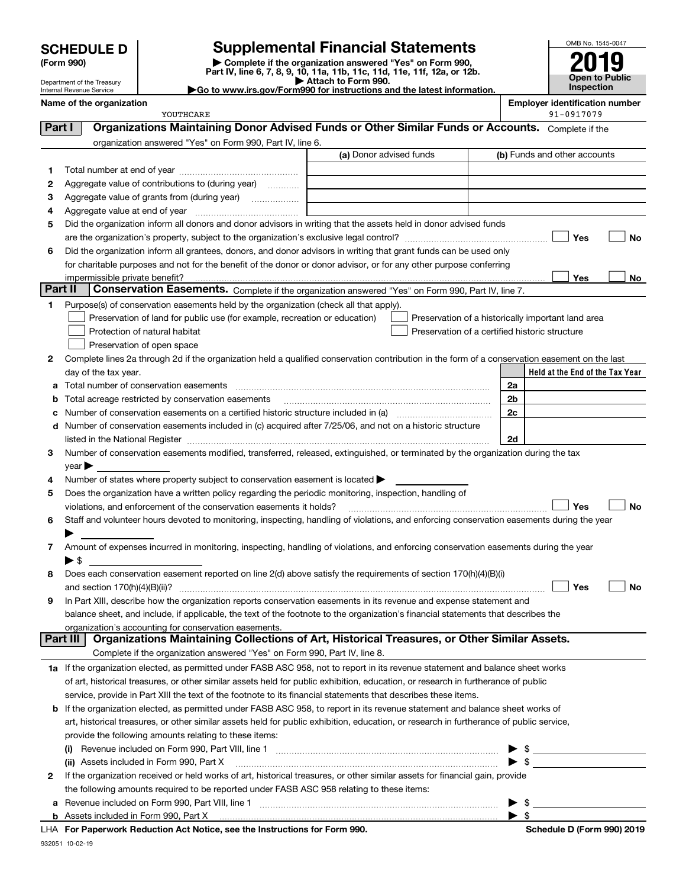# SCHEDULE D (Form 990)

Department of the Treasury
Internal Revenue Service

## Supplemental Financial Statements

▶ Complete if the organization answered "Yes" on Form 990, Part IV, line 6, 7, 8, 9, 10, 11a, 11b, 11c, 11d, 11e, 11f, 12a, or 12b.
▶ Attach to Form 990.
▶Go to www.irs.gov/Form990 for instructions and the latest information.

OMB No. 1545-0047
**2019**
**Open to Public Inspection**

**Name of the organization**
YOUTHCARE

**Employer identification number**
91-0917079

**Part I** **Organizations Maintaining Donor Advised Funds or Other Similar Funds or Accounts.** Complete if the organization answered "Yes" on Form 990, Part IV, line 6.

| | | (a) Donor advised funds | (b) Funds and other accounts |
|---|---|---|---|
| 1 | Total number at end of year | | |
| 2 | Aggregate value of contributions to (during year) | | |
| 3 | Aggregate value of grants from (during year) | | |
| 4 | Aggregate value at end of year | | |

5 Did the organization inform all donors and donor advisors in writing that the assets held in donor advised funds are the organization's property, subject to the organization's exclusive legal control? ☐ Yes ☐ No

6 Did the organization inform all grantees, donors, and donor advisors in writing that grant funds can be used only for charitable purposes and not for the benefit of the donor or donor advisor, or for any other purpose conferring impermissible private benefit? ☐ Yes ☐ No

**Part II** **Conservation Easements.** Complete if the organization answered "Yes" on Form 990, Part IV, line 7.

1 Purpose(s) of conservation easements held by the organization (check all that apply).
- ☐ Preservation of land for public use (for example, recreation or education)
- ☐ Protection of natural habitat
- ☐ Preservation of open space
- ☐ Preservation of a historically important land area
- ☐ Preservation of a certified historic structure

2 Complete lines 2a through 2d if the organization held a qualified conservation contribution in the form of a conservation easement on the last day of the tax year.

| | | | Held at the End of the Tax Year |
|---|---|---|---|
| a | Total number of conservation easements | 2a | |
| b | Total acreage restricted by conservation easements | 2b | |
| c | Number of conservation easements on a certified historic structure included in (a) | 2c | |
| d | Number of conservation easements included in (c) acquired after 7/25/06, and not on a historic structure listed in the National Register | 2d | |

3 Number of conservation easements modified, transferred, released, extinguished, or terminated by the organization during the tax year ▶

4 Number of states where property subject to conservation easement is located ▶

5 Does the organization have a written policy regarding the periodic monitoring, inspection, handling of violations, and enforcement of the conservation easements it holds? ☐ Yes ☐ No

6 Staff and volunteer hours devoted to monitoring, inspecting, handling of violations, and enforcing conservation easements during the year ▶

7 Amount of expenses incurred in monitoring, inspecting, handling of violations, and enforcing conservation easements during the year ▶ $

8 Does each conservation easement reported on line 2(d) above satisfy the requirements of section 170(h)(4)(B)(i) and section 170(h)(4)(B)(ii)? ☐ Yes ☐ No

9 In Part XIII, describe how the organization reports conservation easements in its revenue and expense statement and balance sheet, and include, if applicable, the text of the footnote to the organization's financial statements that describes the organization's accounting for conservation easements.

**Part III** **Organizations Maintaining Collections of Art, Historical Treasures, or Other Similar Assets.** Complete if the organization answered "Yes" on Form 990, Part IV, line 8.

1a If the organization elected, as permitted under FASB ASC 958, not to report in its revenue statement and balance sheet works of art, historical treasures, or other similar assets held for public exhibition, education, or research in furtherance of public service, provide in Part XIII the text of the footnote to its financial statements that describes these items.

b If the organization elected, as permitted under FASB ASC 958, to report in its revenue statement and balance sheet works of art, historical treasures, or other similar assets held for public exhibition, education, or research in furtherance of public service, provide the following amounts relating to these items:

(i) Revenue included on Form 990, Part VIII, line 1 ▶ $

(ii) Assets included in Form 990, Part X ▶ $

2 If the organization received or held works of art, historical treasures, or other similar assets for financial gain, provide the following amounts required to be reported under FASB ASC 958 relating to these items:

a Revenue included on Form 990, Part VIII, line 1 ▶ $

b Assets included in Form 990, Part X ▶ $

LHA **For Paperwork Reduction Act Notice, see the Instructions for Form 990.** **Schedule D (Form 990) 2019**

932051 10-02-19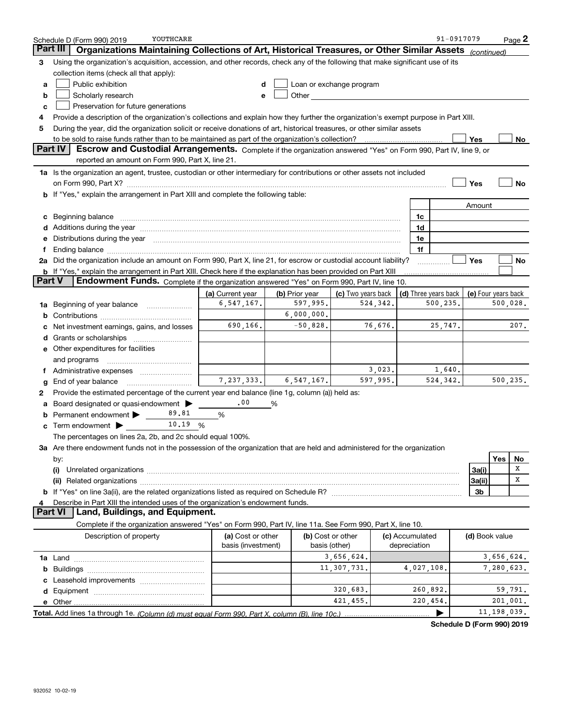Schedule D (Form 990) 2019 YOUTHCARE 91-0917079

## Part III Organizations Maintaining Collections of Art, Historical Treasures, or Other Similar Assets *(continued)*

3 Using the organization's acquisition, accession, and other records, check any of the following that make significant use of its collection items (check all that apply):

- a ☐ Public exhibition
- b ☐ Scholarly research
- c ☐ Preservation for future generations
- d ☐ Loan or exchange program
- e ☐ Other

4 Provide a description of the organization's collections and explain how they further the organization's exempt purpose in Part XIII.

5 During the year, did the organization solicit or receive donations of art, historical treasures, or other similar assets to be sold to raise funds rather than to be maintained as part of the organization's collection? ☐ Yes ☐ No

## Part IV Escrow and Custodial Arrangements.

Complete if the organization answered "Yes" on Form 990, Part IV, line 9, or reported an amount on Form 990, Part X, line 21.

1a Is the organization an agent, trustee, custodian or other intermediary for contributions or other assets not included on Form 990, Part X? ☐ Yes ☐ No

b If "Yes," explain the arrangement in Part XIII and complete the following table:

| | | Amount |
|---|---|---|
| c Beginning balance | 1c | |
| d Additions during the year | 1d | |
| e Distributions during the year | 1e | |
| f Ending balance | 1f | |

2a Did the organization include an amount on Form 990, Part X, line 21, for escrow or custodial account liability? ☐ Yes ☐ No

b If "Yes," explain the arrangement in Part XIII. Check here if the explanation has been provided on Part XIII ☐

## Part V Endowment Funds.

Complete if the organization answered "Yes" on Form 990, Part IV, line 10.

| | (a) Current year | (b) Prior year | (c) Two years back | (d) Three years back | (e) Four years back |
|---|---|---|---|---|---|
| 1a Beginning of year balance | 6,547,167. | 597,995. | 524,342. | 500,235. | 500,028. |
| b Contributions | | 6,000,000. | | | |
| c Net investment earnings, gains, and losses | 690,166. | -50,828. | 76,676. | 25,747. | 207. |
| d Grants or scholarships | | | | | |
| e Other expenditures for facilities and programs | | | | | |
| f Administrative expenses | | | 3,023. | 1,640. | |
| g End of year balance | 7,237,333. | 6,547,167. | 597,995. | 524,342. | 500,235. |

2 Provide the estimated percentage of the current year end balance (line 1g, column (a)) held as:

- a Board designated or quasi-endowment ▶ .00 %
- b Permanent endowment ▶ 89.81 %
- c Term endowment ▶ 10.19 %

The percentages on lines 2a, 2b, and 2c should equal 100%.

3a Are there endowment funds not in the possession of the organization that are held and administered for the organization by:

| | | Yes | No |
|---|---|---|---|
| (i) Unrelated organizations | 3a(i) | | X |
| (ii) Related organizations | 3a(ii) | | X |
| b If "Yes" on line 3a(ii), are the related organizations listed as required on Schedule R? | 3b | | |

4 Describe in Part XIII the intended uses of the organization's endowment funds.

## Part VI Land, Buildings, and Equipment.

Complete if the organization answered "Yes" on Form 990, Part IV, line 11a. See Form 990, Part X, line 10.

| Description of property | (a) Cost or other basis (investment) | (b) Cost or other basis (other) | (c) Accumulated depreciation | (d) Book value |
|---|---|---|---|---|
| 1a Land | | 3,656,624. | | 3,656,624. |
| b Buildings | | 11,307,731. | 4,027,108. | 7,280,623. |
| c Leasehold improvements | | | | |
| d Equipment | | 320,683. | 260,892. | 59,791. |
| e Other | | 421,455. | 220,454. | 201,001. |
| **Total.** Add lines 1a through 1e. *(Column (d) must equal Form 990, Part X, column (B), line 10c.)* | | | ▶ | 11,198,039. |

**Schedule D (Form 990) 2019**

932052 10-02-19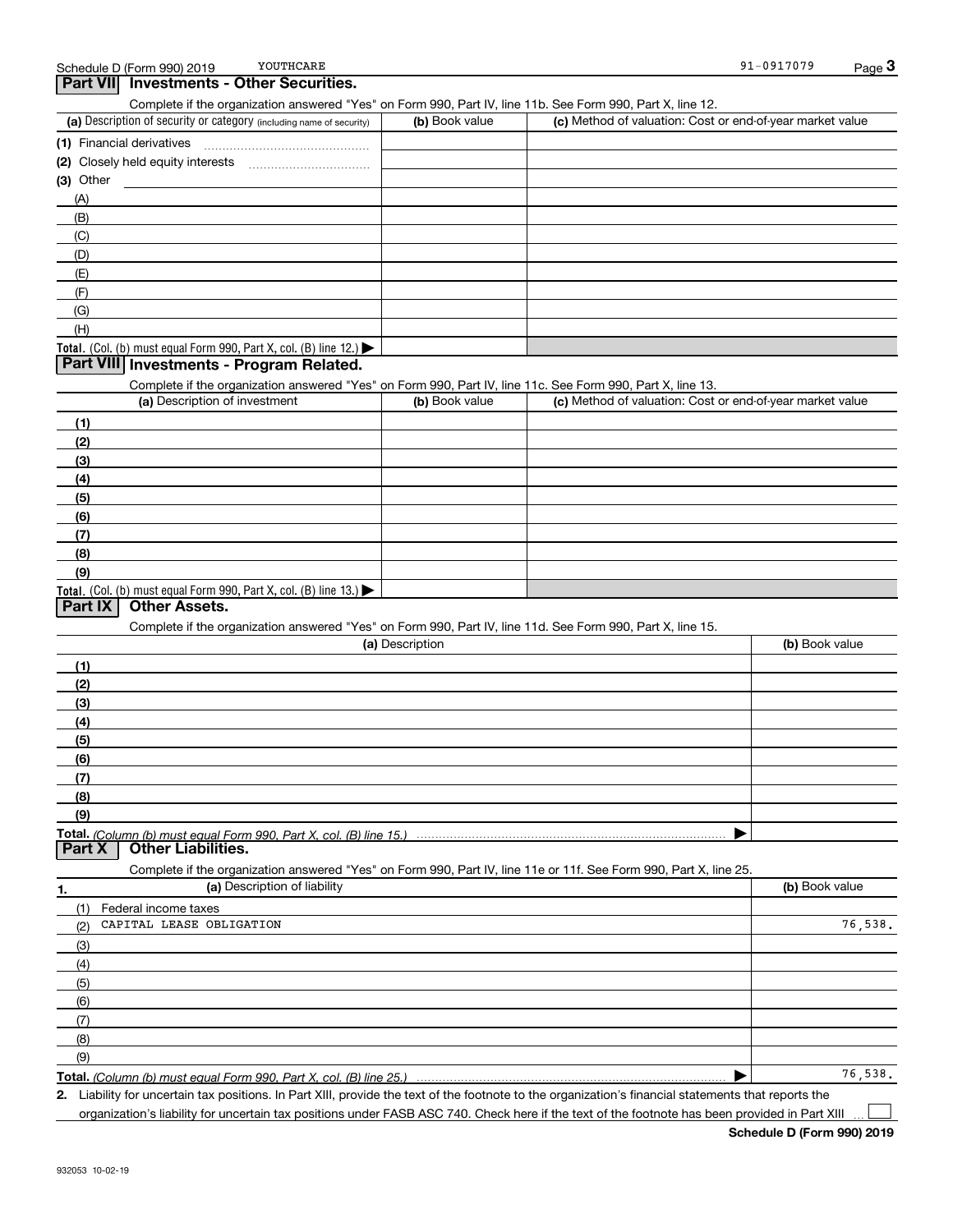Schedule D (Form 990) 2019 YOUTHCARE 91-0917079

## Part VII Investments - Other Securities.

Complete if the organization answered "Yes" on Form 990, Part IV, line 11b. See Form 990, Part X, line 12.

| (a) Description of security or category (including name of security) | (b) Book value | (c) Method of valuation: Cost or end-of-year market value |
|---|---|---|
| (1) Financial derivatives | | |
| (2) Closely held equity interests | | |
| (3) Other | | |
| (A) | | |
| (B) | | |
| (C) | | |
| (D) | | |
| (E) | | |
| (F) | | |
| (G) | | |
| (H) | | |
| **Total.** (Col. (b) must equal Form 990, Part X, col. (B) line 12.) | | |

## Part VIII Investments - Program Related.

Complete if the organization answered "Yes" on Form 990, Part IV, line 11c. See Form 990, Part X, line 13.

| (a) Description of investment | (b) Book value | (c) Method of valuation: Cost or end-of-year market value |
|---|---|---|
| (1) | | |
| (2) | | |
| (3) | | |
| (4) | | |
| (5) | | |
| (6) | | |
| (7) | | |
| (8) | | |
| (9) | | |
| **Total.** (Col. (b) must equal Form 990, Part X, col. (B) line 13.) | | |

## Part IX Other Assets.

Complete if the organization answered "Yes" on Form 990, Part IV, line 11d. See Form 990, Part X, line 15.

| (a) Description | (b) Book value |
|---|---|
| (1) | |
| (2) | |
| (3) | |
| (4) | |
| (5) | |
| (6) | |
| (7) | |
| (8) | |
| (9) | |
| **Total.** *(Column (b) must equal Form 990, Part X, col. (B) line 15.)* | |

## Part X Other Liabilities.

Complete if the organization answered "Yes" on Form 990, Part IV, line 11e or 11f. See Form 990, Part X, line 25.

| 1. (a) Description of liability | (b) Book value |
|---|---|
| (1) Federal income taxes | |
| (2) CAPITAL LEASE OBLIGATION | 76,538. |
| (3) | |
| (4) | |
| (5) | |
| (6) | |
| (7) | |
| (8) | |
| (9) | |
| **Total.** *(Column (b) must equal Form 990, Part X, col. (B) line 25.)* | 76,538. |

2. Liability for uncertain tax positions. In Part XIII, provide the text of the footnote to the organization's financial statements that reports the organization's liability for uncertain tax positions under FASB ASC 740. Check here if the text of the footnote has been provided in Part XIII ☐

932053 10-02-19

**Schedule D (Form 990) 2019**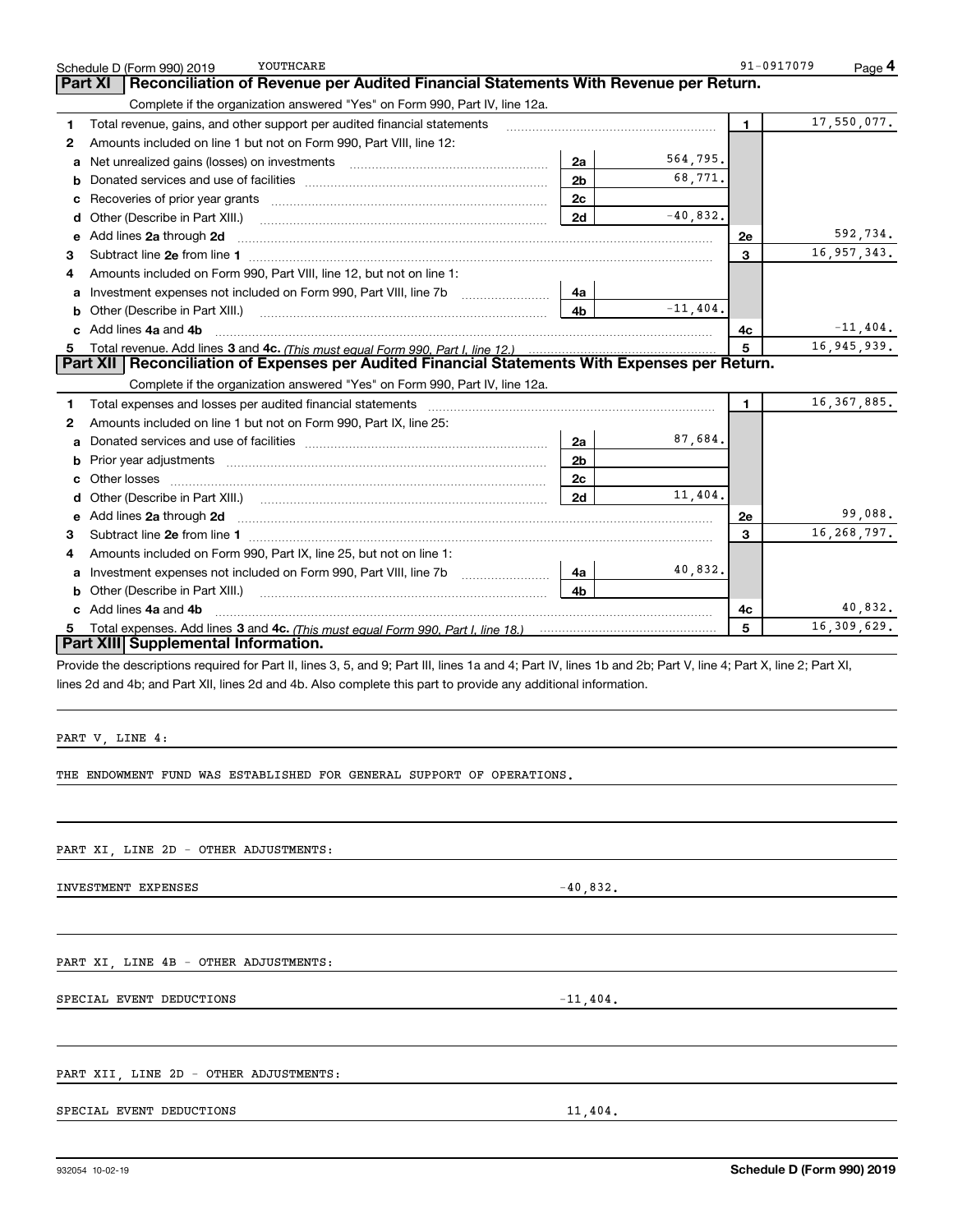Schedule D (Form 990) 2019 YOUTHCARE 91-0917079 Page 4

## Part XI Reconciliation of Revenue per Audited Financial Statements With Revenue per Return.

Complete if the organization answered "Yes" on Form 990, Part IV, line 12a.

| | | | | | |
|---|---|---|---|---|---|
| 1 | Total revenue, gains, and other support per audited financial statements | | | 1 | 17,550,077. |
| 2 | Amounts included on line 1 but not on Form 990, Part VIII, line 12: | | | | |
| a | Net unrealized gains (losses) on investments | 2a | 564,795. | | |
| b | Donated services and use of facilities | 2b | 68,771. | | |
| c | Recoveries of prior year grants | 2c | | | |
| d | Other (Describe in Part XIII.) | 2d | -40,832. | | |
| e | Add lines 2a through 2d | | | 2e | 592,734. |
| 3 | Subtract line 2e from line 1 | | | 3 | 16,957,343. |
| 4 | Amounts included on Form 990, Part VIII, line 12, but not on line 1: | | | | |
| a | Investment expenses not included on Form 990, Part VIII, line 7b | 4a | | | |
| b | Other (Describe in Part XIII.) | 4b | -11,404. | | |
| c | Add lines 4a and 4b | | | 4c | -11,404. |
| 5 | Total revenue. Add lines 3 and 4c. *(This must equal Form 990, Part I, line 12.)* | | | 5 | 16,945,939. |

## Part XII Reconciliation of Expenses per Audited Financial Statements With Expenses per Return.

Complete if the organization answered "Yes" on Form 990, Part IV, line 12a.

| | | | | | |
|---|---|---|---|---|---|
| 1 | Total expenses and losses per audited financial statements | | | 1 | 16,367,885. |
| 2 | Amounts included on line 1 but not on Form 990, Part IX, line 25: | | | | |
| a | Donated services and use of facilities | 2a | 87,684. | | |
| b | Prior year adjustments | 2b | | | |
| c | Other losses | 2c | | | |
| d | Other (Describe in Part XIII.) | 2d | 11,404. | | |
| e | Add lines 2a through 2d | | | 2e | 99,088. |
| 3 | Subtract line 2e from line 1 | | | 3 | 16,268,797. |
| 4 | Amounts included on Form 990, Part IX, line 25, but not on line 1: | | | | |
| a | Investment expenses not included on Form 990, Part VIII, line 7b | 4a | 40,832. | | |
| b | Other (Describe in Part XIII.) | 4b | | | |
| c | Add lines 4a and 4b | | | 4c | 40,832. |
| 5 | Total expenses. Add lines 3 and 4c. *(This must equal Form 990, Part I, line 18.)* | | | 5 | 16,309,629. |

## Part XIII Supplemental Information.

Provide the descriptions required for Part II, lines 3, 5, and 9; Part III, lines 1a and 4; Part IV, lines 1b and 2b; Part V, line 4; Part X, line 2; Part XI, lines 2d and 4b; and Part XII, lines 2d and 4b. Also complete this part to provide any additional information.

PART V, LINE 4:

THE ENDOWMENT FUND WAS ESTABLISHED FOR GENERAL SUPPORT OF OPERATIONS.

PART XI, LINE 2D - OTHER ADJUSTMENTS:

INVESTMENT EXPENSES -40,832.

PART XI, LINE 4B - OTHER ADJUSTMENTS:

SPECIAL EVENT DEDUCTIONS -11,404.

PART XII, LINE 2D - OTHER ADJUSTMENTS:

SPECIAL EVENT DEDUCTIONS 11,404.

932054 10-02-19 **Schedule D (Form 990) 2019**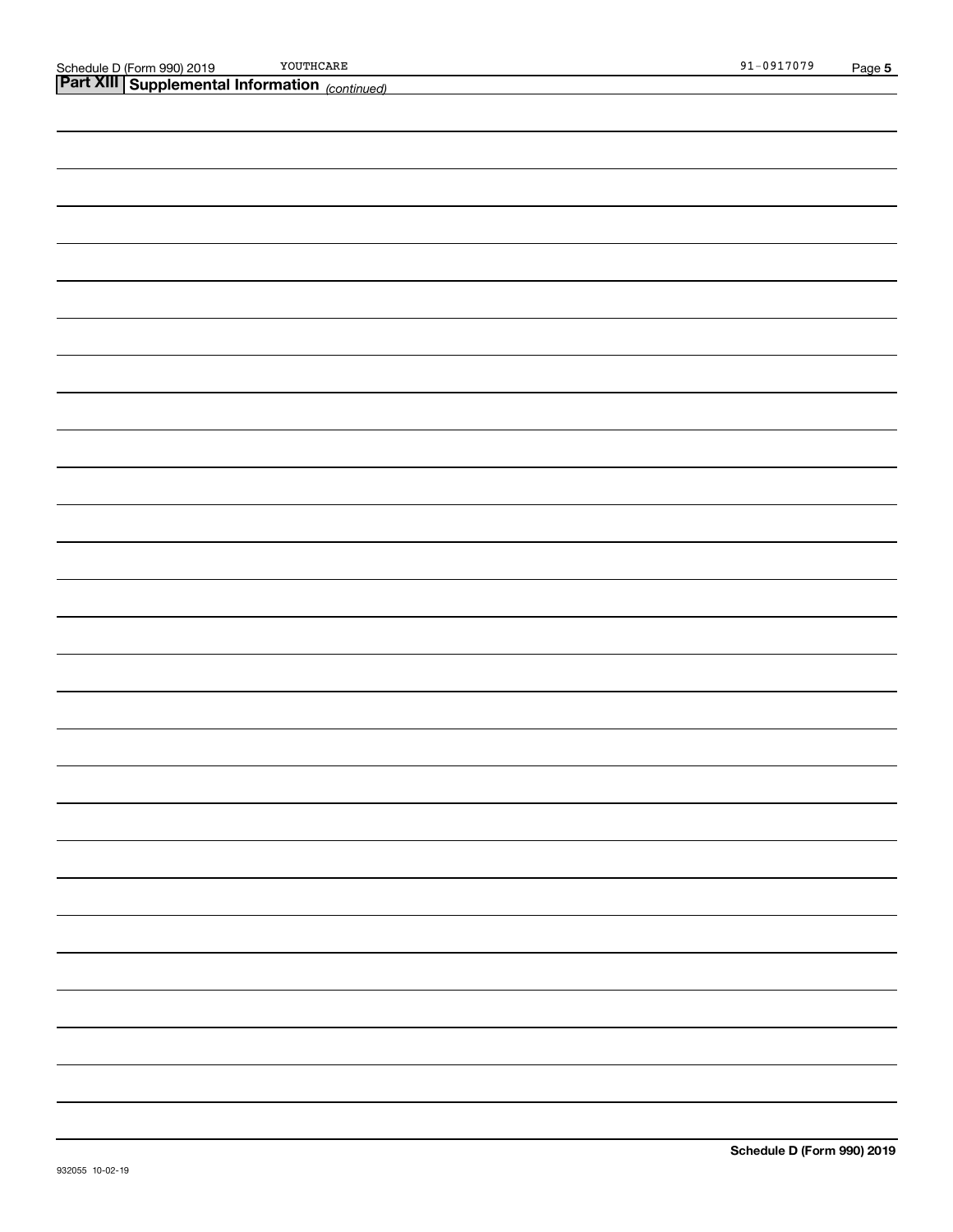## Part XIII Supplemental Information *(continued)*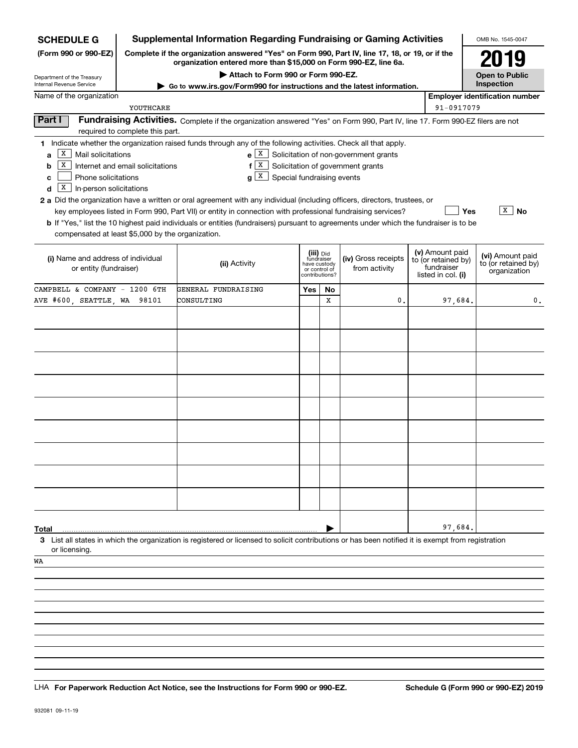**SCHEDULE G** (Form 990 or 990-EZ)

Department of the Treasury
Internal Revenue Service

# Supplemental Information Regarding Fundraising or Gaming Activities

**Complete if the organization answered "Yes" on Form 990, Part IV, line 17, 18, or 19, or if the organization entered more than $15,000 on Form 990-EZ, line 6a.**

▶ Attach to Form 990 or Form 990-EZ.

▶ Go to www.irs.gov/Form990 for instructions and the latest information.

OMB No. 1545-0047

**2019**

**Open to Public Inspection**

Name of the organization: YOUTHCARE

Employer identification number: 91-0917079

## Part I Fundraising Activities.

Complete if the organization answered "Yes" on Form 990, Part IV, line 17. Form 990-EZ filers are not required to complete this part.

**1** Indicate whether the organization raised funds through any of the following activities. Check all that apply.

- **a** [X] Mail solicitations
- **b** [X] Internet and email solicitations
- **c** [ ] Phone solicitations
- **d** [X] In-person solicitations
- **e** [X] Solicitation of non-government grants
- **f** [X] Solicitation of government grants
- **g** [X] Special fundraising events

**2 a** Did the organization have a written or oral agreement with any individual (including officers, directors, trustees, or key employees listed in Form 990, Part VII) or entity in connection with professional fundraising services? [ ] Yes [X] No

**b** If "Yes," list the 10 highest paid individuals or entities (fundraisers) pursuant to agreements under which the fundraiser is to be compensated at least $5,000 by the organization.

| (i) Name and address of individual or entity (fundraiser) | (ii) Activity | (iii) Did fundraiser have custody or control of contributions? Yes | No | (iv) Gross receipts from activity | (v) Amount paid to (or retained by) fundraiser listed in col. (i) | (vi) Amount paid to (or retained by) organization |
|---|---|---|---|---|---|---|
| CAMPBELL & COMPANY - 1200 6TH AVE #600, SEATTLE, WA 98101 | GENERAL FUNDRAISING CONSULTING | | X | 0. | 97,684. | 0. |
| | | | | | | |
| | | | | | | |
| | | | | | | |
| | | | | | | |
| | | | | | | |
| | | | | | | |
| | | | | | | |
| | | | | | | |
| | | | | | | |
| **Total** | | | | | 97,684. | |

**3** List all states in which the organization is registered or licensed to solicit contributions or has been notified it is exempt from registration or licensing.

WA

LHA **For Paperwork Reduction Act Notice, see the Instructions for Form 990 or 990-EZ.** **Schedule G (Form 990 or 990-EZ) 2019**

932081 09-11-19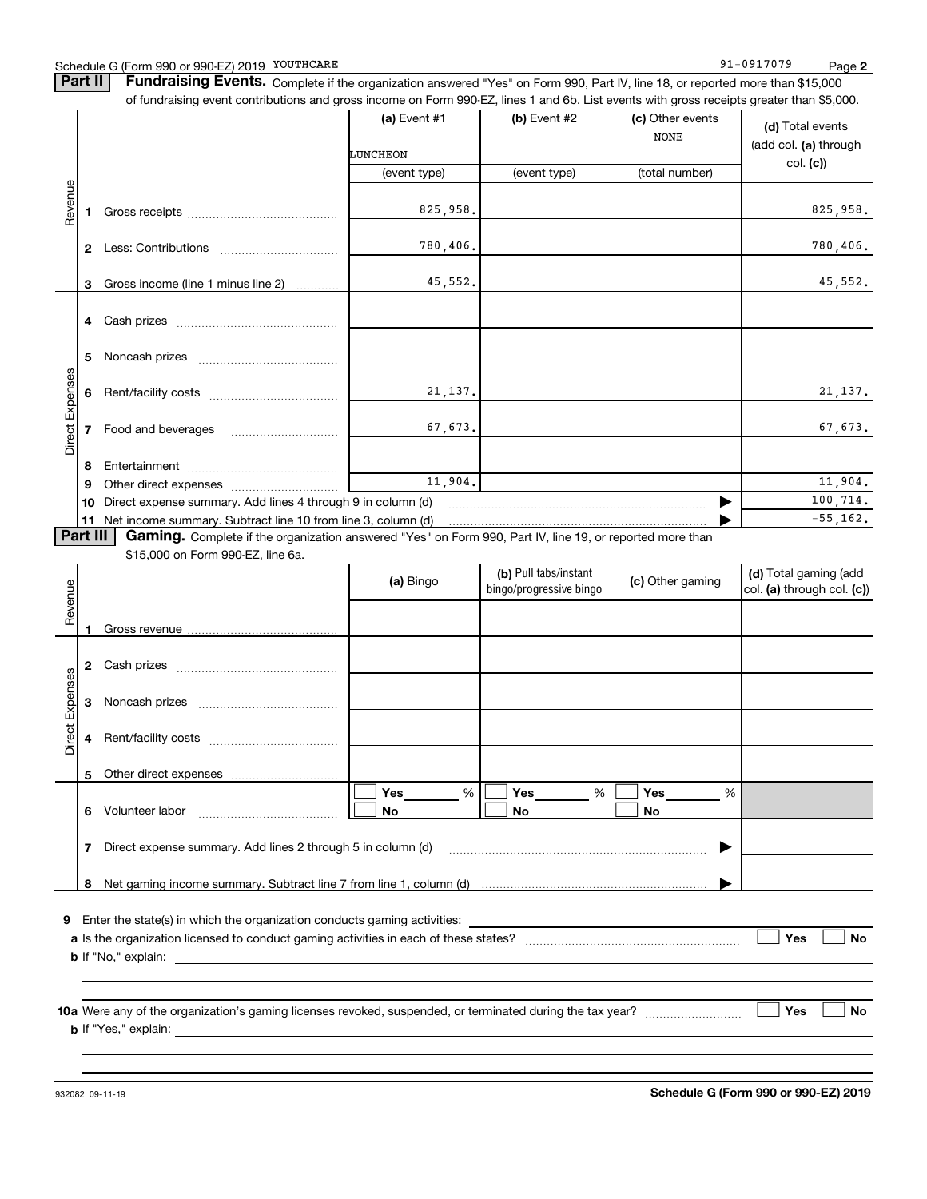Schedule G (Form 990 or 990-EZ) 2019 YOUTHCARE 91-0917079

**Part II** **Fundraising Events.** Complete if the organization answered "Yes" on Form 990, Part IV, line 18, or reported more than $15,000 of fundraising event contributions and gross income on Form 990-EZ, lines 1 and 6b. List events with gross receipts greater than $5,000.

| | | (a) Event #1 | (b) Event #2 | (c) Other events | (d) Total events (add col. (a) through col. (c)) |
|---|---|---|---|---|---|
| | | LUNCHEON | | NONE | |
| | | (event type) | (event type) | (total number) | |
| Revenue | 1 Gross receipts | 825,958. | | | 825,958. |
| | 2 Less: Contributions | 780,406. | | | 780,406. |
| | 3 Gross income (line 1 minus line 2) | 45,552. | | | 45,552. |
| Direct Expenses | 4 Cash prizes | | | | |
| | 5 Noncash prizes | | | | |
| | 6 Rent/facility costs | 21,137. | | | 21,137. |
| | 7 Food and beverages | 67,673. | | | 67,673. |
| | 8 Entertainment | | | | |
| | 9 Other direct expenses | 11,904. | | | 11,904. |
| | 10 Direct expense summary. Add lines 4 through 9 in column (d) | | | | 100,714. |
| | 11 Net income summary. Subtract line 10 from line 3, column (d) | | | | -55,162. |

**Part III** **Gaming.** Complete if the organization answered "Yes" on Form 990, Part IV, line 19, or reported more than $15,000 on Form 990-EZ, line 6a.

| | | (a) Bingo | (b) Pull tabs/instant bingo/progressive bingo | (c) Other gaming | (d) Total gaming (add col. (a) through col. (c)) |
|---|---|---|---|---|---|
| Revenue | 1 Gross revenue | | | | |
| Direct Expenses | 2 Cash prizes | | | | |
| | 3 Noncash prizes | | | | |
| | 4 Rent/facility costs | | | | |
| | 5 Other direct expenses | | | | |
| | 6 Volunteer labor | ☐ Yes ___ % ☐ No | ☐ Yes ___ % ☐ No | ☐ Yes ___ % ☐ No | |
| | 7 Direct expense summary. Add lines 2 through 5 in column (d) | | | | |
| | 8 Net gaming income summary. Subtract line 7 from line 1, column (d) | | | | |

**9** Enter the state(s) in which the organization conducts gaming activities: ______

**a** Is the organization licensed to conduct gaming activities in each of these states? ☐ Yes ☐ No

**b** If "No," explain: ______

**10a** Were any of the organization's gaming licenses revoked, suspended, or terminated during the tax year? ☐ Yes ☐ No

**b** If "Yes," explain: ______

932082 09-11-19 **Schedule G (Form 990 or 990-EZ) 2019**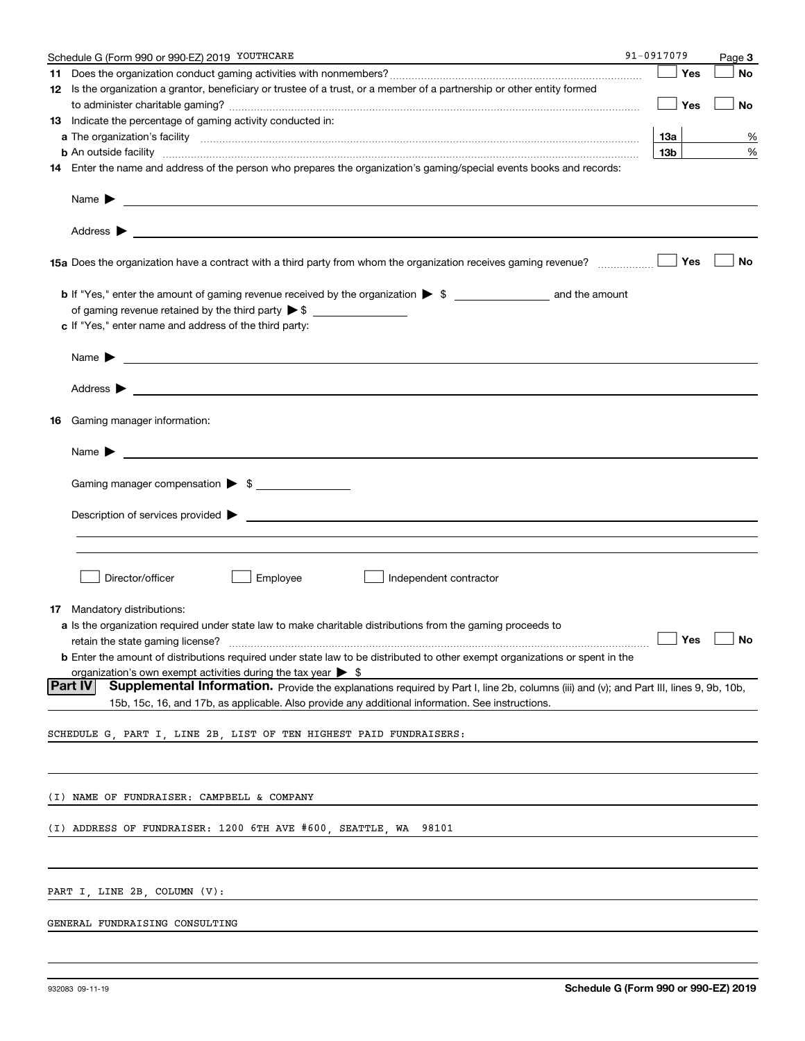Schedule G (Form 990 or 990-EZ) 2019 YOUTHCARE 91-0917079 Page 3

**11** Does the organization conduct gaming activities with nonmembers? ☐ Yes ☐ No

**12** Is the organization a grantor, beneficiary or trustee of a trust, or a member of a partnership or other entity formed to administer charitable gaming? ☐ Yes ☐ No

**13** Indicate the percentage of gaming activity conducted in:

**a** The organization's facility **13a** %

**b** An outside facility **13b** %

**14** Enter the name and address of the person who prepares the organization's gaming/special events books and records:

Name ▶

Address ▶

**15a** Does the organization have a contract with a third party from whom the organization receives gaming revenue? ☐ Yes ☐ No

**b** If "Yes," enter the amount of gaming revenue received by the organization ▶ $ ______ and the amount of gaming revenue retained by the third party ▶ $ ______

**c** If "Yes," enter name and address of the third party:

Name ▶

Address ▶

**16** Gaming manager information:

Name ▶

Gaming manager compensation ▶ $

Description of services provided ▶

☐ Director/officer ☐ Employee ☐ Independent contractor

**17** Mandatory distributions:

**a** Is the organization required under state law to make charitable distributions from the gaming proceeds to retain the state gaming license? ☐ Yes ☐ No

**b** Enter the amount of distributions required under state law to be distributed to other exempt organizations or spent in the organization's own exempt activities during the tax year ▶ $

**Part IV** **Supplemental Information.** Provide the explanations required by Part I, line 2b, columns (iii) and (v); and Part III, lines 9, 9b, 10b, 15b, 15c, 16, and 17b, as applicable. Also provide any additional information. See instructions.

SCHEDULE G, PART I, LINE 2B, LIST OF TEN HIGHEST PAID FUNDRAISERS:

(I) NAME OF FUNDRAISER: CAMPBELL & COMPANY

(I) ADDRESS OF FUNDRAISER: 1200 6TH AVE #600, SEATTLE, WA 98101

PART I, LINE 2B, COLUMN (V):

GENERAL FUNDRAISING CONSULTING

932083 09-11-19 **Schedule G (Form 990 or 990-EZ) 2019**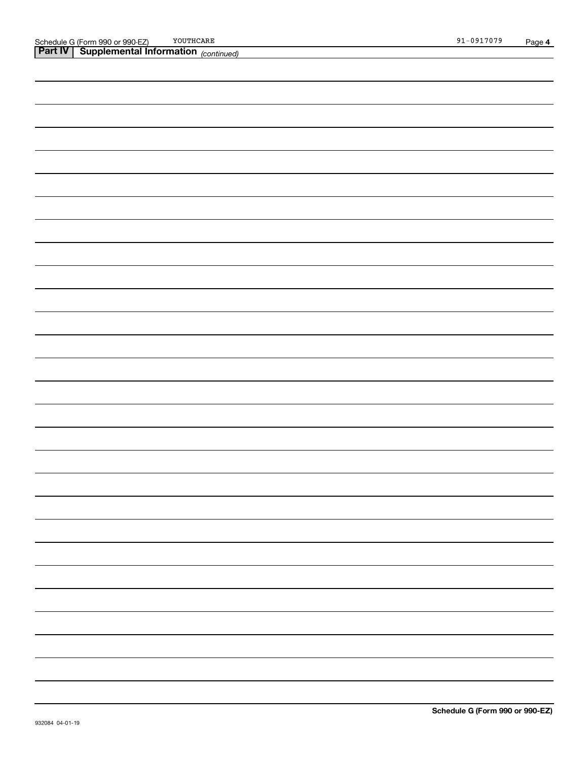Schedule G (Form 990 or 990-EZ) YOUTHCARE 91-0917079 Page 4

## Part IV | Supplemental Information *(continued)*

Schedule G (Form 990 or 990-EZ)

932084 04-01-19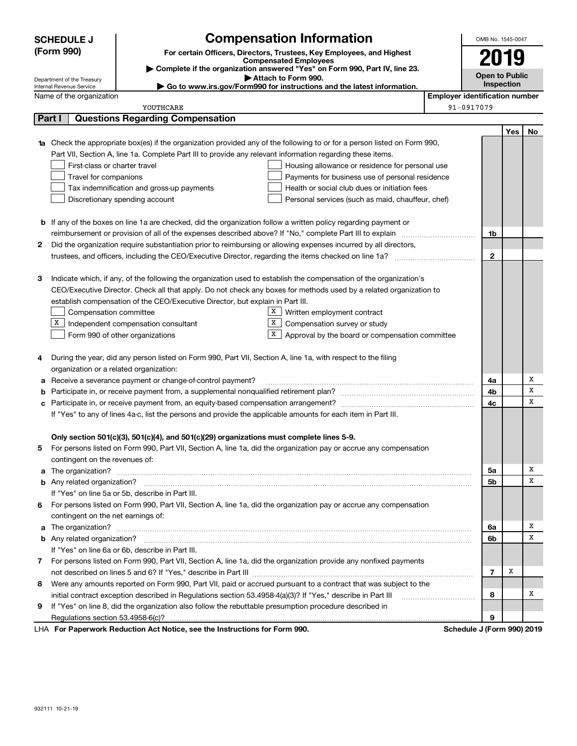# SCHEDULE J (Form 990)

Department of the Treasury
Internal Revenue Service

## Compensation Information

**For certain Officers, Directors, Trustees, Key Employees, and Highest Compensated Employees**

▶ Complete if the organization answered "Yes" on Form 990, Part IV, line 23.

▶ Attach to Form 990.

▶ Go to www.irs.gov/Form990 for instructions and the latest information.

OMB No. 1545-0047

**2019**

**Open to Public Inspection**

Name of the organization: YOUTHCARE

Employer identification number: 91-0917079

## Part I Questions Regarding Compensation

| | | | Yes | No |
|---|---|---|---|---|
| **1a** | Check the appropriate box(es) if the organization provided any of the following to or for a person listed on Form 990, Part VII, Section A, line 1a. Complete Part III to provide any relevant information regarding these items. | | | |
| | ☐ First-class or charter travel ☐ Housing allowance or residence for personal use | | | |
| | ☐ Travel for companions ☐ Payments for business use of personal residence | | | |
| | ☐ Tax indemnification and gross-up payments ☐ Health or social club dues or initiation fees | | | |
| | ☐ Discretionary spending account ☐ Personal services (such as maid, chauffeur, chef) | | | |
| **b** | If any of the boxes on line 1a are checked, did the organization follow a written policy regarding payment or reimbursement or provision of all of the expenses described above? If "No," complete Part III to explain | 1b | | |
| **2** | Did the organization require substantiation prior to reimbursing or allowing expenses incurred by all directors, trustees, and officers, including the CEO/Executive Director, regarding the items checked on line 1a? | 2 | | |
| **3** | Indicate which, if any, of the following the organization used to establish the compensation of the organization's CEO/Executive Director. Check all that apply. Do not check any boxes for methods used by a related organization to establish compensation of the CEO/Executive Director, but explain in Part III. | | | |
| | ☐ Compensation committee ☒ Written employment contract | | | |
| | ☒ Independent compensation consultant ☒ Compensation survey or study | | | |
| | ☐ Form 990 of other organizations ☒ Approval by the board or compensation committee | | | |
| **4** | During the year, did any person listed on Form 990, Part VII, Section A, line 1a, with respect to the filing organization or a related organization: | | | |
| **a** | Receive a severance payment or change-of-control payment? | 4a | | X |
| **b** | Participate in, or receive payment from, a supplemental nonqualified retirement plan? | 4b | | X |
| **c** | Participate in, or receive payment from, an equity-based compensation arrangement? | 4c | | X |
| | If "Yes" to any of lines 4a-c, list the persons and provide the applicable amounts for each item in Part III. | | | |
| | **Only section 501(c)(3), 501(c)(4), and 501(c)(29) organizations must complete lines 5-9.** | | | |
| **5** | For persons listed on Form 990, Part VII, Section A, line 1a, did the organization pay or accrue any compensation contingent on the revenues of: | | | |
| **a** | The organization? | 5a | | X |
| **b** | Any related organization? | 5b | | X |
| | If "Yes" on line 5a or 5b, describe in Part III. | | | |
| **6** | For persons listed on Form 990, Part VII, Section A, line 1a, did the organization pay or accrue any compensation contingent on the net earnings of: | | | |
| **a** | The organization? | 6a | | X |
| **b** | Any related organization? | 6b | | X |
| | If "Yes" on line 6a or 6b, describe in Part III. | | | |
| **7** | For persons listed on Form 990, Part VII, Section A, line 1a, did the organization provide any nonfixed payments not described on lines 5 and 6? If "Yes," describe in Part III | 7 | X | |
| **8** | Were any amounts reported on Form 990, Part VII, paid or accrued pursuant to a contract that was subject to the initial contract exception described in Regulations section 53.4958-4(a)(3)? If "Yes," describe in Part III | 8 | | X |
| **9** | If "Yes" on line 8, did the organization also follow the rebuttable presumption procedure described in Regulations section 53.4958-6(c)? | 9 | | |

LHA **For Paperwork Reduction Act Notice, see the Instructions for Form 990.** **Schedule J (Form 990) 2019**

932111 10-21-19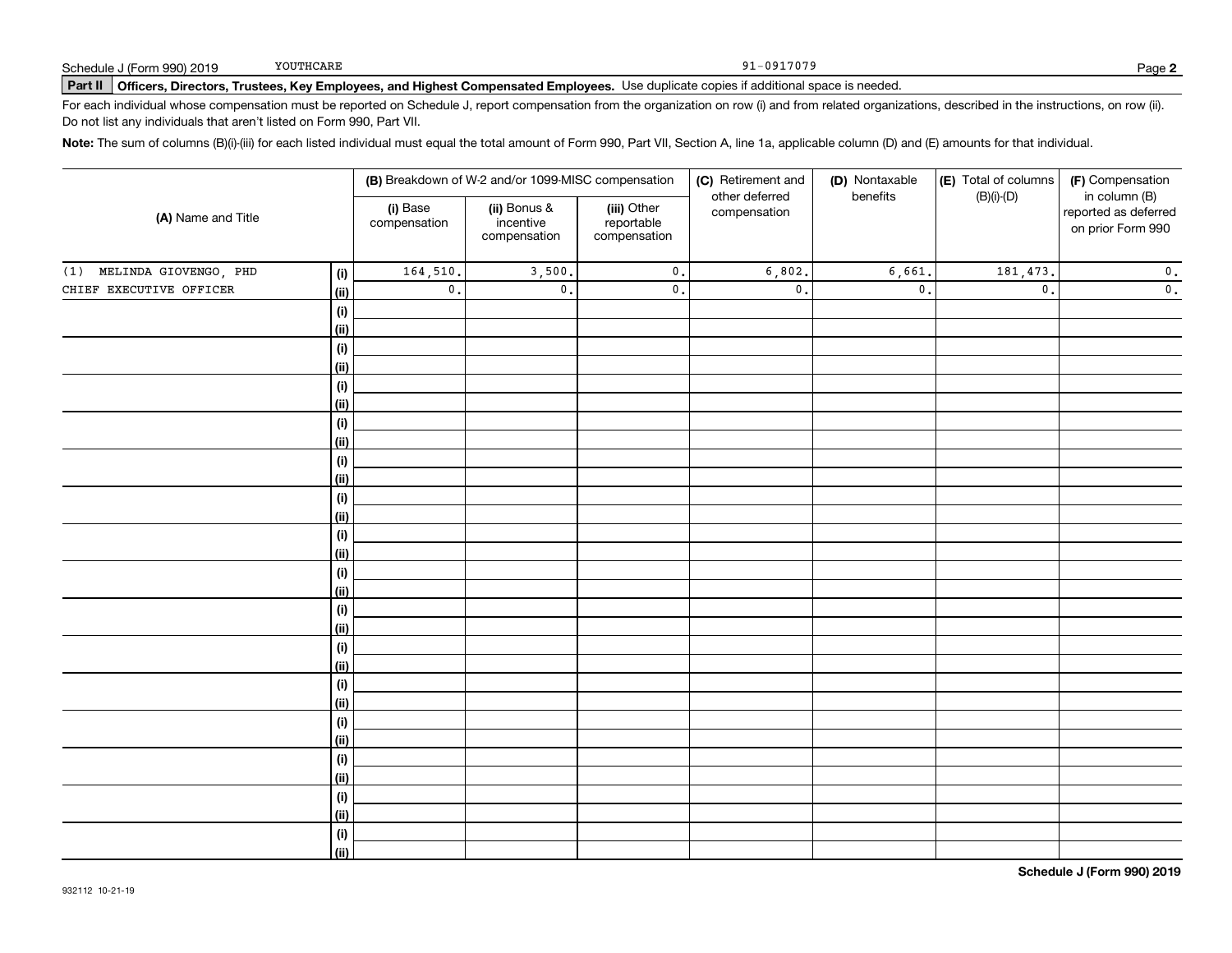Schedule J (Form 990) 2019 YOUTHCARE 91-0917079

**Part II** **Officers, Directors, Trustees, Key Employees, and Highest Compensated Employees.** Use duplicate copies if additional space is needed.

For each individual whose compensation must be reported on Schedule J, report compensation from the organization on row (i) and from related organizations, described in the instructions, on row (ii). Do not list any individuals that aren't listed on Form 990, Part VII.

**Note:** The sum of columns (B)(i)-(iii) for each listed individual must equal the total amount of Form 990, Part VII, Section A, line 1a, applicable column (D) and (E) amounts for that individual.

| (A) Name and Title | | (B) Breakdown of W-2 and/or 1099-MISC compensation | | | (C) Retirement and other deferred compensation | (D) Nontaxable benefits | (E) Total of columns (B)(i)-(D) | (F) Compensation in column (B) reported as deferred on prior Form 990 |
|---|---|---|---|---|---|---|---|---|
| | | (i) Base compensation | (ii) Bonus & incentive compensation | (iii) Other reportable compensation | | | | |
| (1) MELINDA GIOVENGO, PHD | (i) | 164,510. | 3,500. | 0. | 6,802. | 6,661. | 181,473. | 0. |
| CHIEF EXECUTIVE OFFICER | (ii) | 0. | 0. | 0. | 0. | 0. | 0. | 0. |
| | (i) | | | | | | | |
| | (ii) | | | | | | | |
| | (i) | | | | | | | |
| | (ii) | | | | | | | |
| | (i) | | | | | | | |
| | (ii) | | | | | | | |
| | (i) | | | | | | | |
| | (ii) | | | | | | | |
| | (i) | | | | | | | |
| | (ii) | | | | | | | |
| | (i) | | | | | | | |
| | (ii) | | | | | | | |
| | (i) | | | | | | | |
| | (ii) | | | | | | | |
| | (i) | | | | | | | |
| | (ii) | | | | | | | |
| | (i) | | | | | | | |
| | (ii) | | | | | | | |
| | (i) | | | | | | | |
| | (ii) | | | | | | | |
| | (i) | | | | | | | |
| | (ii) | | | | | | | |
| | (i) | | | | | | | |
| | (ii) | | | | | | | |
| | (i) | | | | | | | |
| | (ii) | | | | | | | |
| | (i) | | | | | | | |
| | (ii) | | | | | | | |
| | (i) | | | | | | | |
| | (ii) | | | | | | | |

**Schedule J (Form 990) 2019**

932112 10-21-19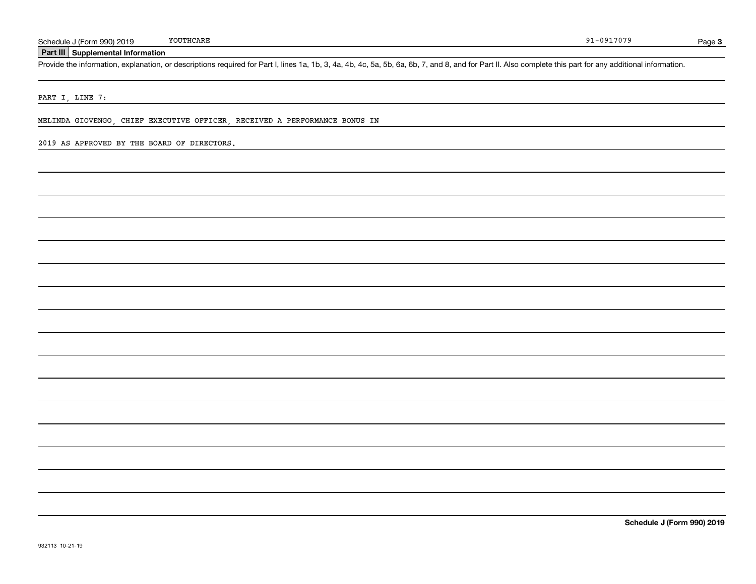Schedule J (Form 990) 2019 YOUTHCARE 91-0917079

## Part III Supplemental Information

Provide the information, explanation, or descriptions required for Part I, lines 1a, 1b, 3, 4a, 4b, 4c, 5a, 5b, 6a, 6b, 7, and 8, and for Part II. Also complete this part for any additional information.

PART I, LINE 7:

MELINDA GIOVENGO, CHIEF EXECUTIVE OFFICER, RECEIVED A PERFORMANCE BONUS IN 2019 AS APPROVED BY THE BOARD OF DIRECTORS.

932113 10-21-19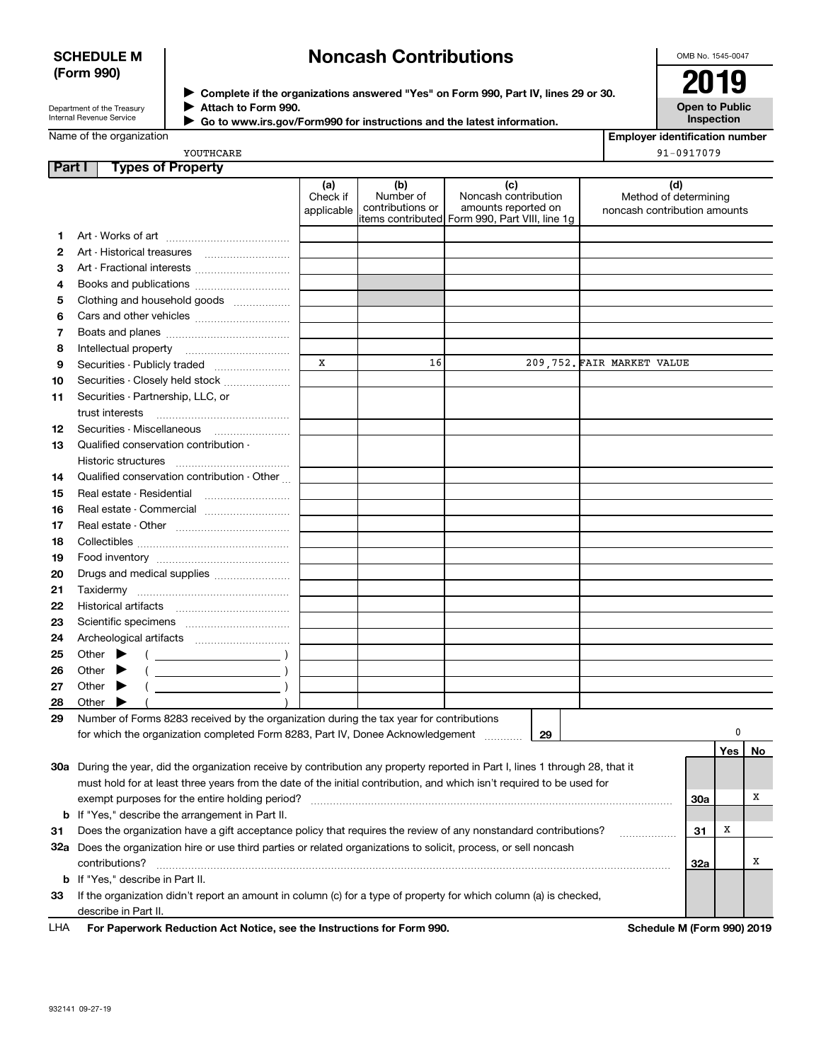**SCHEDULE M (Form 990)**

Department of the Treasury
Internal Revenue Service

# Noncash Contributions

▶ Complete if the organizations answered "Yes" on Form 990, Part IV, lines 29 or 30.
▶ Attach to Form 990.
▶ Go to www.irs.gov/Form990 for instructions and the latest information.

OMB No. 1545-0047

**2019**

**Open to Public Inspection**

Name of the organization: YOUTHCARE

Employer identification number: 91-0917079

## Part I Types of Property

| | | (a) Check if applicable | (b) Number of contributions or items contributed | (c) Noncash contribution amounts reported on Form 990, Part VIII, line 1g | (d) Method of determining noncash contribution amounts |
|---|---|---|---|---|---|
| 1 | Art - Works of art | | | | |
| 2 | Art - Historical treasures | | | | |
| 3 | Art - Fractional interests | | | | |
| 4 | Books and publications | | | | |
| 5 | Clothing and household goods | | | | |
| 6 | Cars and other vehicles | | | | |
| 7 | Boats and planes | | | | |
| 8 | Intellectual property | | | | |
| 9 | Securities - Publicly traded | X | 16 | 209,752. | FAIR MARKET VALUE |
| 10 | Securities - Closely held stock | | | | |
| 11 | Securities - Partnership, LLC, or trust interests | | | | |
| 12 | Securities - Miscellaneous | | | | |
| 13 | Qualified conservation contribution - Historic structures | | | | |
| 14 | Qualified conservation contribution - Other | | | | |
| 15 | Real estate - Residential | | | | |
| 16 | Real estate - Commercial | | | | |
| 17 | Real estate - Other | | | | |
| 18 | Collectibles | | | | |
| 19 | Food inventory | | | | |
| 20 | Drugs and medical supplies | | | | |
| 21 | Taxidermy | | | | |
| 22 | Historical artifacts | | | | |
| 23 | Scientific specimens | | | | |
| 24 | Archeological artifacts | | | | |
| 25 | Other ▶ ( ) | | | | |
| 26 | Other ▶ ( ) | | | | |
| 27 | Other ▶ ( ) | | | | |
| 28 | Other ▶ ( ) | | | | |

29 Number of Forms 8283 received by the organization during the tax year for contributions for which the organization completed Form 8283, Part IV, Donee Acknowledgement ..... **29** 0

| | | | Yes | No |
|---|---|---|---|---|
| 30a | During the year, did the organization receive by contribution any property reported in Part I, lines 1 through 28, that it must hold for at least three years from the date of the initial contribution, and which isn't required to be used for exempt purposes for the entire holding period? | 30a | | X |
| b | If "Yes," describe the arrangement in Part II. | | | |
| 31 | Does the organization have a gift acceptance policy that requires the review of any nonstandard contributions? | 31 | X | |
| 32a | Does the organization hire or use third parties or related organizations to solicit, process, or sell noncash contributions? | 32a | | X |
| b | If "Yes," describe in Part II. | | | |
| 33 | If the organization didn't report an amount in column (c) for a type of property for which column (a) is checked, describe in Part II. | | | |

LHA **For Paperwork Reduction Act Notice, see the Instructions for Form 990.** **Schedule M (Form 990) 2019**

932141 09-27-19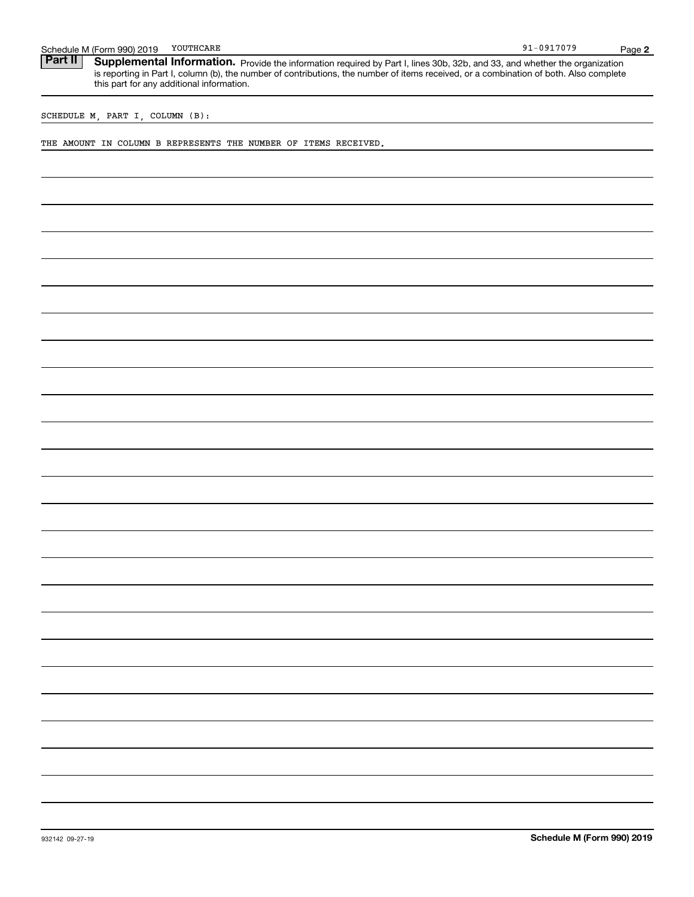Schedule M (Form 990) 2019 YOUTHCARE 91-0917079

**Part II** **Supplemental Information.** Provide the information required by Part I, lines 30b, 32b, and 33, and whether the organization is reporting in Part I, column (b), the number of contributions, the number of items received, or a combination of both. Also complete this part for any additional information.

SCHEDULE M, PART I, COLUMN (B):

THE AMOUNT IN COLUMN B REPRESENTS THE NUMBER OF ITEMS RECEIVED.

932142 09-27-19 **Schedule M (Form 990) 2019**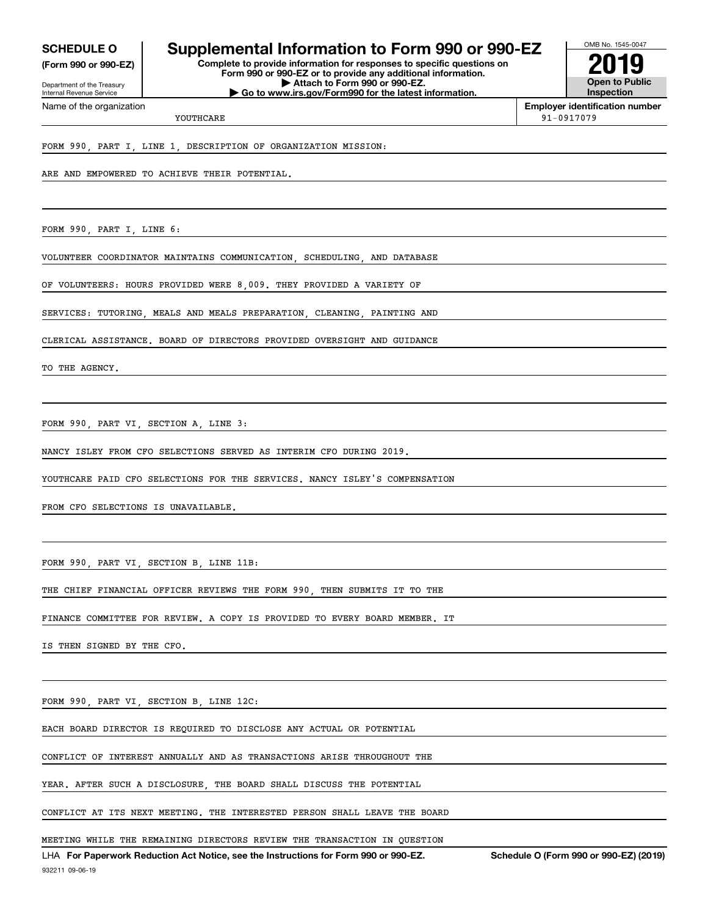**SCHEDULE O**
**(Form 990 or 990-EZ)**

Department of the Treasury
Internal Revenue Service

# Supplemental Information to Form 990 or 990-EZ

**Complete to provide information for responses to specific questions on Form 990 or 990-EZ or to provide any additional information.**
**▶ Attach to Form 990 or 990-EZ.**
**▶ Go to www.irs.gov/Form990 for the latest information.**

OMB No. 1545-0047

**2019**

**Open to Public Inspection**

Name of the organization: YOUTHCARE

**Employer identification number**: 91-0917079

FORM 990, PART I, LINE 1, DESCRIPTION OF ORGANIZATION MISSION:

ARE AND EMPOWERED TO ACHIEVE THEIR POTENTIAL.

FORM 990, PART I, LINE 6:

VOLUNTEER COORDINATOR MAINTAINS COMMUNICATION, SCHEDULING, AND DATABASE OF VOLUNTEERS: HOURS PROVIDED WERE 8,009. THEY PROVIDED A VARIETY OF SERVICES: TUTORING, MEALS AND MEALS PREPARATION, CLEANING, PAINTING AND CLERICAL ASSISTANCE. BOARD OF DIRECTORS PROVIDED OVERSIGHT AND GUIDANCE TO THE AGENCY.

FORM 990, PART VI, SECTION A, LINE 3:

NANCY ISLEY FROM CFO SELECTIONS SERVED AS INTERIM CFO DURING 2019. YOUTHCARE PAID CFO SELECTIONS FOR THE SERVICES. NANCY ISLEY'S COMPENSATION FROM CFO SELECTIONS IS UNAVAILABLE.

FORM 990, PART VI, SECTION B, LINE 11B:

THE CHIEF FINANCIAL OFFICER REVIEWS THE FORM 990, THEN SUBMITS IT TO THE FINANCE COMMITTEE FOR REVIEW. A COPY IS PROVIDED TO EVERY BOARD MEMBER. IT IS THEN SIGNED BY THE CFO.

FORM 990, PART VI, SECTION B, LINE 12C:

EACH BOARD DIRECTOR IS REQUIRED TO DISCLOSE ANY ACTUAL OR POTENTIAL CONFLICT OF INTEREST ANNUALLY AND AS TRANSACTIONS ARISE THROUGHOUT THE YEAR. AFTER SUCH A DISCLOSURE, THE BOARD SHALL DISCUSS THE POTENTIAL CONFLICT AT ITS NEXT MEETING. THE INTERESTED PERSON SHALL LEAVE THE BOARD MEETING WHILE THE REMAINING DIRECTORS REVIEW THE TRANSACTION IN QUESTION

LHA **For Paperwork Reduction Act Notice, see the Instructions for Form 990 or 990-EZ.** **Schedule O (Form 990 or 990-EZ) (2019)**

932211 09-06-19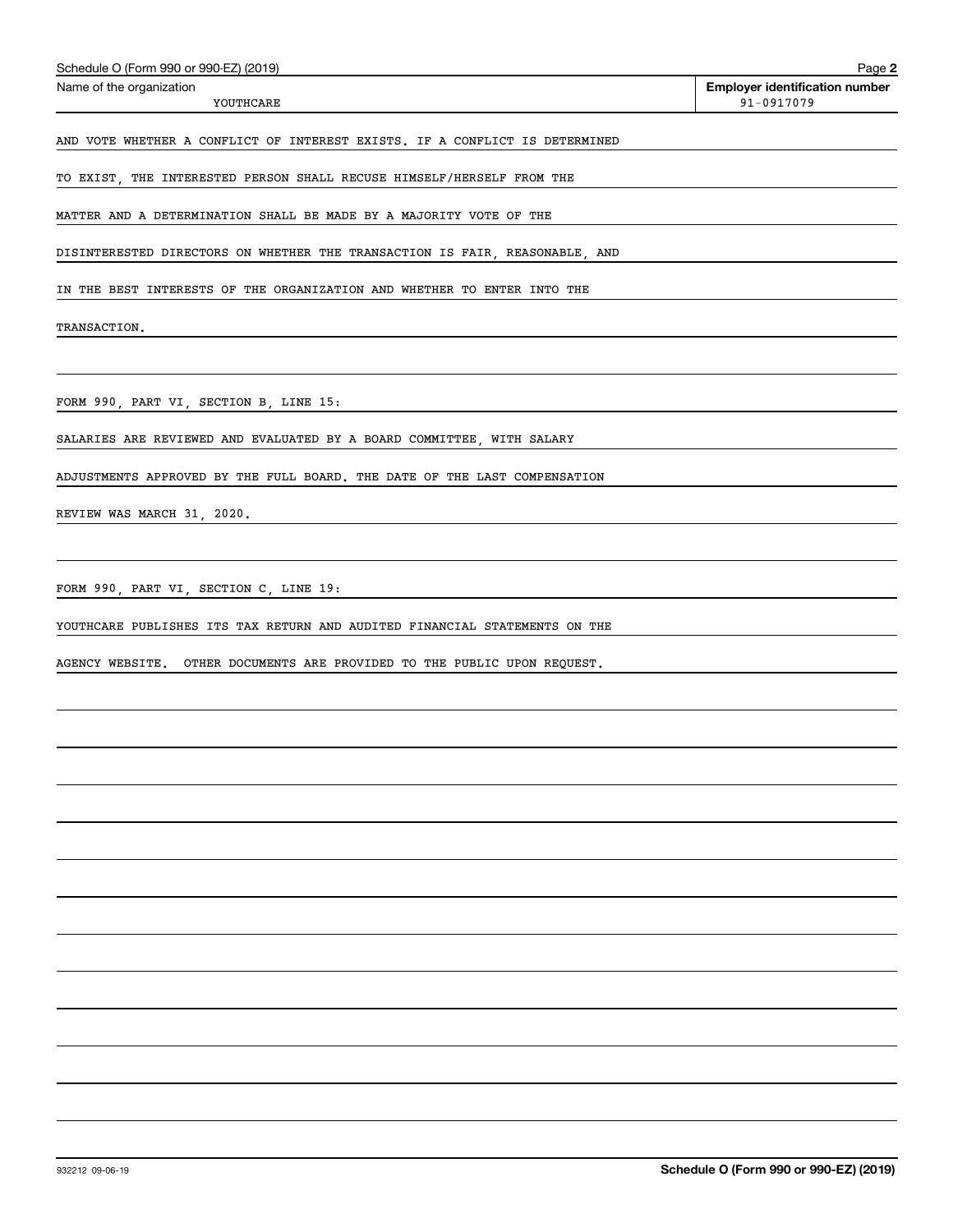Schedule O (Form 990 or 990-EZ) (2019)

Name of the organization: YOUTHCARE

Employer identification number: 91-0917079

AND VOTE WHETHER A CONFLICT OF INTEREST EXISTS. IF A CONFLICT IS DETERMINED TO EXIST, THE INTERESTED PERSON SHALL RECUSE HIMSELF/HERSELF FROM THE MATTER AND A DETERMINATION SHALL BE MADE BY A MAJORITY VOTE OF THE DISINTERESTED DIRECTORS ON WHETHER THE TRANSACTION IS FAIR, REASONABLE, AND IN THE BEST INTERESTS OF THE ORGANIZATION AND WHETHER TO ENTER INTO THE TRANSACTION.

FORM 990, PART VI, SECTION B, LINE 15:

SALARIES ARE REVIEWED AND EVALUATED BY A BOARD COMMITTEE, WITH SALARY ADJUSTMENTS APPROVED BY THE FULL BOARD. THE DATE OF THE LAST COMPENSATION REVIEW WAS MARCH 31, 2020.

FORM 990, PART VI, SECTION C, LINE 19:

YOUTHCARE PUBLISHES ITS TAX RETURN AND AUDITED FINANCIAL STATEMENTS ON THE AGENCY WEBSITE. OTHER DOCUMENTS ARE PROVIDED TO THE PUBLIC UPON REQUEST.

932212 09-06-19

Schedule O (Form 990 or 990-EZ) (2019)